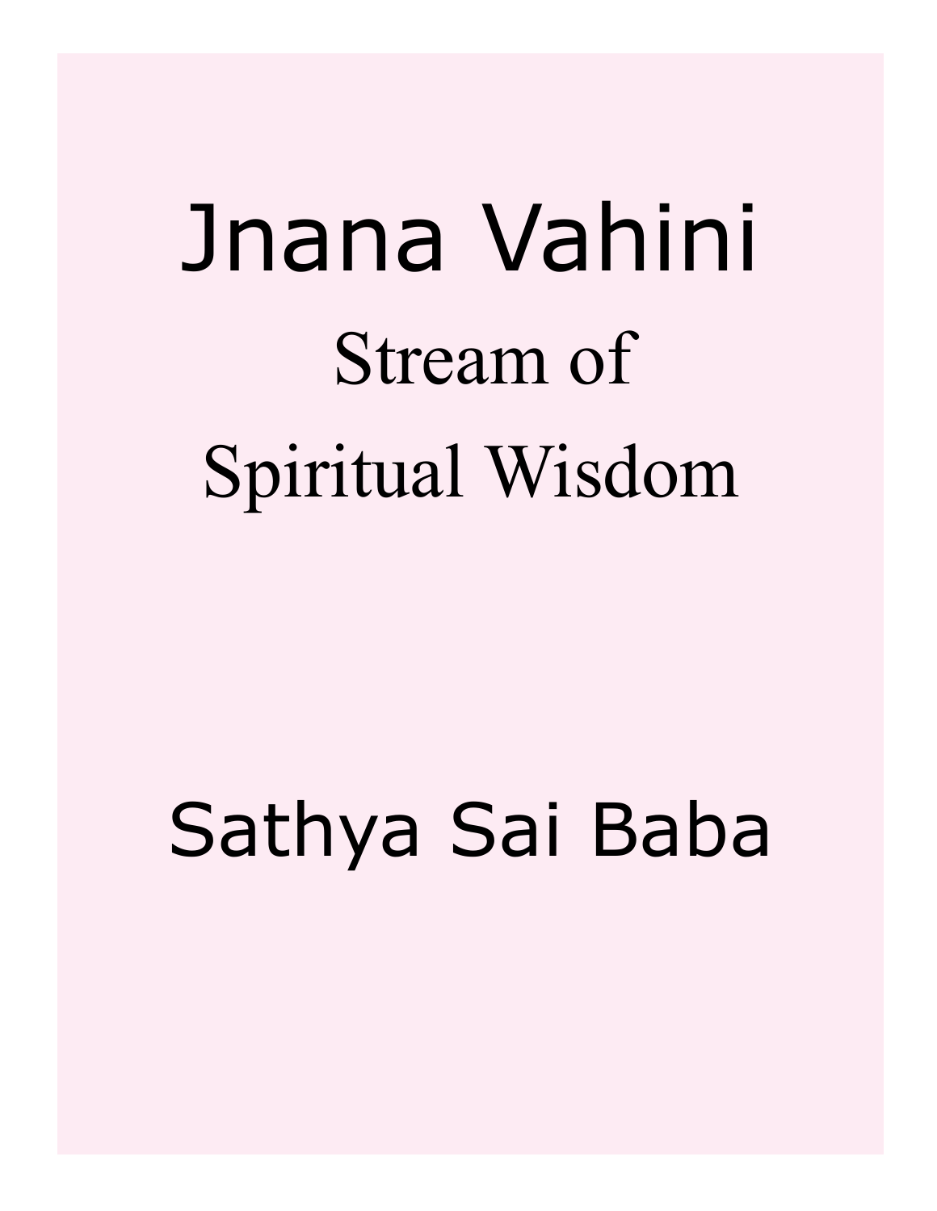# Jnana Vahini

## Stream of Spiritual Wisdom

Sathya Sai Baba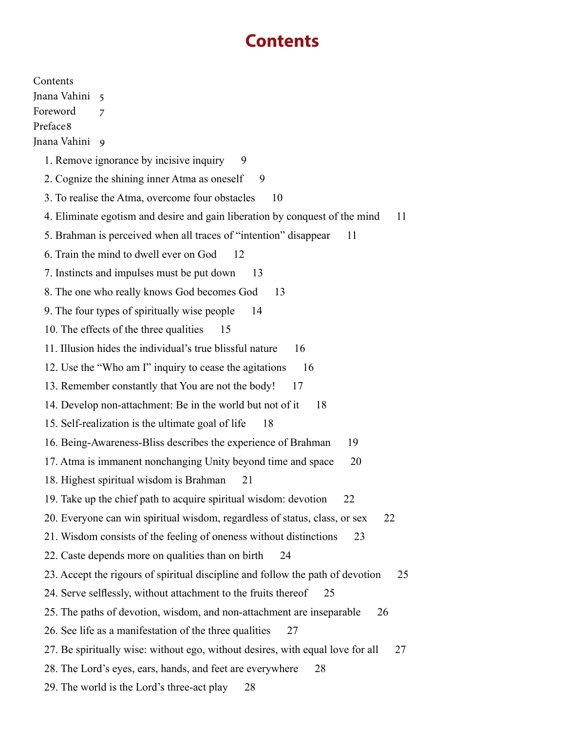# Contents

Contents
Jnana Vahini 5
Foreword 7
Preface 8
Jnana Vahini 9

1. Remove ignorance by incisive inquiry 9
2. Cognize the shining inner Atma as oneself 9
3. To realise the Atma, overcome four obstacles 10
4. Eliminate egotism and desire and gain liberation by conquest of the mind 11
5. Brahman is perceived when all traces of "intention" disappear 11
6. Train the mind to dwell ever on God 12
7. Instincts and impulses must be put down 13
8. The one who really knows God becomes God 13
9. The four types of spiritually wise people 14
10. The effects of the three qualities 15
11. Illusion hides the individual's true blissful nature 16
12. Use the "Who am I" inquiry to cease the agitations 16
13. Remember constantly that You are not the body! 17
14. Develop non-attachment: Be in the world but not of it 18
15. Self-realization is the ultimate goal of life 18
16. Being-Awareness-Bliss describes the experience of Brahman 19
17. Atma is immanent nonchanging Unity beyond time and space 20
18. Highest spiritual wisdom is Brahman 21
19. Take up the chief path to acquire spiritual wisdom: devotion 22
20. Everyone can win spiritual wisdom, regardless of status, class, or sex 22
21. Wisdom consists of the feeling of oneness without distinctions 23
22. Caste depends more on qualities than on birth 24
23. Accept the rigours of spiritual discipline and follow the path of devotion 25
24. Serve selflessly, without attachment to the fruits thereof 25
25. The paths of devotion, wisdom, and non-attachment are inseparable 26
26. See life as a manifestation of the three qualities 27
27. Be spiritually wise: without ego, without desires, with equal love for all 27
28. The Lord's eyes, ears, hands, and feet are everywhere 28
29. The world is the Lord's three-act play 28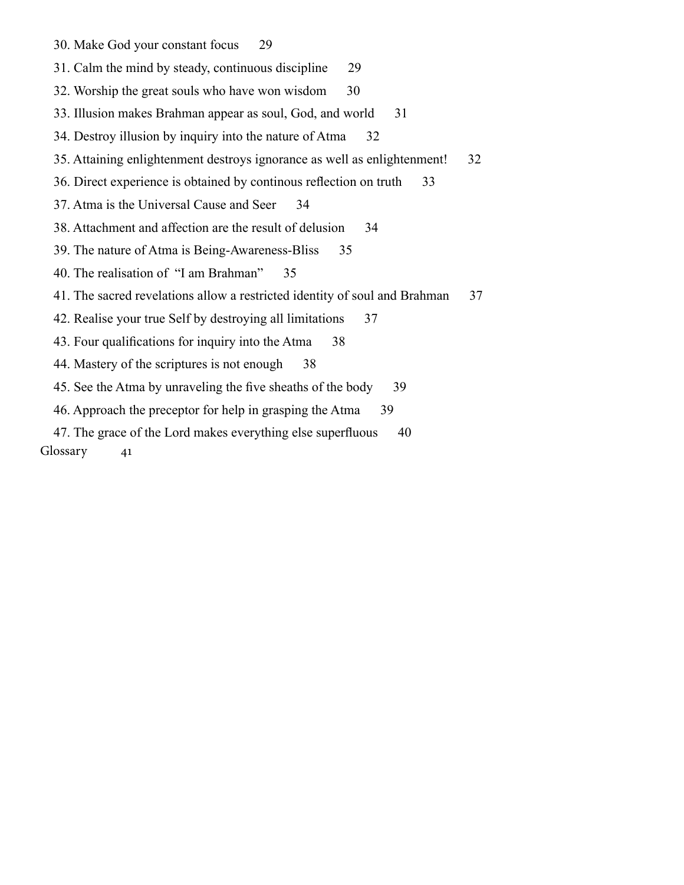30. Make God your constant focus 29
31. Calm the mind by steady, continuous discipline 29
32. Worship the great souls who have won wisdom 30
33. Illusion makes Brahman appear as soul, God, and world 31
34. Destroy illusion by inquiry into the nature of Atma 32
35. Attaining enlightenment destroys ignorance as well as enlightenment! 32
36. Direct experience is obtained by continous reflection on truth 33
37. Atma is the Universal Cause and Seer 34
38. Attachment and affection are the result of delusion 34
39. The nature of Atma is Being-Awareness-Bliss 35
40. The realisation of "I am Brahman" 35
41. The sacred revelations allow a restricted identity of soul and Brahman 37
42. Realise your true Self by destroying all limitations 37
43. Four qualifications for inquiry into the Atma 38
44. Mastery of the scriptures is not enough 38
45. See the Atma by unraveling the five sheaths of the body 39
46. Approach the preceptor for help in grasping the Atma 39
47. The grace of the Lord makes everything else superfluous 40

Glossary 41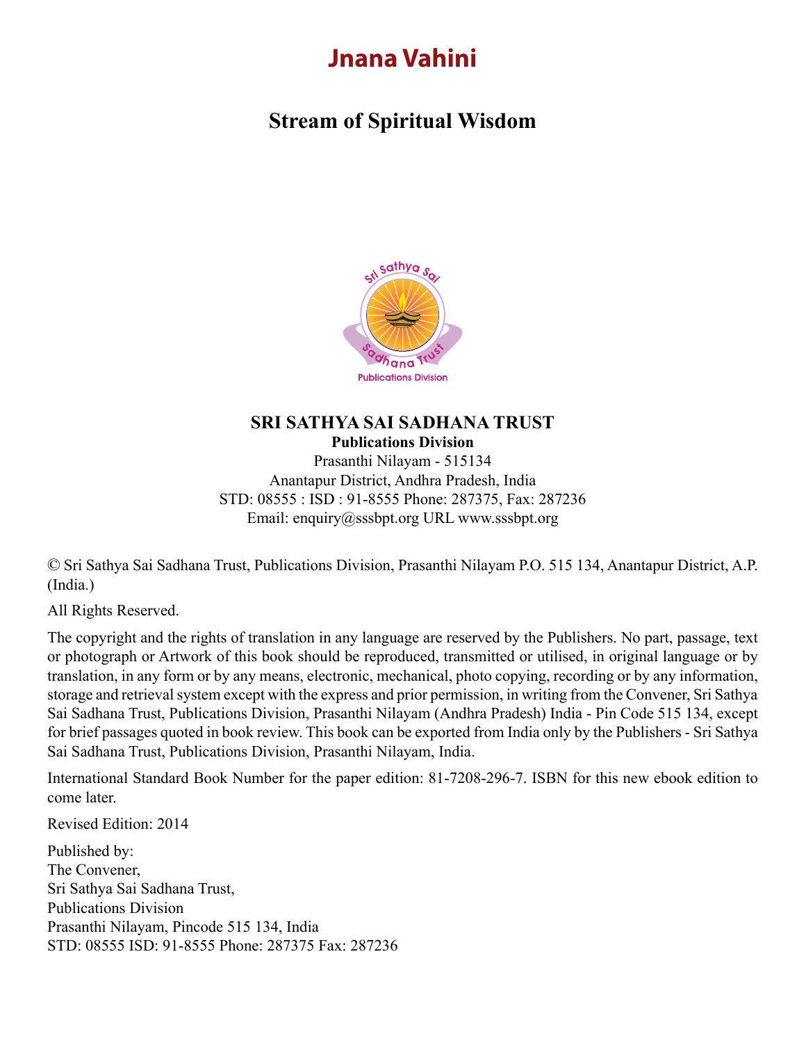# Jnana Vahini

## Stream of Spiritual Wisdom

**SRI SATHYA SAI SADHANA TRUST**
**Publications Division**
Prasanthi Nilayam - 515134
Anantapur District, Andhra Pradesh, India
STD: 08555 : ISD : 91-8555 Phone: 287375, Fax: 287236
Email: enquiry@sssbpt.org URL www.sssbpt.org

© Sri Sathya Sai Sadhana Trust, Publications Division, Prasanthi Nilayam P.O. 515 134, Anantapur District, A.P. (India.)

All Rights Reserved.

The copyright and the rights of translation in any language are reserved by the Publishers. No part, passage, text or photograph or Artwork of this book should be reproduced, transmitted or utilised, in original language or by translation, in any form or by any means, electronic, mechanical, photo copying, recording or by any information, storage and retrieval system except with the express and prior permission, in writing from the Convener, Sri Sathya Sai Sadhana Trust, Publications Division, Prasanthi Nilayam (Andhra Pradesh) India - Pin Code 515 134, except for brief passages quoted in book review. This book can be exported from India only by the Publishers - Sri Sathya Sai Sadhana Trust, Publications Division, Prasanthi Nilayam, India.

International Standard Book Number for the paper edition: 81-7208-296-7. ISBN for this new ebook edition to come later.

Revised Edition: 2014

Published by:
The Convener,
Sri Sathya Sai Sadhana Trust,
Publications Division
Prasanthi Nilayam, Pincode 515 134, India
STD: 08555 ISD: 91-8555 Phone: 287375 Fax: 287236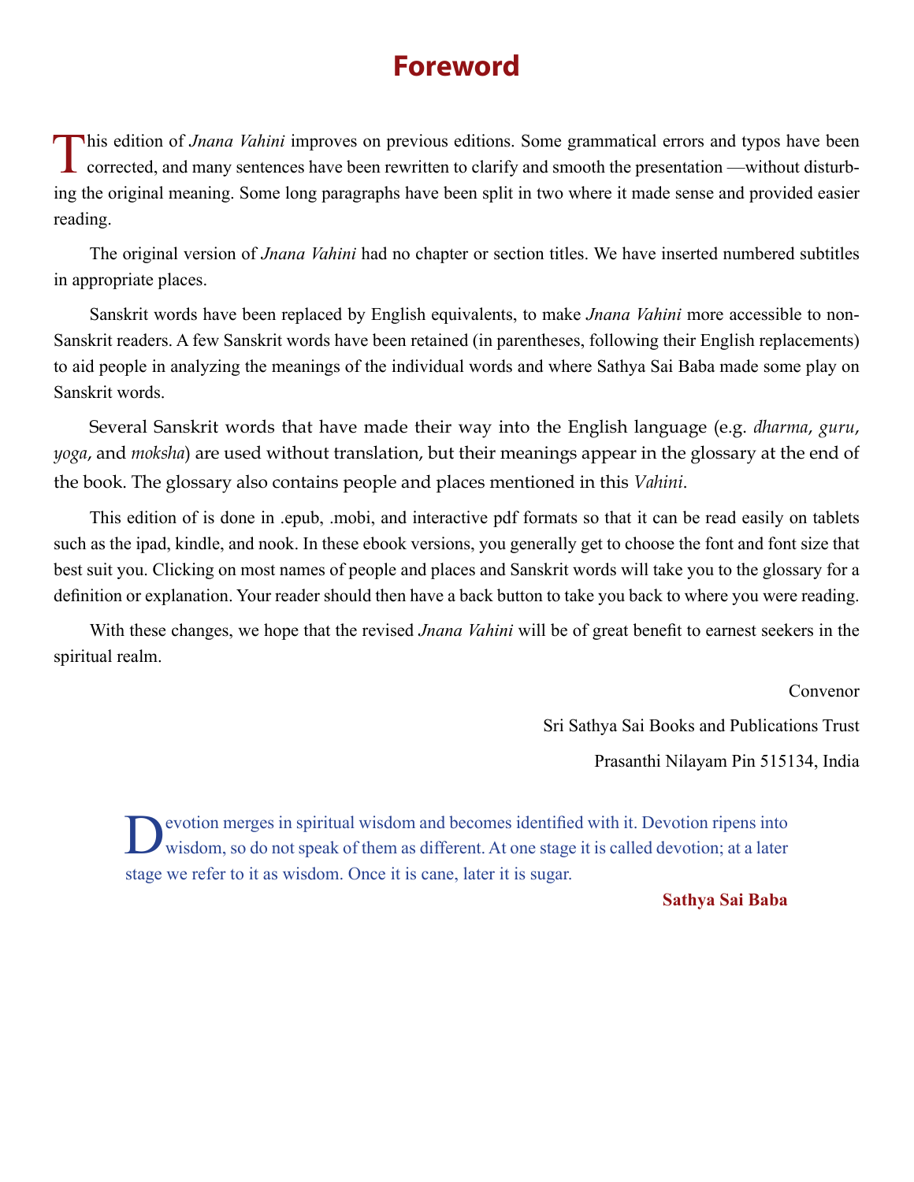# Foreword

This edition of *Jnana Vahini* improves on previous editions. Some grammatical errors and typos have been corrected, and many sentences have been rewritten to clarify and smooth the presentation —without disturbing the original meaning. Some long paragraphs have been split in two where it made sense and provided easier reading.

The original version of *Jnana Vahini* had no chapter or section titles. We have inserted numbered subtitles in appropriate places.

Sanskrit words have been replaced by English equivalents, to make *Jnana Vahini* more accessible to non-Sanskrit readers. A few Sanskrit words have been retained (in parentheses, following their English replacements) to aid people in analyzing the meanings of the individual words and where Sathya Sai Baba made some play on Sanskrit words.

Several Sanskrit words that have made their way into the English language (e.g. *dharma*, *guru*, *yoga*, and *moksha*) are used without translation, but their meanings appear in the glossary at the end of the book. The glossary also contains people and places mentioned in this *Vahini*.

This edition of is done in .epub, .mobi, and interactive pdf formats so that it can be read easily on tablets such as the ipad, kindle, and nook. In these ebook versions, you generally get to choose the font and font size that best suit you. Clicking on most names of people and places and Sanskrit words will take you to the glossary for a definition or explanation. Your reader should then have a back button to take you back to where you were reading.

With these changes, we hope that the revised *Jnana Vahini* will be of great benefit to earnest seekers in the spiritual realm.

Convenor

Sri Sathya Sai Books and Publications Trust

Prasanthi Nilayam Pin 515134, India

> Devotion merges in spiritual wisdom and becomes identified with it. Devotion ripens into wisdom, so do not speak of them as different. At one stage it is called devotion; at a later stage we refer to it as wisdom. Once it is cane, later it is sugar.
>
> **Sathya Sai Baba**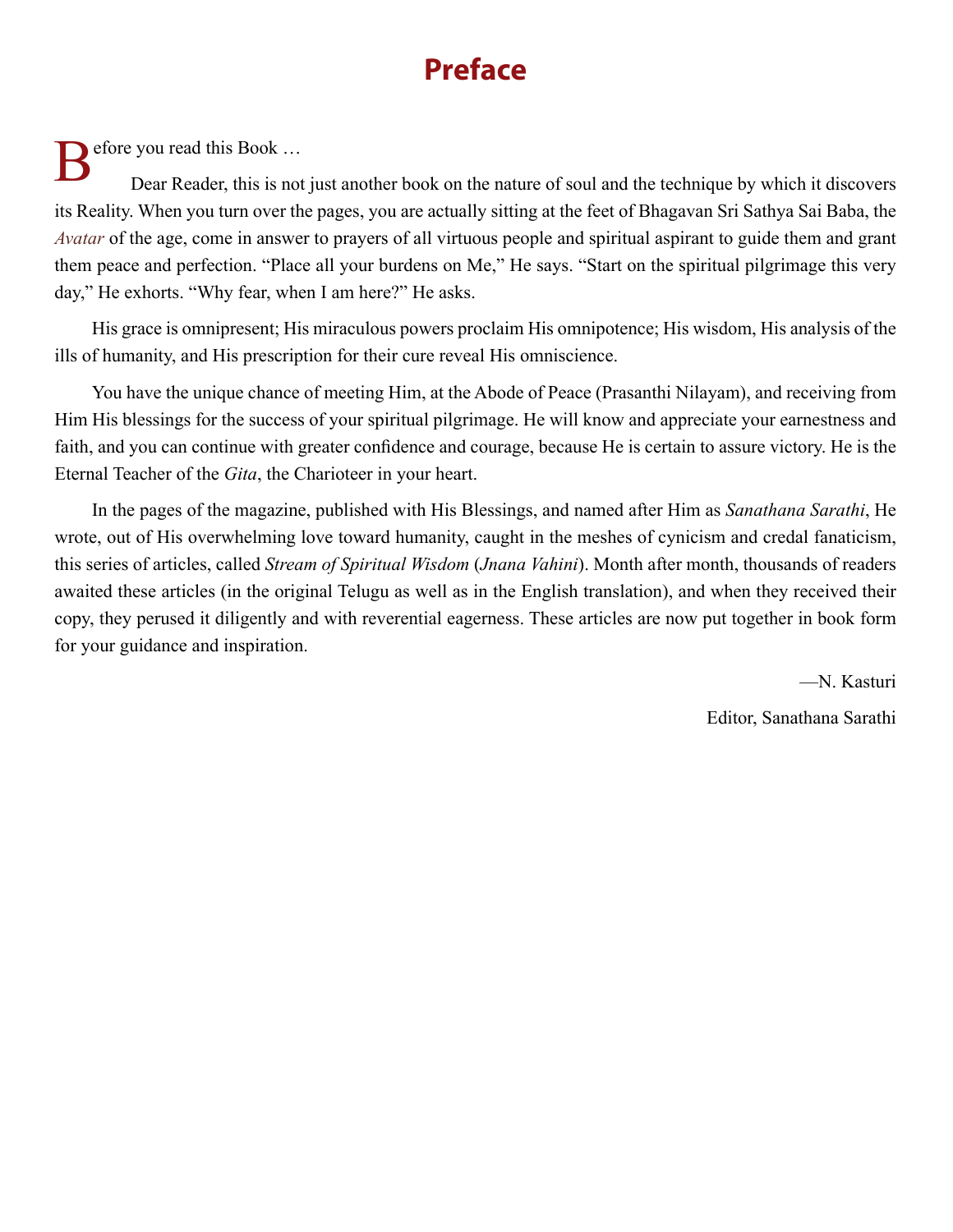# Preface

Before you read this Book …

Dear Reader, this is not just another book on the nature of soul and the technique by which it discovers its Reality. When you turn over the pages, you are actually sitting at the feet of Bhagavan Sri Sathya Sai Baba, the *Avatar* of the age, come in answer to prayers of all virtuous people and spiritual aspirant to guide them and grant them peace and perfection. "Place all your burdens on Me," He says. "Start on the spiritual pilgrimage this very day," He exhorts. "Why fear, when I am here?" He asks.

His grace is omnipresent; His miraculous powers proclaim His omnipotence; His wisdom, His analysis of the ills of humanity, and His prescription for their cure reveal His omniscience.

You have the unique chance of meeting Him, at the Abode of Peace (Prasanthi Nilayam), and receiving from Him His blessings for the success of your spiritual pilgrimage. He will know and appreciate your earnestness and faith, and you can continue with greater confidence and courage, because He is certain to assure victory. He is the Eternal Teacher of the *Gita*, the Charioteer in your heart.

In the pages of the magazine, published with His Blessings, and named after Him as *Sanathana Sarathi*, He wrote, out of His overwhelming love toward humanity, caught in the meshes of cynicism and credal fanaticism, this series of articles, called *Stream of Spiritual Wisdom* (*Jnana Vahini*). Month after month, thousands of readers awaited these articles (in the original Telugu as well as in the English translation), and when they received their copy, they perused it diligently and with reverential eagerness. These articles are now put together in book form for your guidance and inspiration.

—N. Kasturi

Editor, Sanathana Sarathi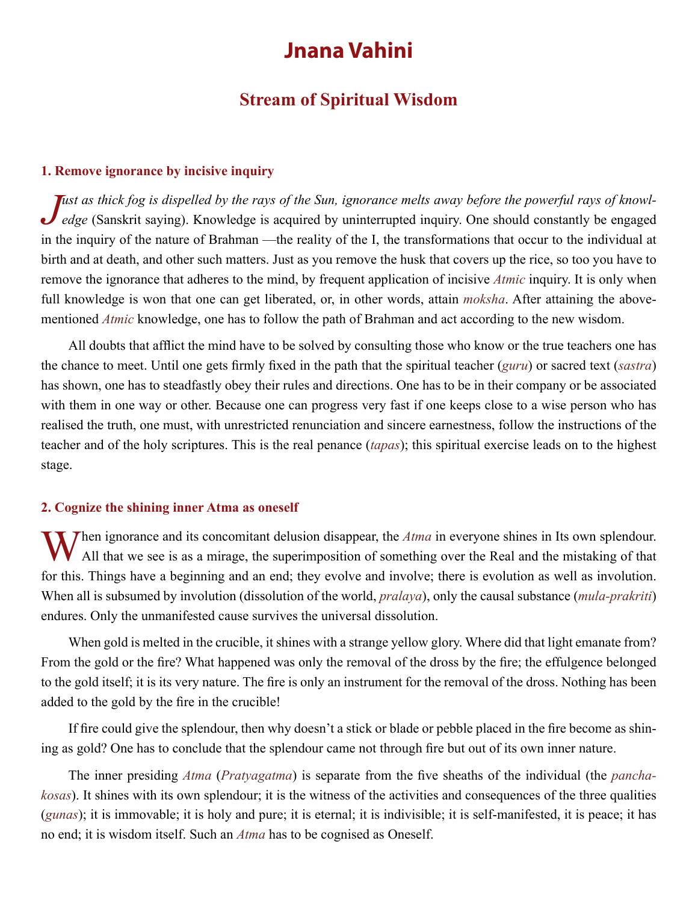# Jnana Vahini

## Stream of Spiritual Wisdom

### 1. Remove ignorance by incisive inquiry

*Just as thick fog is dispelled by the rays of the Sun, ignorance melts away before the powerful rays of knowledge* (Sanskrit saying). Knowledge is acquired by uninterrupted inquiry. One should constantly be engaged in the inquiry of the nature of Brahman —the reality of the I, the transformations that occur to the individual at birth and at death, and other such matters. Just as you remove the husk that covers up the rice, so too you have to remove the ignorance that adheres to the mind, by frequent application of incisive *Atmic* inquiry. It is only when full knowledge is won that one can get liberated, or, in other words, attain *moksha*. After attaining the abovementioned *Atmic* knowledge, one has to follow the path of Brahman and act according to the new wisdom.

All doubts that afflict the mind have to be solved by consulting those who know or the true teachers one has the chance to meet. Until one gets firmly fixed in the path that the spiritual teacher (*guru*) or sacred text (*sastra*) has shown, one has to steadfastly obey their rules and directions. One has to be in their company or be associated with them in one way or other. Because one can progress very fast if one keeps close to a wise person who has realised the truth, one must, with unrestricted renunciation and sincere earnestness, follow the instructions of the teacher and of the holy scriptures. This is the real penance (*tapas*); this spiritual exercise leads on to the highest stage.

### 2. Cognize the shining inner Atma as oneself

When ignorance and its concomitant delusion disappear, the *Atma* in everyone shines in Its own splendour. All that we see is as a mirage, the superimposition of something over the Real and the mistaking of that for this. Things have a beginning and an end; they evolve and involve; there is evolution as well as involution. When all is subsumed by involution (dissolution of the world, *pralaya*), only the causal substance (*mula-prakriti*) endures. Only the unmanifested cause survives the universal dissolution.

When gold is melted in the crucible, it shines with a strange yellow glory. Where did that light emanate from? From the gold or the fire? What happened was only the removal of the dross by the fire; the effulgence belonged to the gold itself; it is its very nature. The fire is only an instrument for the removal of the dross. Nothing has been added to the gold by the fire in the crucible!

If fire could give the splendour, then why doesn't a stick or blade or pebble placed in the fire become as shining as gold? One has to conclude that the splendour came not through fire but out of its own inner nature.

The inner presiding *Atma* (*Pratyagatma*) is separate from the five sheaths of the individual (the *pancha-kosas*). It shines with its own splendour; it is the witness of the activities and consequences of the three qualities (*gunas*); it is immovable; it is holy and pure; it is eternal; it is indivisible; it is self-manifested, it is peace; it has no end; it is wisdom itself. Such an *Atma* has to be cognised as Oneself.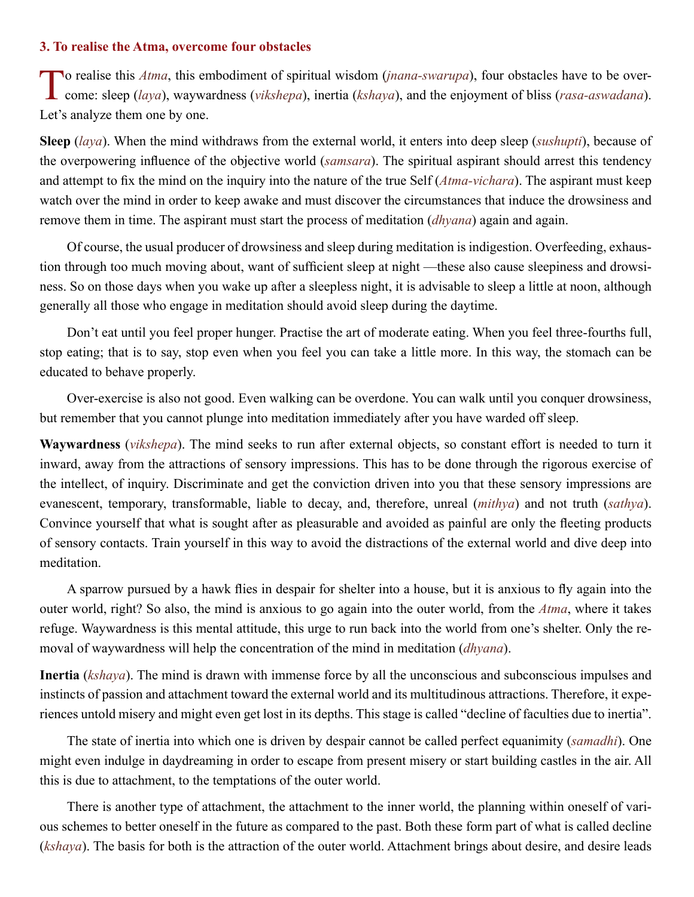### 3. To realise the Atma, overcome four obstacles

To realise this *Atma*, this embodiment of spiritual wisdom (*jnana-swarupa*), four obstacles have to be overcome: sleep (*laya*), waywardness (*vikshepa*), inertia (*kshaya*), and the enjoyment of bliss (*rasa-aswadana*). Let's analyze them one by one.

**Sleep** (*laya*). When the mind withdraws from the external world, it enters into deep sleep (*sushupti*), because of the overpowering influence of the objective world (*samsara*). The spiritual aspirant should arrest this tendency and attempt to fix the mind on the inquiry into the nature of the true Self (*Atma-vichara*). The aspirant must keep watch over the mind in order to keep awake and must discover the circumstances that induce the drowsiness and remove them in time. The aspirant must start the process of meditation (*dhyana*) again and again.

Of course, the usual producer of drowsiness and sleep during meditation is indigestion. Overfeeding, exhaustion through too much moving about, want of sufficient sleep at night —these also cause sleepiness and drowsiness. So on those days when you wake up after a sleepless night, it is advisable to sleep a little at noon, although generally all those who engage in meditation should avoid sleep during the daytime.

Don't eat until you feel proper hunger. Practise the art of moderate eating. When you feel three-fourths full, stop eating; that is to say, stop even when you feel you can take a little more. In this way, the stomach can be educated to behave properly.

Over-exercise is also not good. Even walking can be overdone. You can walk until you conquer drowsiness, but remember that you cannot plunge into meditation immediately after you have warded off sleep.

**Waywardness** (*vikshepa*). The mind seeks to run after external objects, so constant effort is needed to turn it inward, away from the attractions of sensory impressions. This has to be done through the rigorous exercise of the intellect, of inquiry. Discriminate and get the conviction driven into you that these sensory impressions are evanescent, temporary, transformable, liable to decay, and, therefore, unreal (*mithya*) and not truth (*sathya*). Convince yourself that what is sought after as pleasurable and avoided as painful are only the fleeting products of sensory contacts. Train yourself in this way to avoid the distractions of the external world and dive deep into meditation.

A sparrow pursued by a hawk flies in despair for shelter into a house, but it is anxious to fly again into the outer world, right? So also, the mind is anxious to go again into the outer world, from the *Atma*, where it takes refuge. Waywardness is this mental attitude, this urge to run back into the world from one's shelter. Only the removal of waywardness will help the concentration of the mind in meditation (*dhyana*).

**Inertia** (*kshaya*). The mind is drawn with immense force by all the unconscious and subconscious impulses and instincts of passion and attachment toward the external world and its multitudinous attractions. Therefore, it experiences untold misery and might even get lost in its depths. This stage is called "decline of faculties due to inertia".

The state of inertia into which one is driven by despair cannot be called perfect equanimity (*samadhi*). One might even indulge in daydreaming in order to escape from present misery or start building castles in the air. All this is due to attachment, to the temptations of the outer world.

There is another type of attachment, the attachment to the inner world, the planning within oneself of various schemes to better oneself in the future as compared to the past. Both these form part of what is called decline (*kshaya*). The basis for both is the attraction of the outer world. Attachment brings about desire, and desire leads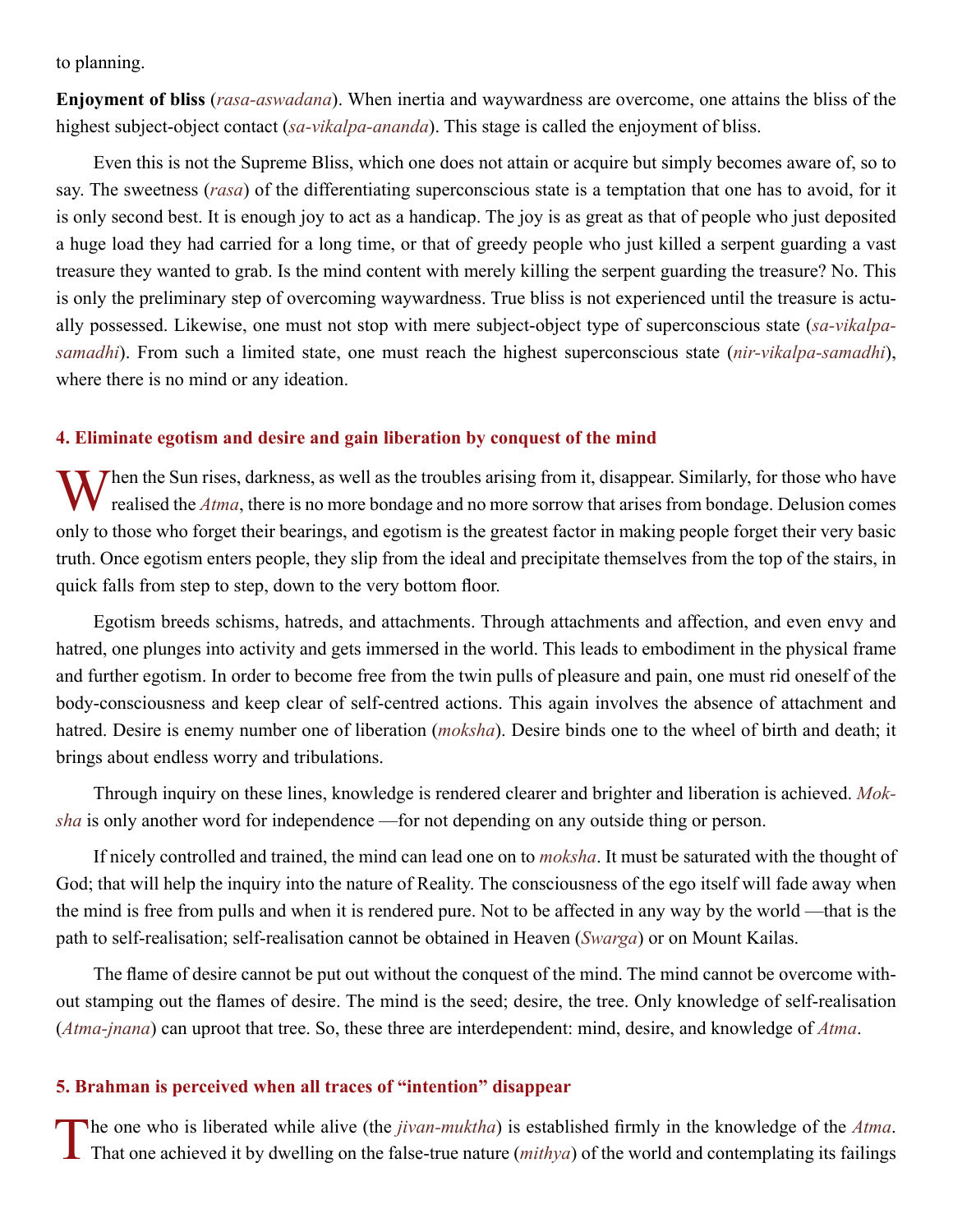to planning.

**Enjoyment of bliss** (*rasa-aswadana*). When inertia and waywardness are overcome, one attains the bliss of the highest subject-object contact (*sa-vikalpa-ananda*). This stage is called the enjoyment of bliss.

Even this is not the Supreme Bliss, which one does not attain or acquire but simply becomes aware of, so to say. The sweetness (*rasa*) of the differentiating superconscious state is a temptation that one has to avoid, for it is only second best. It is enough joy to act as a handicap. The joy is as great as that of people who just deposited a huge load they had carried for a long time, or that of greedy people who just killed a serpent guarding a vast treasure they wanted to grab. Is the mind content with merely killing the serpent guarding the treasure? No. This is only the preliminary step of overcoming waywardness. True bliss is not experienced until the treasure is actually possessed. Likewise, one must not stop with mere subject-object type of superconscious state (*sa-vikalpa-samadhi*). From such a limited state, one must reach the highest superconscious state (*nir-vikalpa-samadhi*), where there is no mind or any ideation.

## 4. Eliminate egotism and desire and gain liberation by conquest of the mind

When the Sun rises, darkness, as well as the troubles arising from it, disappear. Similarly, for those who have realised the *Atma*, there is no more bondage and no more sorrow that arises from bondage. Delusion comes only to those who forget their bearings, and egotism is the greatest factor in making people forget their very basic truth. Once egotism enters people, they slip from the ideal and precipitate themselves from the top of the stairs, in quick falls from step to step, down to the very bottom floor.

Egotism breeds schisms, hatreds, and attachments. Through attachments and affection, and even envy and hatred, one plunges into activity and gets immersed in the world. This leads to embodiment in the physical frame and further egotism. In order to become free from the twin pulls of pleasure and pain, one must rid oneself of the body-consciousness and keep clear of self-centred actions. This again involves the absence of attachment and hatred. Desire is enemy number one of liberation (*moksha*). Desire binds one to the wheel of birth and death; it brings about endless worry and tribulations.

Through inquiry on these lines, knowledge is rendered clearer and brighter and liberation is achieved. *Moksha* is only another word for independence —for not depending on any outside thing or person.

If nicely controlled and trained, the mind can lead one on to *moksha*. It must be saturated with the thought of God; that will help the inquiry into the nature of Reality. The consciousness of the ego itself will fade away when the mind is free from pulls and when it is rendered pure. Not to be affected in any way by the world —that is the path to self-realisation; self-realisation cannot be obtained in Heaven (*Swarga*) or on Mount Kailas.

The flame of desire cannot be put out without the conquest of the mind. The mind cannot be overcome without stamping out the flames of desire. The mind is the seed; desire, the tree. Only knowledge of self-realisation (*Atma-jnana*) can uproot that tree. So, these three are interdependent: mind, desire, and knowledge of *Atma*.

## 5. Brahman is perceived when all traces of “intention” disappear

The one who is liberated while alive (the *jivan-muktha*) is established firmly in the knowledge of the *Atma*. That one achieved it by dwelling on the false-true nature (*mithya*) of the world and contemplating its failings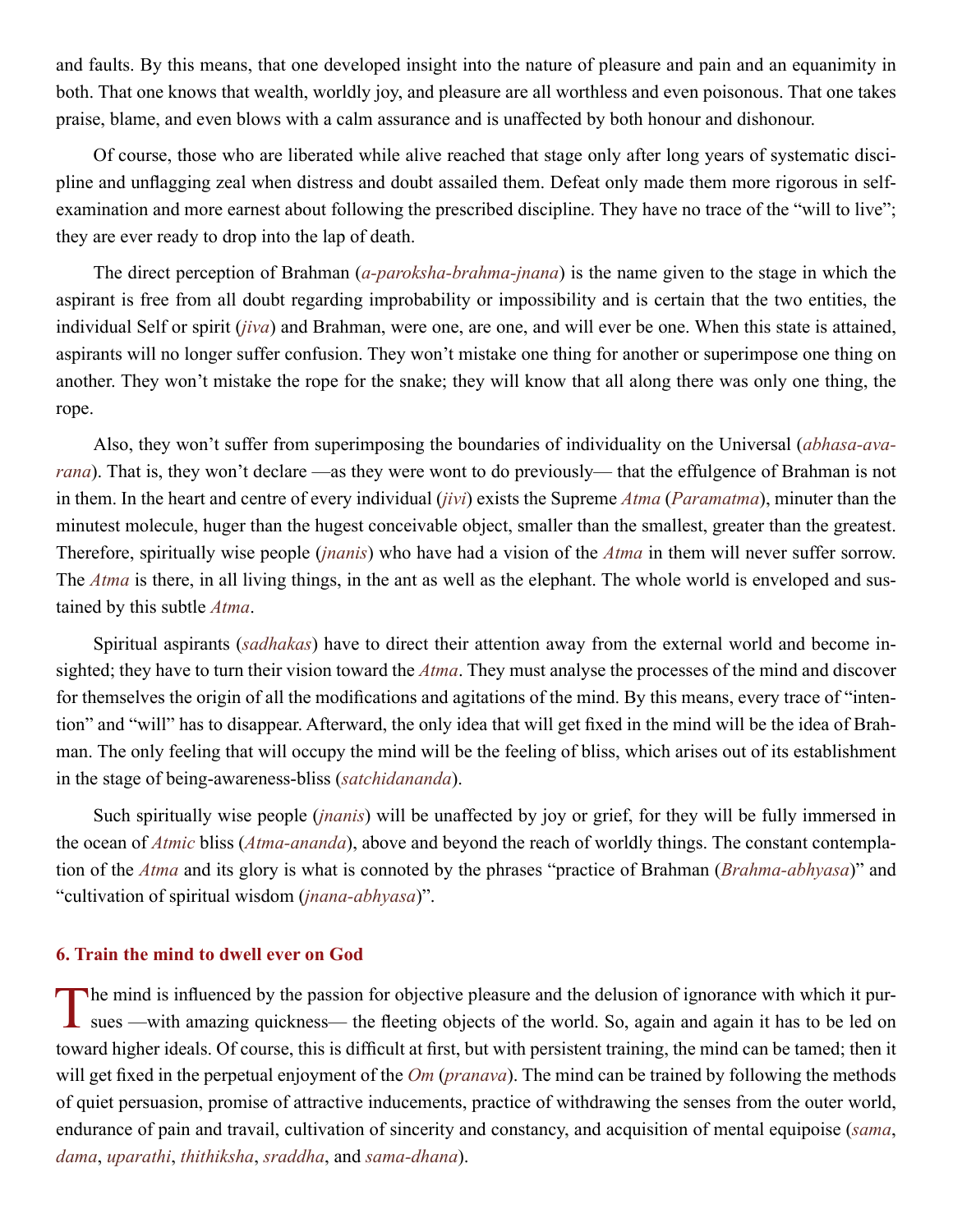and faults. By this means, that one developed insight into the nature of pleasure and pain and an equanimity in both. That one knows that wealth, worldly joy, and pleasure are all worthless and even poisonous. That one takes praise, blame, and even blows with a calm assurance and is unaffected by both honour and dishonour.

Of course, those who are liberated while alive reached that stage only after long years of systematic discipline and unflagging zeal when distress and doubt assailed them. Defeat only made them more rigorous in self-examination and more earnest about following the prescribed discipline. They have no trace of the "will to live"; they are ever ready to drop into the lap of death.

The direct perception of Brahman (*a-paroksha-brahma-jnana*) is the name given to the stage in which the aspirant is free from all doubt regarding improbability or impossibility and is certain that the two entities, the individual Self or spirit (*jiva*) and Brahman, were one, are one, and will ever be one. When this state is attained, aspirants will no longer suffer confusion. They won't mistake one thing for another or superimpose one thing on another. They won't mistake the rope for the snake; they will know that all along there was only one thing, the rope.

Also, they won't suffer from superimposing the boundaries of individuality on the Universal (*abhasa-avarana*). That is, they won't declare —as they were wont to do previously— that the effulgence of Brahman is not in them. In the heart and centre of every individual (*jivi*) exists the Supreme *Atma* (*Paramatma*), minuter than the minutest molecule, huger than the hugest conceivable object, smaller than the smallest, greater than the greatest. Therefore, spiritually wise people (*jnanis*) who have had a vision of the *Atma* in them will never suffer sorrow. The *Atma* is there, in all living things, in the ant as well as the elephant. The whole world is enveloped and sustained by this subtle *Atma*.

Spiritual aspirants (*sadhakas*) have to direct their attention away from the external world and become insighted; they have to turn their vision toward the *Atma*. They must analyse the processes of the mind and discover for themselves the origin of all the modifications and agitations of the mind. By this means, every trace of "intention" and "will" has to disappear. Afterward, the only idea that will get fixed in the mind will be the idea of Brahman. The only feeling that will occupy the mind will be the feeling of bliss, which arises out of its establishment in the stage of being-awareness-bliss (*satchidananda*).

Such spiritually wise people (*jnanis*) will be unaffected by joy or grief, for they will be fully immersed in the ocean of *Atmic* bliss (*Atma-ananda*), above and beyond the reach of worldly things. The constant contemplation of the *Atma* and its glory is what is connoted by the phrases "practice of Brahman (*Brahma-abhyasa*)" and "cultivation of spiritual wisdom (*jnana-abhyasa*)".

### 6. Train the mind to dwell ever on God

The mind is influenced by the passion for objective pleasure and the delusion of ignorance with which it pursues —with amazing quickness— the fleeting objects of the world. So, again and again it has to be led on toward higher ideals. Of course, this is difficult at first, but with persistent training, the mind can be tamed; then it will get fixed in the perpetual enjoyment of the *Om* (*pranava*). The mind can be trained by following the methods of quiet persuasion, promise of attractive inducements, practice of withdrawing the senses from the outer world, endurance of pain and travail, cultivation of sincerity and constancy, and acquisition of mental equipoise (*sama*, *dama*, *uparathi*, *thithiksha*, *sraddha*, and *sama-dhana*).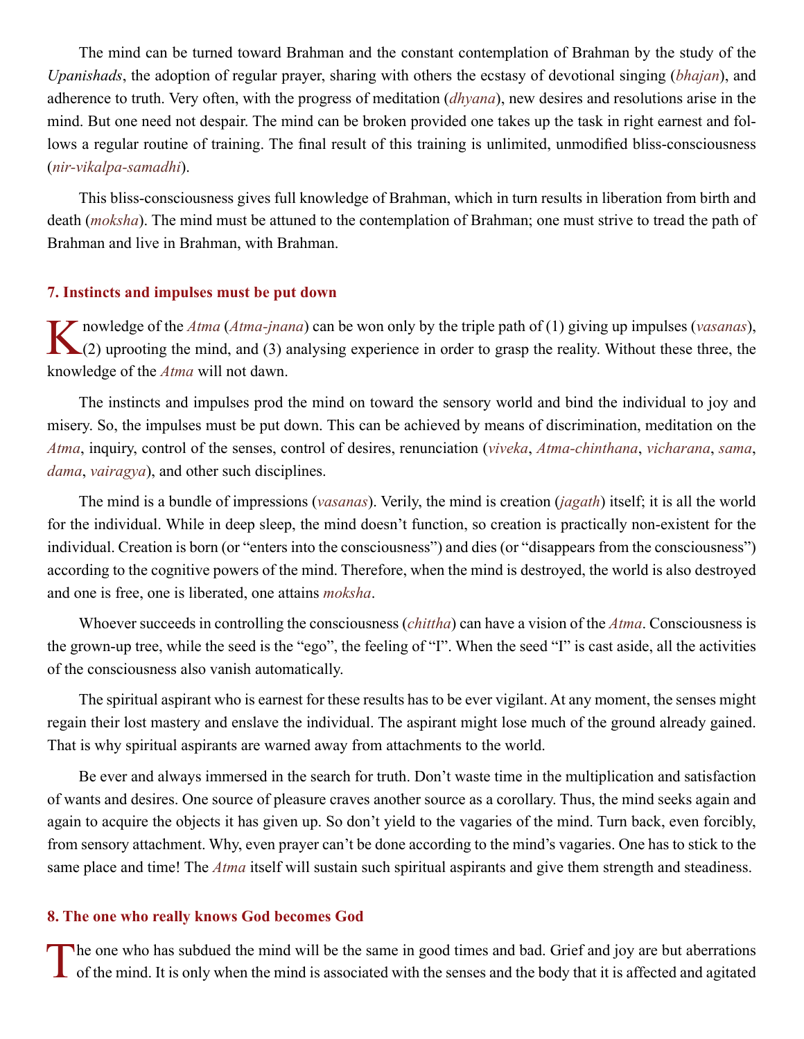The mind can be turned toward Brahman and the constant contemplation of Brahman by the study of the *Upanishads*, the adoption of regular prayer, sharing with others the ecstasy of devotional singing (*bhajan*), and adherence to truth. Very often, with the progress of meditation (*dhyana*), new desires and resolutions arise in the mind. But one need not despair. The mind can be broken provided one takes up the task in right earnest and follows a regular routine of training. The final result of this training is unlimited, unmodified bliss-consciousness (*nir-vikalpa-samadhi*).

This bliss-consciousness gives full knowledge of Brahman, which in turn results in liberation from birth and death (*moksha*). The mind must be attuned to the contemplation of Brahman; one must strive to tread the path of Brahman and live in Brahman, with Brahman.

### 7. Instincts and impulses must be put down

Knowledge of the *Atma* (*Atma-jnana*) can be won only by the triple path of (1) giving up impulses (*vasanas*), (2) uprooting the mind, and (3) analysing experience in order to grasp the reality. Without these three, the knowledge of the *Atma* will not dawn.

The instincts and impulses prod the mind on toward the sensory world and bind the individual to joy and misery. So, the impulses must be put down. This can be achieved by means of discrimination, meditation on the *Atma*, inquiry, control of the senses, control of desires, renunciation (*viveka*, *Atma-chinthana*, *vicharana*, *sama*, *dama*, *vairagya*), and other such disciplines.

The mind is a bundle of impressions (*vasanas*). Verily, the mind is creation (*jagath*) itself; it is all the world for the individual. While in deep sleep, the mind doesn't function, so creation is practically non-existent for the individual. Creation is born (or "enters into the consciousness") and dies (or "disappears from the consciousness") according to the cognitive powers of the mind. Therefore, when the mind is destroyed, the world is also destroyed and one is free, one is liberated, one attains *moksha*.

Whoever succeeds in controlling the consciousness (*chittha*) can have a vision of the *Atma*. Consciousness is the grown-up tree, while the seed is the "ego", the feeling of "I". When the seed "I" is cast aside, all the activities of the consciousness also vanish automatically.

The spiritual aspirant who is earnest for these results has to be ever vigilant. At any moment, the senses might regain their lost mastery and enslave the individual. The aspirant might lose much of the ground already gained. That is why spiritual aspirants are warned away from attachments to the world.

Be ever and always immersed in the search for truth. Don't waste time in the multiplication and satisfaction of wants and desires. One source of pleasure craves another source as a corollary. Thus, the mind seeks again and again to acquire the objects it has given up. So don't yield to the vagaries of the mind. Turn back, even forcibly, from sensory attachment. Why, even prayer can't be done according to the mind's vagaries. One has to stick to the same place and time! The *Atma* itself will sustain such spiritual aspirants and give them strength and steadiness.

### 8. The one who really knows God becomes God

The one who has subdued the mind will be the same in good times and bad. Grief and joy are but aberrations of the mind. It is only when the mind is associated with the senses and the body that it is affected and agitated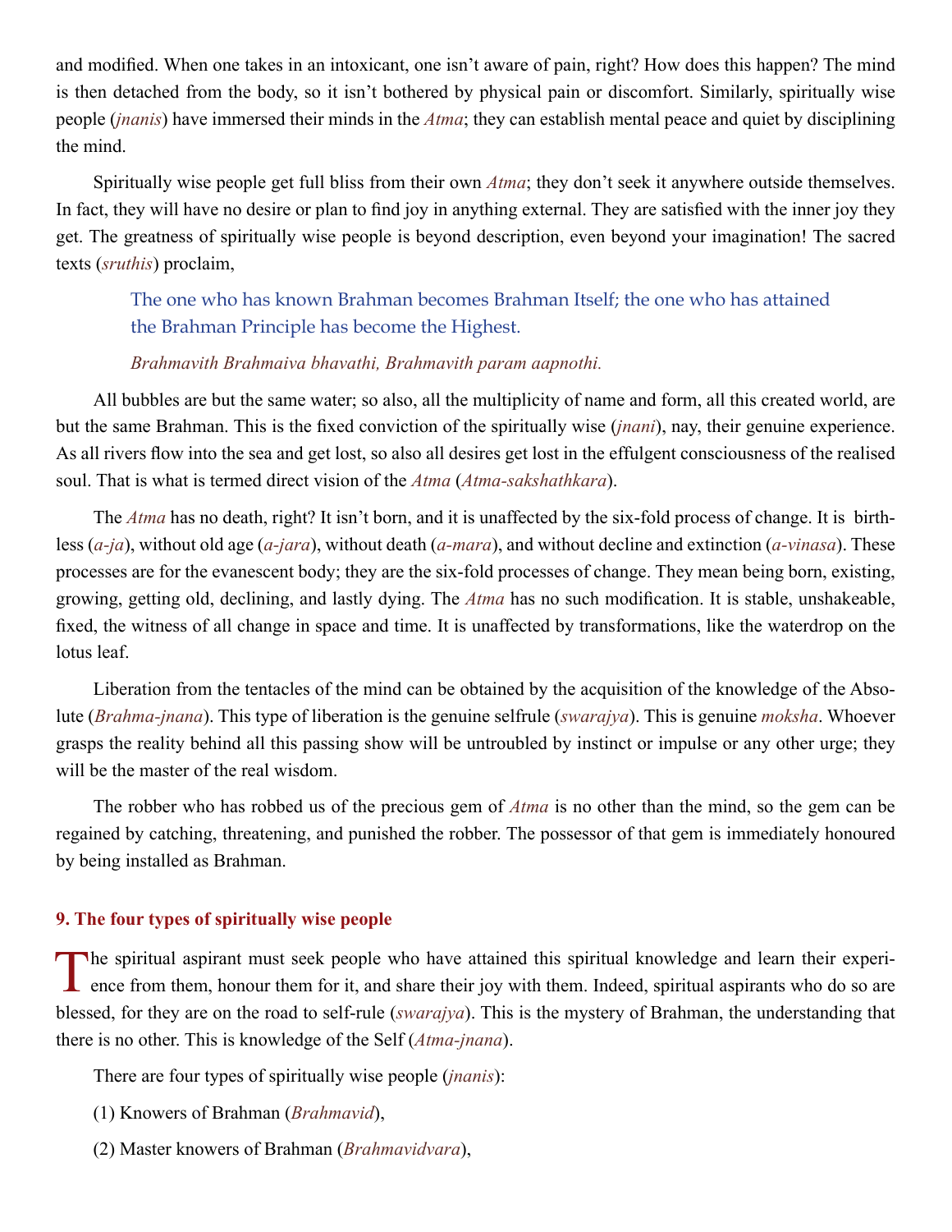and modified. When one takes in an intoxicant, one isn't aware of pain, right? How does this happen? The mind is then detached from the body, so it isn't bothered by physical pain or discomfort. Similarly, spiritually wise people (*jnanis*) have immersed their minds in the *Atma*; they can establish mental peace and quiet by disciplining the mind.

Spiritually wise people get full bliss from their own *Atma*; they don't seek it anywhere outside themselves. In fact, they will have no desire or plan to find joy in anything external. They are satisfied with the inner joy they get. The greatness of spiritually wise people is beyond description, even beyond your imagination! The sacred texts (*sruthis*) proclaim,

> The one who has known Brahman becomes Brahman Itself; the one who has attained the Brahman Principle has become the Highest.
>
> *Brahmavith Brahmaiva bhavathi, Brahmavith param aapnothi.*

All bubbles are but the same water; so also, all the multiplicity of name and form, all this created world, are but the same Brahman. This is the fixed conviction of the spiritually wise (*jnani*), nay, their genuine experience. As all rivers flow into the sea and get lost, so also all desires get lost in the effulgent consciousness of the realised soul. That is what is termed direct vision of the *Atma* (*Atma-sakshathkara*).

The *Atma* has no death, right? It isn't born, and it is unaffected by the six-fold process of change. It is birthless (*a-ja*), without old age (*a-jara*), without death (*a-mara*), and without decline and extinction (*a-vinasa*). These processes are for the evanescent body; they are the six-fold processes of change. They mean being born, existing, growing, getting old, declining, and lastly dying. The *Atma* has no such modification. It is stable, unshakeable, fixed, the witness of all change in space and time. It is unaffected by transformations, like the waterdrop on the lotus leaf.

Liberation from the tentacles of the mind can be obtained by the acquisition of the knowledge of the Absolute (*Brahma-jnana*). This type of liberation is the genuine selfrule (*swarajya*). This is genuine *moksha*. Whoever grasps the reality behind all this passing show will be untroubled by instinct or impulse or any other urge; they will be the master of the real wisdom.

The robber who has robbed us of the precious gem of *Atma* is no other than the mind, so the gem can be regained by catching, threatening, and punished the robber. The possessor of that gem is immediately honoured by being installed as Brahman.

## 9. The four types of spiritually wise people

The spiritual aspirant must seek people who have attained this spiritual knowledge and learn their experience from them, honour them for it, and share their joy with them. Indeed, spiritual aspirants who do so are blessed, for they are on the road to self-rule (*swarajya*). This is the mystery of Brahman, the understanding that there is no other. This is knowledge of the Self (*Atma-jnana*).

There are four types of spiritually wise people (*jnanis*):

(1) Knowers of Brahman (*Brahmavid*),

(2) Master knowers of Brahman (*Brahmavidvara*),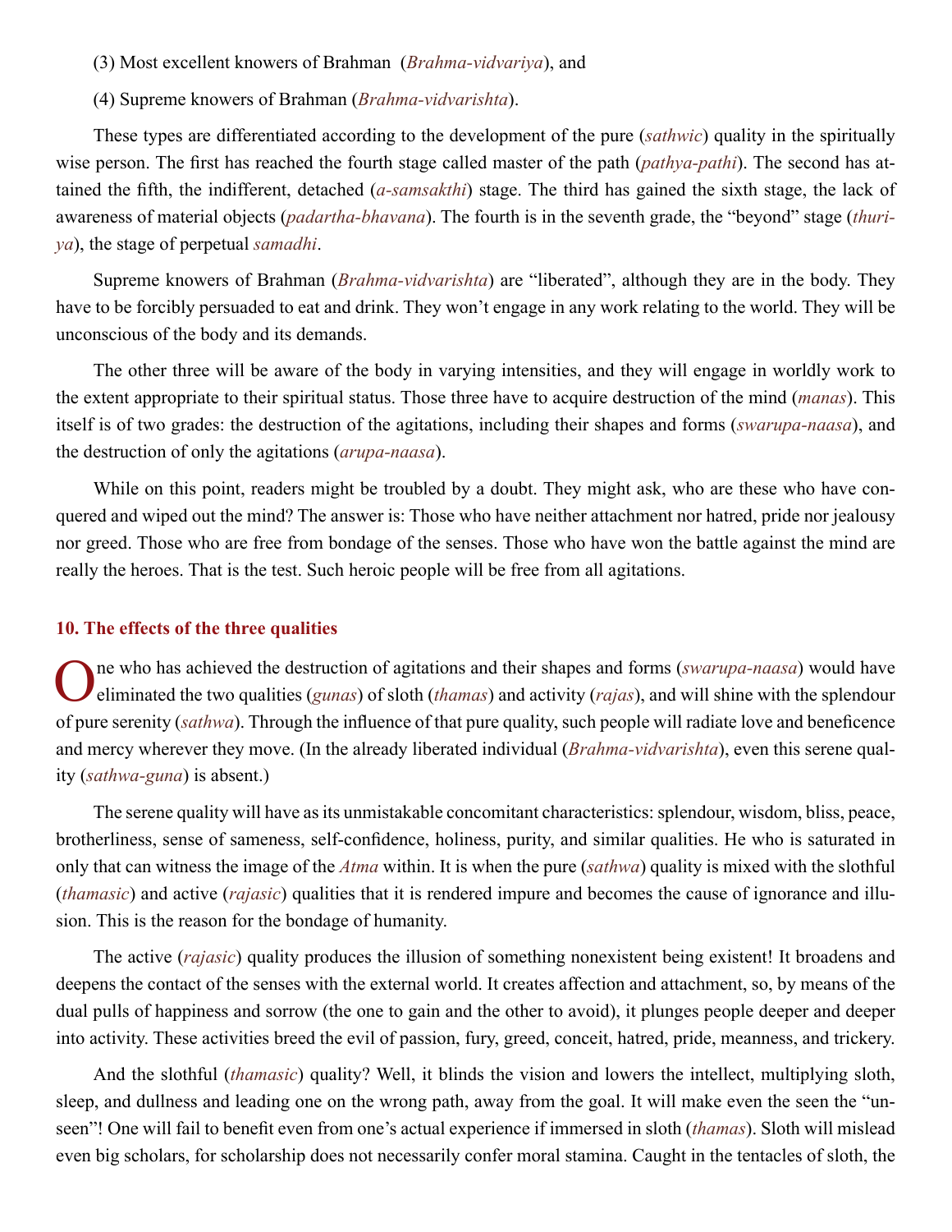(3) Most excellent knowers of Brahman (*Brahma-vidvariya*), and

(4) Supreme knowers of Brahman (*Brahma-vidvarishta*).

These types are differentiated according to the development of the pure (*sathwic*) quality in the spiritually wise person. The first has reached the fourth stage called master of the path (*pathya-pathi*). The second has attained the fifth, the indifferent, detached (*a-samsakthi*) stage. The third has gained the sixth stage, the lack of awareness of material objects (*padartha-bhavana*). The fourth is in the seventh grade, the "beyond" stage (*thuriya*), the stage of perpetual *samadhi*.

Supreme knowers of Brahman (*Brahma-vidvarishta*) are "liberated", although they are in the body. They have to be forcibly persuaded to eat and drink. They won't engage in any work relating to the world. They will be unconscious of the body and its demands.

The other three will be aware of the body in varying intensities, and they will engage in worldly work to the extent appropriate to their spiritual status. Those three have to acquire destruction of the mind (*manas*). This itself is of two grades: the destruction of the agitations, including their shapes and forms (*swarupa-naasa*), and the destruction of only the agitations (*arupa-naasa*).

While on this point, readers might be troubled by a doubt. They might ask, who are these who have conquered and wiped out the mind? The answer is: Those who have neither attachment nor hatred, pride nor jealousy nor greed. Those who are free from bondage of the senses. Those who have won the battle against the mind are really the heroes. That is the test. Such heroic people will be free from all agitations.

### 10. The effects of the three qualities

One who has achieved the destruction of agitations and their shapes and forms (*swarupa-naasa*) would have eliminated the two qualities (*gunas*) of sloth (*thamas*) and activity (*rajas*), and will shine with the splendour of pure serenity (*sathwa*). Through the influence of that pure quality, such people will radiate love and beneficence and mercy wherever they move. (In the already liberated individual (*Brahma-vidvarishta*), even this serene quality (*sathwa-guna*) is absent.)

The serene quality will have as its unmistakable concomitant characteristics: splendour, wisdom, bliss, peace, brotherliness, sense of sameness, self-confidence, holiness, purity, and similar qualities. He who is saturated in only that can witness the image of the *Atma* within. It is when the pure (*sathwa*) quality is mixed with the slothful (*thamasic*) and active (*rajasic*) qualities that it is rendered impure and becomes the cause of ignorance and illusion. This is the reason for the bondage of humanity.

The active (*rajasic*) quality produces the illusion of something nonexistent being existent! It broadens and deepens the contact of the senses with the external world. It creates affection and attachment, so, by means of the dual pulls of happiness and sorrow (the one to gain and the other to avoid), it plunges people deeper and deeper into activity. These activities breed the evil of passion, fury, greed, conceit, hatred, pride, meanness, and trickery.

And the slothful (*thamasic*) quality? Well, it blinds the vision and lowers the intellect, multiplying sloth, sleep, and dullness and leading one on the wrong path, away from the goal. It will make even the seen the "unseen"! One will fail to benefit even from one's actual experience if immersed in sloth (*thamas*). Sloth will mislead even big scholars, for scholarship does not necessarily confer moral stamina. Caught in the tentacles of sloth, the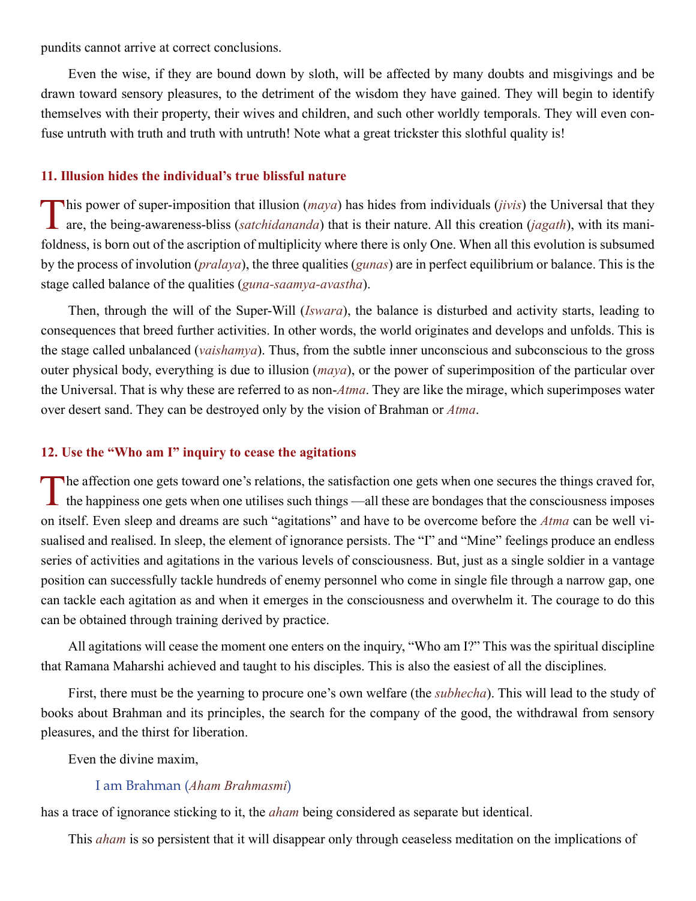pundits cannot arrive at correct conclusions.

Even the wise, if they are bound down by sloth, will be affected by many doubts and misgivings and be drawn toward sensory pleasures, to the detriment of the wisdom they have gained. They will begin to identify themselves with their property, their wives and children, and such other worldly temporals. They will even confuse untruth with truth and truth with untruth! Note what a great trickster this slothful quality is!

### 11. Illusion hides the individual's true blissful nature

This power of super-imposition that illusion (*maya*) has hides from individuals (*jivis*) the Universal that they are, the being-awareness-bliss (*satchidananda*) that is their nature. All this creation (*jagath*), with its manifoldness, is born out of the ascription of multiplicity where there is only One. When all this evolution is subsumed by the process of involution (*pralaya*), the three qualities (*gunas*) are in perfect equilibrium or balance. This is the stage called balance of the qualities (*guna-saamya-avastha*).

Then, through the will of the Super-Will (*Iswara*), the balance is disturbed and activity starts, leading to consequences that breed further activities. In other words, the world originates and develops and unfolds. This is the stage called unbalanced (*vaishamya*). Thus, from the subtle inner unconscious and subconscious to the gross outer physical body, everything is due to illusion (*maya*), or the power of superimposition of the particular over the Universal. That is why these are referred to as non-*Atma*. They are like the mirage, which superimposes water over desert sand. They can be destroyed only by the vision of Brahman or *Atma*.

### 12. Use the "Who am I" inquiry to cease the agitations

The affection one gets toward one's relations, the satisfaction one gets when one secures the things craved for, the happiness one gets when one utilises such things —all these are bondages that the consciousness imposes on itself. Even sleep and dreams are such "agitations" and have to be overcome before the *Atma* can be well visualised and realised. In sleep, the element of ignorance persists. The "I" and "Mine" feelings produce an endless series of activities and agitations in the various levels of consciousness. But, just as a single soldier in a vantage position can successfully tackle hundreds of enemy personnel who come in single file through a narrow gap, one can tackle each agitation as and when it emerges in the consciousness and overwhelm it. The courage to do this can be obtained through training derived by practice.

All agitations will cease the moment one enters on the inquiry, "Who am I?" This was the spiritual discipline that Ramana Maharshi achieved and taught to his disciples. This is also the easiest of all the disciplines.

First, there must be the yearning to procure one's own welfare (the *subhecha*). This will lead to the study of books about Brahman and its principles, the search for the company of the good, the withdrawal from sensory pleasures, and the thirst for liberation.

Even the divine maxim,

> I am Brahman (*Aham Brahmasmi*)

has a trace of ignorance sticking to it, the *aham* being considered as separate but identical.

This *aham* is so persistent that it will disappear only through ceaseless meditation on the implications of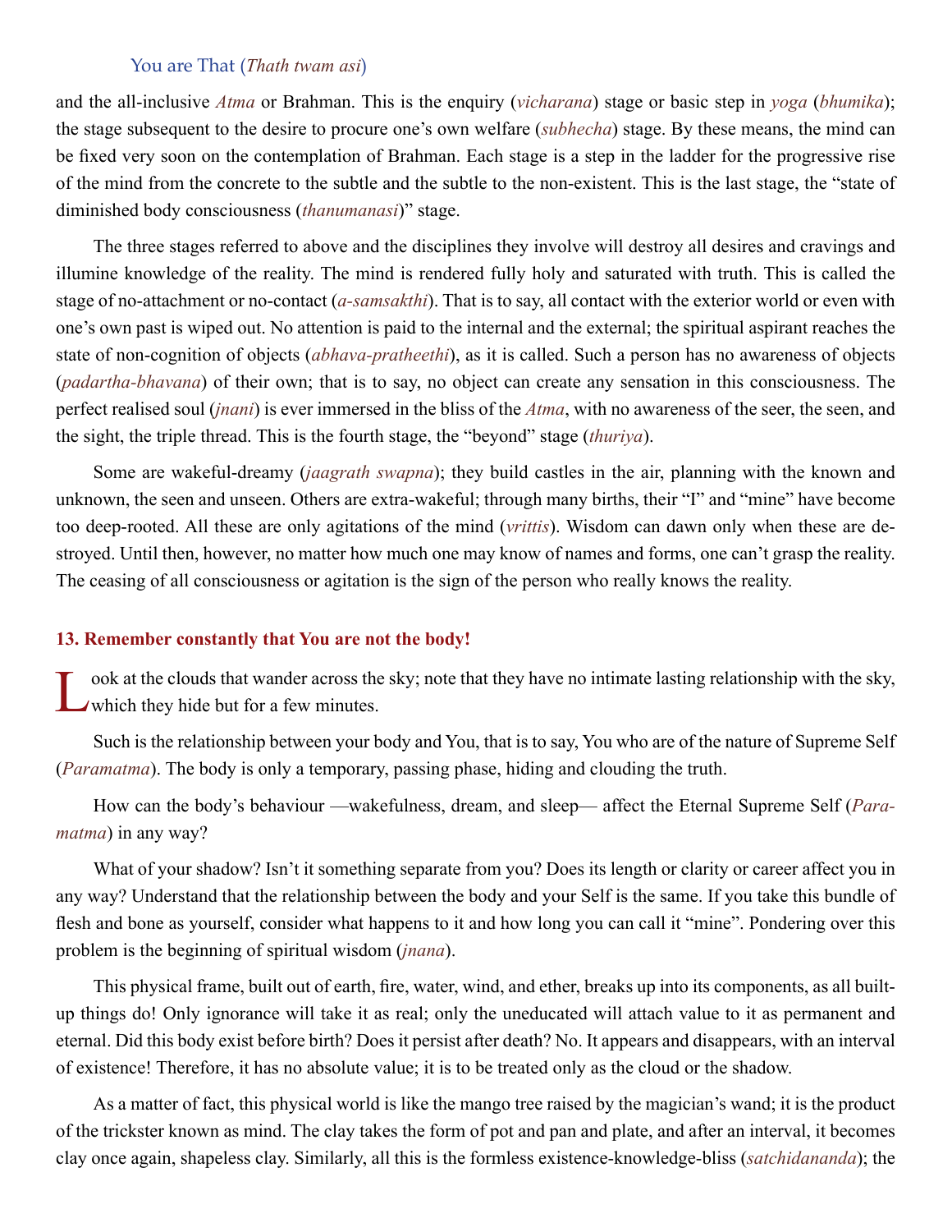and the all-inclusive *Atma* or Brahman. This is the enquiry (*vicharana*) stage or basic step in *yoga* (*bhumika*); the stage subsequent to the desire to procure one's own welfare (*subhecha*) stage. By these means, the mind can be fixed very soon on the contemplation of Brahman. Each stage is a step in the ladder for the progressive rise of the mind from the concrete to the subtle and the subtle to the non-existent. This is the last stage, the "state of diminished body consciousness (*thanumanasi*)" stage.

The three stages referred to above and the disciplines they involve will destroy all desires and cravings and illumine knowledge of the reality. The mind is rendered fully holy and saturated with truth. This is called the stage of no-attachment or no-contact (*a-samsakthi*). That is to say, all contact with the exterior world or even with one's own past is wiped out. No attention is paid to the internal and the external; the spiritual aspirant reaches the state of non-cognition of objects (*abhava-pratheethi*), as it is called. Such a person has no awareness of objects (*padartha-bhavana*) of their own; that is to say, no object can create any sensation in this consciousness. The perfect realised soul (*jnani*) is ever immersed in the bliss of the *Atma*, with no awareness of the seer, the seen, and the sight, the triple thread. This is the fourth stage, the "beyond" stage (*thuriya*).

Some are wakeful-dreamy (*jaagrath swapna*); they build castles in the air, planning with the known and unknown, the seen and unseen. Others are extra-wakeful; through many births, their "I" and "mine" have become too deep-rooted. All these are only agitations of the mind (*vrittis*). Wisdom can dawn only when these are destroyed. Until then, however, no matter how much one may know of names and forms, one can't grasp the reality. The ceasing of all consciousness or agitation is the sign of the person who really knows the reality.

## 13. Remember constantly that You are not the body!

Look at the clouds that wander across the sky; note that they have no intimate lasting relationship with the sky, which they hide but for a few minutes.

Such is the relationship between your body and You, that is to say, You who are of the nature of Supreme Self (*Paramatma*). The body is only a temporary, passing phase, hiding and clouding the truth.

How can the body's behaviour —wakefulness, dream, and sleep— affect the Eternal Supreme Self (*Paramatma*) in any way?

What of your shadow? Isn't it something separate from you? Does its length or clarity or career affect you in any way? Understand that the relationship between the body and your Self is the same. If you take this bundle of flesh and bone as yourself, consider what happens to it and how long you can call it "mine". Pondering over this problem is the beginning of spiritual wisdom (*jnana*).

This physical frame, built out of earth, fire, water, wind, and ether, breaks up into its components, as all built-up things do! Only ignorance will take it as real; only the uneducated will attach value to it as permanent and eternal. Did this body exist before birth? Does it persist after death? No. It appears and disappears, with an interval of existence! Therefore, it has no absolute value; it is to be treated only as the cloud or the shadow.

As a matter of fact, this physical world is like the mango tree raised by the magician's wand; it is the product of the trickster known as mind. The clay takes the form of pot and pan and plate, and after an interval, it becomes clay once again, shapeless clay. Similarly, all this is the formless existence-knowledge-bliss (*satchidananda*); the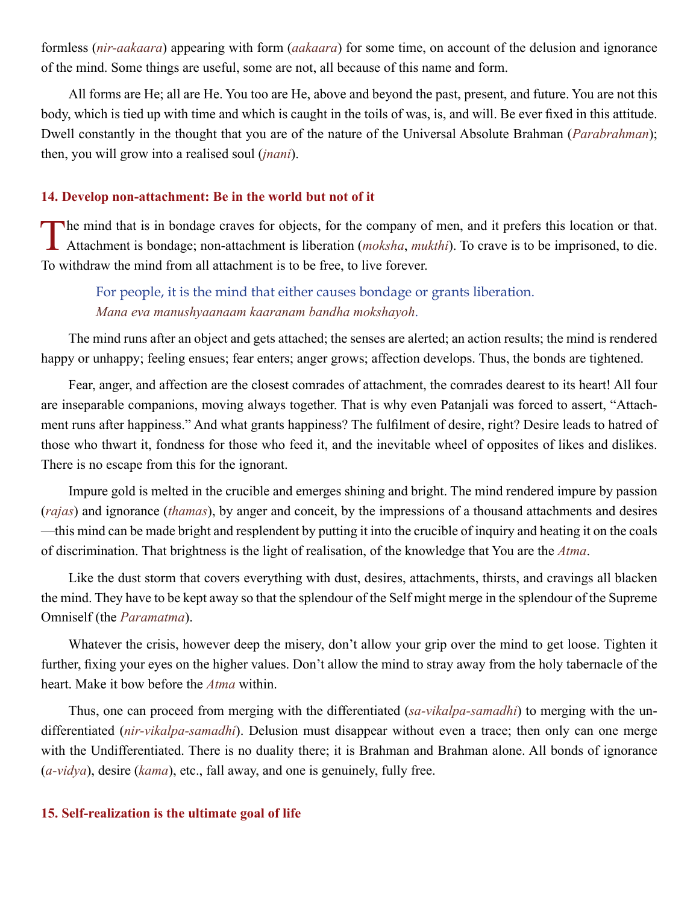formless (*nir-aakaara*) appearing with form (*aakaara*) for some time, on account of the delusion and ignorance of the mind. Some things are useful, some are not, all because of this name and form.

All forms are He; all are He. You too are He, above and beyond the past, present, and future. You are not this body, which is tied up with time and which is caught in the toils of was, is, and will. Be ever fixed in this attitude. Dwell constantly in the thought that you are of the nature of the Universal Absolute Brahman (*Parabrahman*); then, you will grow into a realised soul (*jnani*).

## 14. Develop non-attachment: Be in the world but not of it

The mind that is in bondage craves for objects, for the company of men, and it prefers this location or that. Attachment is bondage; non-attachment is liberation (*moksha*, *mukthi*). To crave is to be imprisoned, to die. To withdraw the mind from all attachment is to be free, to live forever.

> For people, it is the mind that either causes bondage or grants liberation.
> *Mana eva manushyaanaam kaaranam bandha mokshayoh.*

The mind runs after an object and gets attached; the senses are alerted; an action results; the mind is rendered happy or unhappy; feeling ensues; fear enters; anger grows; affection develops. Thus, the bonds are tightened.

Fear, anger, and affection are the closest comrades of attachment, the comrades dearest to its heart! All four are inseparable companions, moving always together. That is why even Patanjali was forced to assert, "Attachment runs after happiness." And what grants happiness? The fulfilment of desire, right? Desire leads to hatred of those who thwart it, fondness for those who feed it, and the inevitable wheel of opposites of likes and dislikes. There is no escape from this for the ignorant.

Impure gold is melted in the crucible and emerges shining and bright. The mind rendered impure by passion (*rajas*) and ignorance (*thamas*), by anger and conceit, by the impressions of a thousand attachments and desires —this mind can be made bright and resplendent by putting it into the crucible of inquiry and heating it on the coals of discrimination. That brightness is the light of realisation, of the knowledge that You are the *Atma*.

Like the dust storm that covers everything with dust, desires, attachments, thirsts, and cravings all blacken the mind. They have to be kept away so that the splendour of the Self might merge in the splendour of the Supreme Omniself (the *Paramatma*).

Whatever the crisis, however deep the misery, don't allow your grip over the mind to get loose. Tighten it further, fixing your eyes on the higher values. Don't allow the mind to stray away from the holy tabernacle of the heart. Make it bow before the *Atma* within.

Thus, one can proceed from merging with the differentiated (*sa-vikalpa-samadhi*) to merging with the undifferentiated (*nir-vikalpa-samadhi*). Delusion must disappear without even a trace; then only can one merge with the Undifferentiated. There is no duality there; it is Brahman and Brahman alone. All bonds of ignorance (*a-vidya*), desire (*kama*), etc., fall away, and one is genuinely, fully free.

## 15. Self-realization is the ultimate goal of life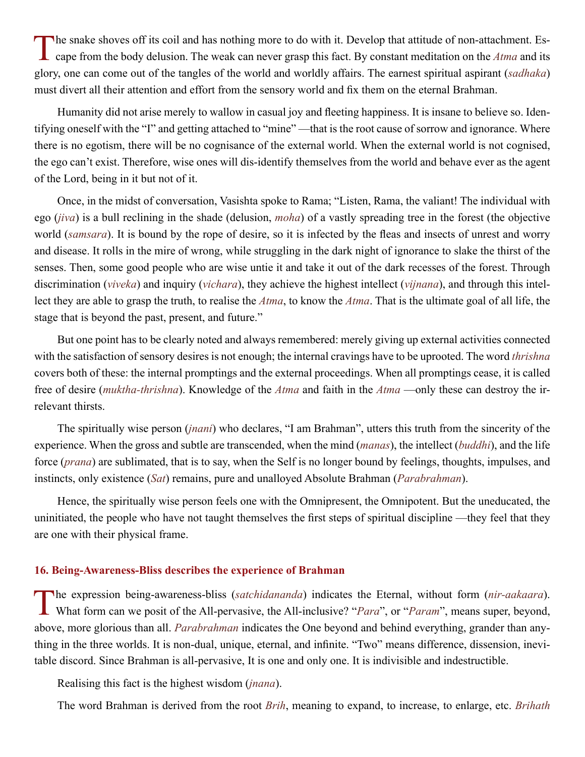The snake shoves off its coil and has nothing more to do with it. Develop that attitude of non-attachment. Escape from the body delusion. The weak can never grasp this fact. By constant meditation on the *Atma* and its glory, one can come out of the tangles of the world and worldly affairs. The earnest spiritual aspirant (*sadhaka*) must divert all their attention and effort from the sensory world and fix them on the eternal Brahman.

Humanity did not arise merely to wallow in casual joy and fleeting happiness. It is insane to believe so. Identifying oneself with the "I" and getting attached to "mine" —that is the root cause of sorrow and ignorance. Where there is no egotism, there will be no cognisance of the external world. When the external world is not cognised, the ego can't exist. Therefore, wise ones will dis-identify themselves from the world and behave ever as the agent of the Lord, being in it but not of it.

Once, in the midst of conversation, Vasishta spoke to Rama; "Listen, Rama, the valiant! The individual with ego (*jiva*) is a bull reclining in the shade (delusion, *moha*) of a vastly spreading tree in the forest (the objective world (*samsara*). It is bound by the rope of desire, so it is infected by the fleas and insects of unrest and worry and disease. It rolls in the mire of wrong, while struggling in the dark night of ignorance to slake the thirst of the senses. Then, some good people who are wise untie it and take it out of the dark recesses of the forest. Through discrimination (*viveka*) and inquiry (*vichara*), they achieve the highest intellect (*vijnana*), and through this intellect they are able to grasp the truth, to realise the *Atma*, to know the *Atma*. That is the ultimate goal of all life, the stage that is beyond the past, present, and future."

But one point has to be clearly noted and always remembered: merely giving up external activities connected with the satisfaction of sensory desires is not enough; the internal cravings have to be uprooted. The word *thrishna* covers both of these: the internal promptings and the external proceedings. When all promptings cease, it is called free of desire (*muktha-thrishna*). Knowledge of the *Atma* and faith in the *Atma* —only these can destroy the irrelevant thirsts.

The spiritually wise person (*jnani*) who declares, "I am Brahman", utters this truth from the sincerity of the experience. When the gross and subtle are transcended, when the mind (*manas*), the intellect (*buddhi*), and the life force (*prana*) are sublimated, that is to say, when the Self is no longer bound by feelings, thoughts, impulses, and instincts, only existence (*Sat*) remains, pure and unalloyed Absolute Brahman (*Parabrahman*).

Hence, the spiritually wise person feels one with the Omnipresent, the Omnipotent. But the uneducated, the uninitiated, the people who have not taught themselves the first steps of spiritual discipline —they feel that they are one with their physical frame.

### 16. Being-Awareness-Bliss describes the experience of Brahman

The expression being-awareness-bliss (*satchidananda*) indicates the Eternal, without form (*nir-aakaara*). What form can we posit of the All-pervasive, the All-inclusive? "*Para*", or "*Param*", means super, beyond, above, more glorious than all. *Parabrahman* indicates the One beyond and behind everything, grander than anything in the three worlds. It is non-dual, unique, eternal, and infinite. "Two" means difference, dissension, inevitable discord. Since Brahman is all-pervasive, It is one and only one. It is indivisible and indestructible.

Realising this fact is the highest wisdom (*jnana*).

The word Brahman is derived from the root *Brih*, meaning to expand, to increase, to enlarge, etc. *Brihath*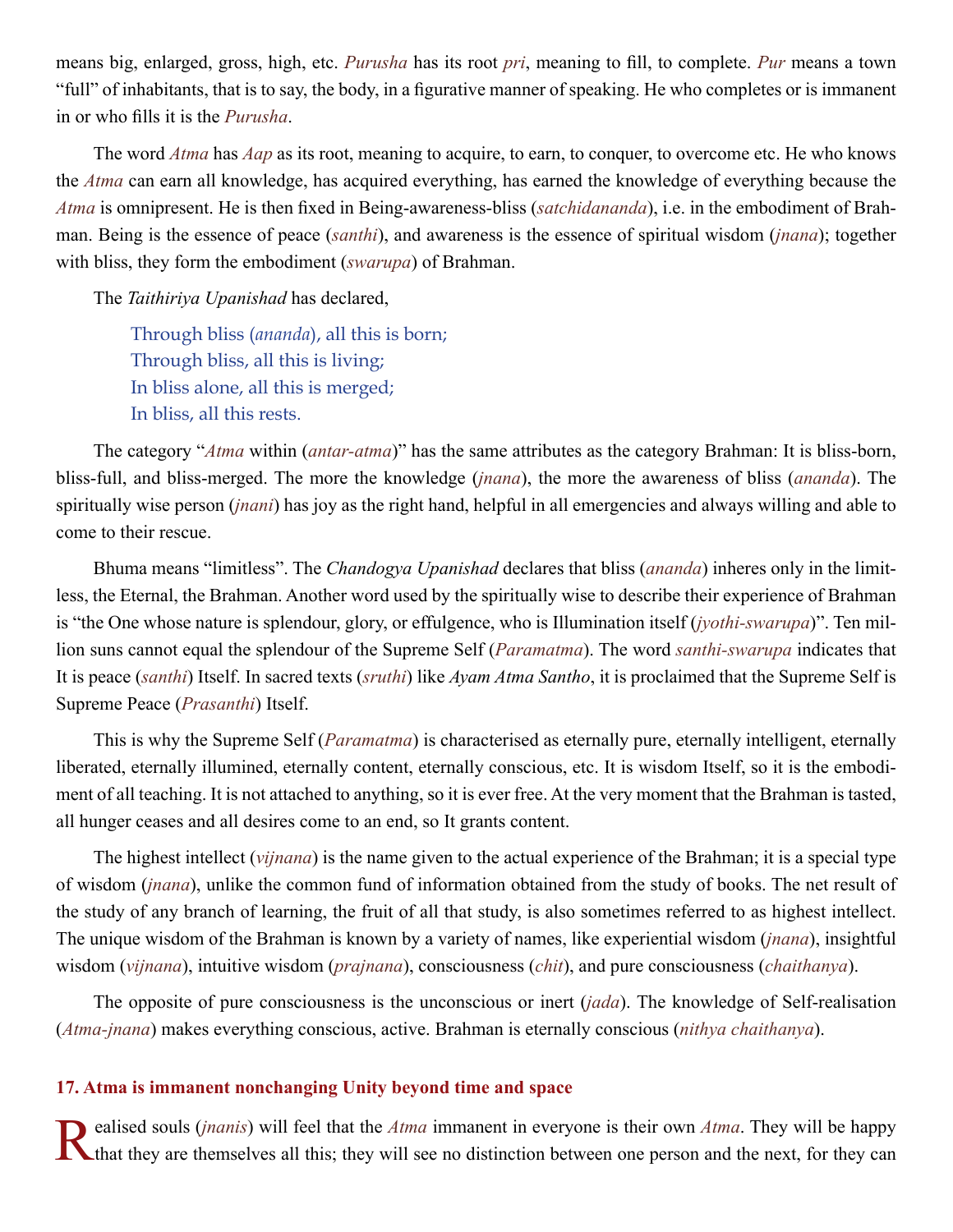means big, enlarged, gross, high, etc. *Purusha* has its root *pri*, meaning to fill, to complete. *Pur* means a town "full" of inhabitants, that is to say, the body, in a figurative manner of speaking. He who completes or is immanent in or who fills it is the *Purusha*.

The word *Atma* has *Aap* as its root, meaning to acquire, to earn, to conquer, to overcome etc. He who knows the *Atma* can earn all knowledge, has acquired everything, has earned the knowledge of everything because the *Atma* is omnipresent. He is then fixed in Being-awareness-bliss (*satchidananda*), i.e. in the embodiment of Brahman. Being is the essence of peace (*santhi*), and awareness is the essence of spiritual wisdom (*jnana*); together with bliss, they form the embodiment (*swarupa*) of Brahman.

The *Taithiriya Upanishad* has declared,

> Through bliss (*ananda*), all this is born;
> Through bliss, all this is living;
> In bliss alone, all this is merged;
> In bliss, all this rests.

The category "*Atma* within (*antar-atma*)" has the same attributes as the category Brahman: It is bliss-born, bliss-full, and bliss-merged. The more the knowledge (*jnana*), the more the awareness of bliss (*ananda*). The spiritually wise person (*jnani*) has joy as the right hand, helpful in all emergencies and always willing and able to come to their rescue.

Bhuma means "limitless". The *Chandogya Upanishad* declares that bliss (*ananda*) inheres only in the limitless, the Eternal, the Brahman. Another word used by the spiritually wise to describe their experience of Brahman is "the One whose nature is splendour, glory, or effulgence, who is Illumination itself (*jyothi-swarupa*)". Ten million suns cannot equal the splendour of the Supreme Self (*Paramatma*). The word *santhi-swarupa* indicates that It is peace (*santhi*) Itself. In sacred texts (*sruthi*) like *Ayam Atma Santho*, it is proclaimed that the Supreme Self is Supreme Peace (*Prasanthi*) Itself.

This is why the Supreme Self (*Paramatma*) is characterised as eternally pure, eternally intelligent, eternally liberated, eternally illumined, eternally content, eternally conscious, etc. It is wisdom Itself, so it is the embodiment of all teaching. It is not attached to anything, so it is ever free. At the very moment that the Brahman is tasted, all hunger ceases and all desires come to an end, so It grants content.

The highest intellect (*vijnana*) is the name given to the actual experience of the Brahman; it is a special type of wisdom (*jnana*), unlike the common fund of information obtained from the study of books. The net result of the study of any branch of learning, the fruit of all that study, is also sometimes referred to as highest intellect. The unique wisdom of the Brahman is known by a variety of names, like experiential wisdom (*jnana*), insightful wisdom (*vijnana*), intuitive wisdom (*prajnana*), consciousness (*chit*), and pure consciousness (*chaithanya*).

The opposite of pure consciousness is the unconscious or inert (*jada*). The knowledge of Self-realisation (*Atma-jnana*) makes everything conscious, active. Brahman is eternally conscious (*nithya chaithanya*).

## 17. Atma is immanent nonchanging Unity beyond time and space

Realised souls (*jnanis*) will feel that the *Atma* immanent in everyone is their own *Atma*. They will be happy that they are themselves all this; they will see no distinction between one person and the next, for they can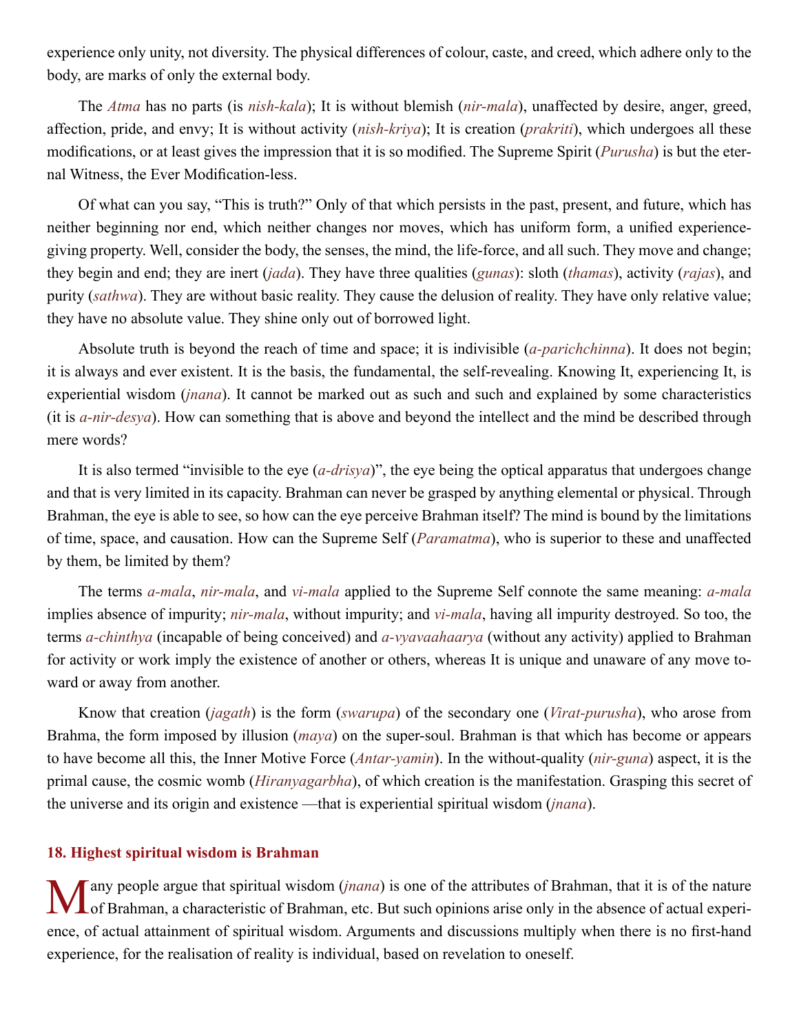experience only unity, not diversity. The physical differences of colour, caste, and creed, which adhere only to the body, are marks of only the external body.

The *Atma* has no parts (is *nish-kala*); It is without blemish (*nir-mala*), unaffected by desire, anger, greed, affection, pride, and envy; It is without activity (*nish-kriya*); It is creation (*prakriti*), which undergoes all these modifications, or at least gives the impression that it is so modified. The Supreme Spirit (*Purusha*) is but the eternal Witness, the Ever Modification-less.

Of what can you say, "This is truth?" Only of that which persists in the past, present, and future, which has neither beginning nor end, which neither changes nor moves, which has uniform form, a unified experience-giving property. Well, consider the body, the senses, the mind, the life-force, and all such. They move and change; they begin and end; they are inert (*jada*). They have three qualities (*gunas*): sloth (*thamas*), activity (*rajas*), and purity (*sathwa*). They are without basic reality. They cause the delusion of reality. They have only relative value; they have no absolute value. They shine only out of borrowed light.

Absolute truth is beyond the reach of time and space; it is indivisible (*a-parichchinna*). It does not begin; it is always and ever existent. It is the basis, the fundamental, the self-revealing. Knowing It, experiencing It, is experiential wisdom (*jnana*). It cannot be marked out as such and such and explained by some characteristics (it is *a-nir-desya*). How can something that is above and beyond the intellect and the mind be described through mere words?

It is also termed "invisible to the eye (*a-drisya*)", the eye being the optical apparatus that undergoes change and that is very limited in its capacity. Brahman can never be grasped by anything elemental or physical. Through Brahman, the eye is able to see, so how can the eye perceive Brahman itself? The mind is bound by the limitations of time, space, and causation. How can the Supreme Self (*Paramatma*), who is superior to these and unaffected by them, be limited by them?

The terms *a-mala*, *nir-mala*, and *vi-mala* applied to the Supreme Self connote the same meaning: *a-mala* implies absence of impurity; *nir-mala*, without impurity; and *vi-mala*, having all impurity destroyed. So too, the terms *a-chinthya* (incapable of being conceived) and *a-vyavaahaarya* (without any activity) applied to Brahman for activity or work imply the existence of another or others, whereas It is unique and unaware of any move toward or away from another.

Know that creation (*jagath*) is the form (*swarupa*) of the secondary one (*Virat-purusha*), who arose from Brahma, the form imposed by illusion (*maya*) on the super-soul. Brahman is that which has become or appears to have become all this, the Inner Motive Force (*Antar-yamin*). In the without-quality (*nir-guna*) aspect, it is the primal cause, the cosmic womb (*Hiranyagarbha*), of which creation is the manifestation. Grasping this secret of the universe and its origin and existence —that is experiential spiritual wisdom (*jnana*).

## 18. Highest spiritual wisdom is Brahman

Many people argue that spiritual wisdom (*jnana*) is one of the attributes of Brahman, that it is of the nature of Brahman, a characteristic of Brahman, etc. But such opinions arise only in the absence of actual experience, of actual attainment of spiritual wisdom. Arguments and discussions multiply when there is no first-hand experience, for the realisation of reality is individual, based on revelation to oneself.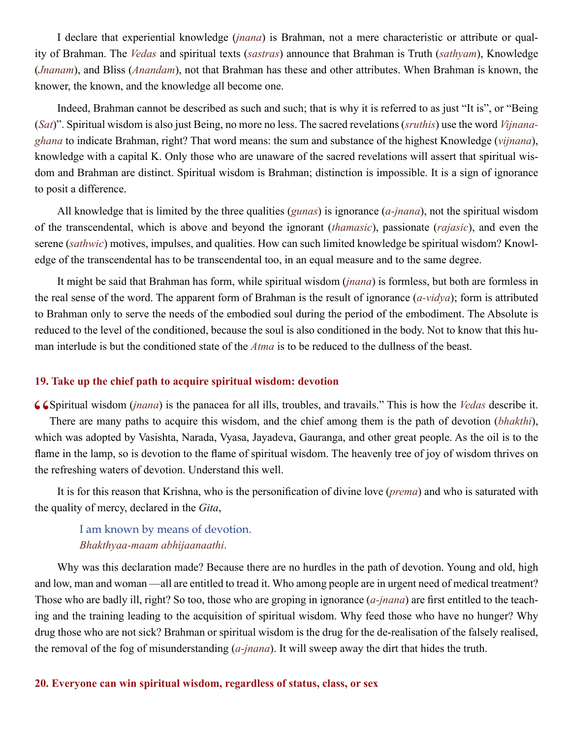I declare that experiential knowledge (*jnana*) is Brahman, not a mere characteristic or attribute or quality of Brahman. The *Vedas* and spiritual texts (*sastras*) announce that Brahman is Truth (*sathyam*), Knowledge (*Jnanam*), and Bliss (*Anandam*), not that Brahman has these and other attributes. When Brahman is known, the knower, the known, and the knowledge all become one.

Indeed, Brahman cannot be described as such and such; that is why it is referred to as just "It is", or "Being (*Sat*)". Spiritual wisdom is also just Being, no more no less. The sacred revelations (*sruthis*) use the word *Vijnana-ghana* to indicate Brahman, right? That word means: the sum and substance of the highest Knowledge (*vijnana*), knowledge with a capital K. Only those who are unaware of the sacred revelations will assert that spiritual wisdom and Brahman are distinct. Spiritual wisdom is Brahman; distinction is impossible. It is a sign of ignorance to posit a difference.

All knowledge that is limited by the three qualities (*gunas*) is ignorance (*a-jnana*), not the spiritual wisdom of the transcendental, which is above and beyond the ignorant (*thamasic*), passionate (*rajasic*), and even the serene (*sathwic*) motives, impulses, and qualities. How can such limited knowledge be spiritual wisdom? Knowledge of the transcendental has to be transcendental too, in an equal measure and to the same degree.

It might be said that Brahman has form, while spiritual wisdom (*jnana*) is formless, but both are formless in the real sense of the word. The apparent form of Brahman is the result of ignorance (*a-vidya*); form is attributed to Brahman only to serve the needs of the embodied soul during the period of the embodiment. The Absolute is reduced to the level of the conditioned, because the soul is also conditioned in the body. Not to know that this human interlude is but the conditioned state of the *Atma* is to be reduced to the dullness of the beast.

### 19. Take up the chief path to acquire spiritual wisdom: devotion

"Spiritual wisdom (*jnana*) is the panacea for all ills, troubles, and travails." This is how the *Vedas* describe it. There are many paths to acquire this wisdom, and the chief among them is the path of devotion (*bhakthi*), which was adopted by Vasishta, Narada, Vyasa, Jayadeva, Gauranga, and other great people. As the oil is to the flame in the lamp, so is devotion to the flame of spiritual wisdom. The heavenly tree of joy of wisdom thrives on the refreshing waters of devotion. Understand this well.

It is for this reason that Krishna, who is the personification of divine love (*prema*) and who is saturated with the quality of mercy, declared in the *Gita*,

> I am known by means of devotion.
> *Bhakthyaa-maam abhijaanaathi.*

Why was this declaration made? Because there are no hurdles in the path of devotion. Young and old, high and low, man and woman —all are entitled to tread it. Who among people are in urgent need of medical treatment? Those who are badly ill, right? So too, those who are groping in ignorance (*a-jnana*) are first entitled to the teaching and the training leading to the acquisition of spiritual wisdom. Why feed those who have no hunger? Why drug those who are not sick? Brahman or spiritual wisdom is the drug for the de-realisation of the falsely realised, the removal of the fog of misunderstanding (*a-jnana*). It will sweep away the dirt that hides the truth.

### 20. Everyone can win spiritual wisdom, regardless of status, class, or sex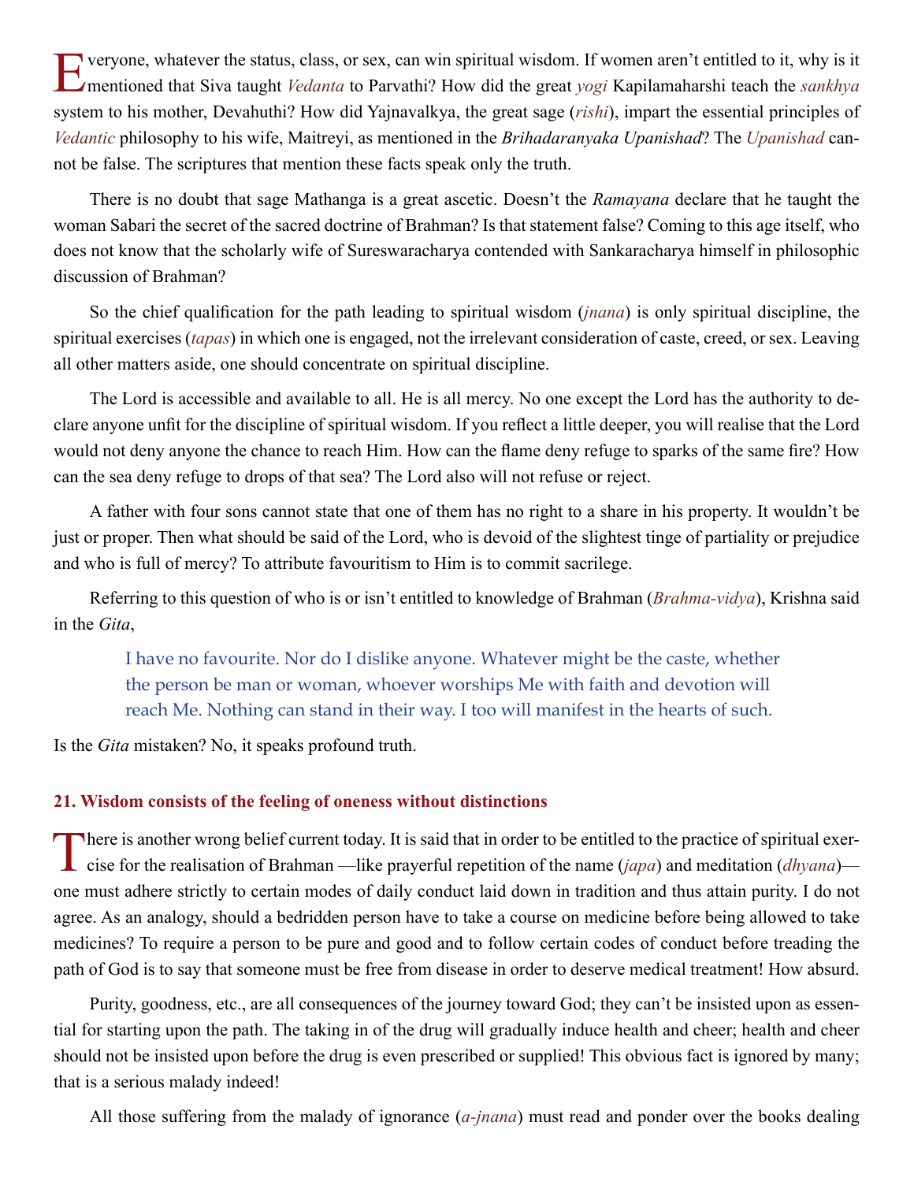Everyone, whatever the status, class, or sex, can win spiritual wisdom. If women aren't entitled to it, why is it mentioned that Siva taught *Vedanta* to Parvathi? How did the great *yogi* Kapilamaharshi teach the *sankhya* system to his mother, Devahuthi? How did Yajnavalkya, the great sage (*rishi*), impart the essential principles of *Vedantic* philosophy to his wife, Maitreyi, as mentioned in the *Brihadaranyaka Upanishad*? The *Upanishad* cannot be false. The scriptures that mention these facts speak only the truth.

There is no doubt that sage Mathanga is a great ascetic. Doesn't the *Ramayana* declare that he taught the woman Sabari the secret of the sacred doctrine of Brahman? Is that statement false? Coming to this age itself, who does not know that the scholarly wife of Sureswaracharya contended with Sankaracharya himself in philosophic discussion of Brahman?

So the chief qualification for the path leading to spiritual wisdom (*jnana*) is only spiritual discipline, the spiritual exercises (*tapas*) in which one is engaged, not the irrelevant consideration of caste, creed, or sex. Leaving all other matters aside, one should concentrate on spiritual discipline.

The Lord is accessible and available to all. He is all mercy. No one except the Lord has the authority to declare anyone unfit for the discipline of spiritual wisdom. If you reflect a little deeper, you will realise that the Lord would not deny anyone the chance to reach Him. How can the flame deny refuge to sparks of the same fire? How can the sea deny refuge to drops of that sea? The Lord also will not refuse or reject.

A father with four sons cannot state that one of them has no right to a share in his property. It wouldn't be just or proper. Then what should be said of the Lord, who is devoid of the slightest tinge of partiality or prejudice and who is full of mercy? To attribute favouritism to Him is to commit sacrilege.

Referring to this question of who is or isn't entitled to knowledge of Brahman (*Brahma-vidya*), Krishna said in the *Gita*,

> I have no favourite. Nor do I dislike anyone. Whatever might be the caste, whether the person be man or woman, whoever worships Me with faith and devotion will reach Me. Nothing can stand in their way. I too will manifest in the hearts of such.

Is the *Gita* mistaken? No, it speaks profound truth.

## 21. Wisdom consists of the feeling of oneness without distinctions

There is another wrong belief current today. It is said that in order to be entitled to the practice of spiritual exercise for the realisation of Brahman —like prayerful repetition of the name (*japa*) and meditation (*dhyana*)— one must adhere strictly to certain modes of daily conduct laid down in tradition and thus attain purity. I do not agree. As an analogy, should a bedridden person have to take a course on medicine before being allowed to take medicines? To require a person to be pure and good and to follow certain codes of conduct before treading the path of God is to say that someone must be free from disease in order to deserve medical treatment! How absurd.

Purity, goodness, etc., are all consequences of the journey toward God; they can't be insisted upon as essential for starting upon the path. The taking in of the drug will gradually induce health and cheer; health and cheer should not be insisted upon before the drug is even prescribed or supplied! This obvious fact is ignored by many; that is a serious malady indeed!

All those suffering from the malady of ignorance (*a-jnana*) must read and ponder over the books dealing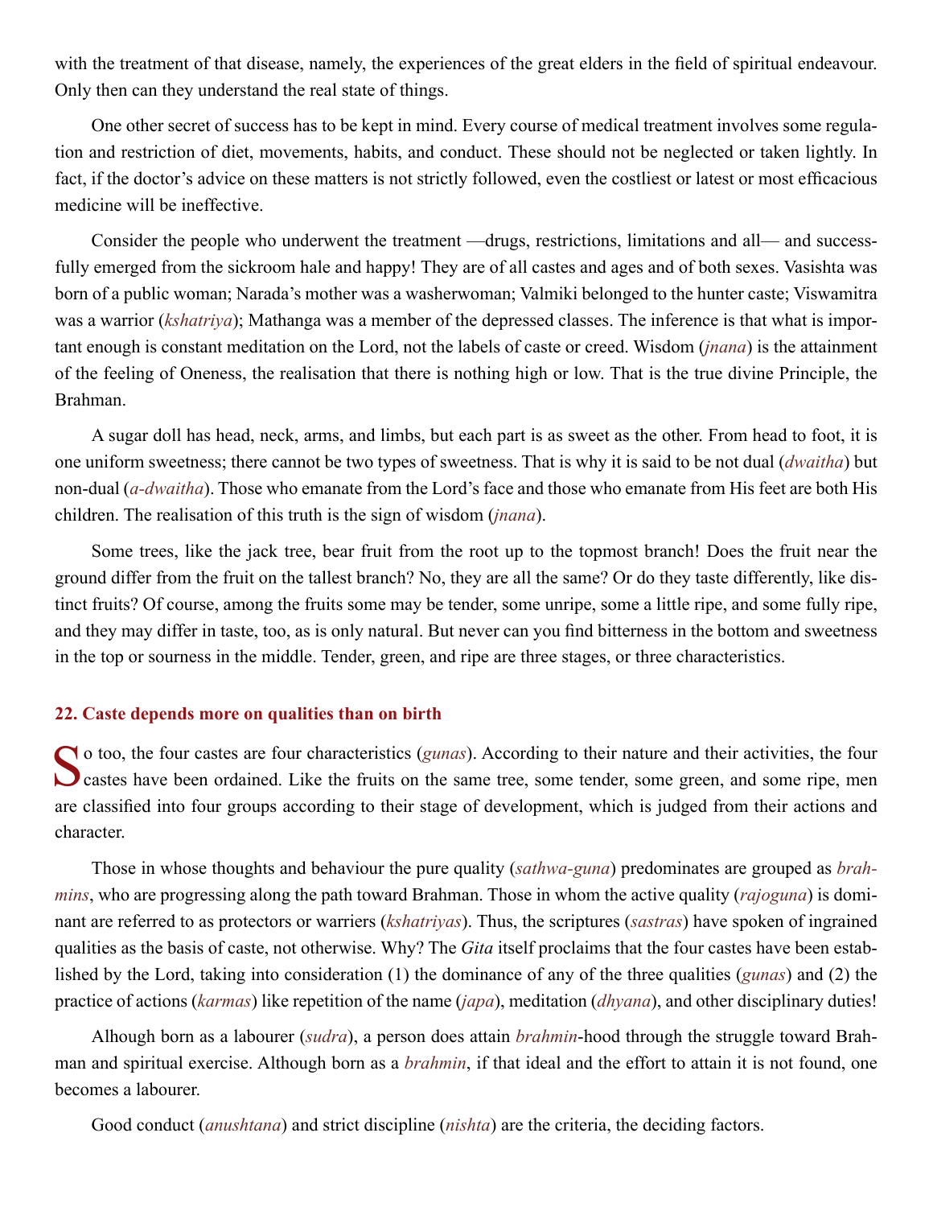with the treatment of that disease, namely, the experiences of the great elders in the field of spiritual endeavour. Only then can they understand the real state of things.

One other secret of success has to be kept in mind. Every course of medical treatment involves some regulation and restriction of diet, movements, habits, and conduct. These should not be neglected or taken lightly. In fact, if the doctor's advice on these matters is not strictly followed, even the costliest or latest or most efficacious medicine will be ineffective.

Consider the people who underwent the treatment —drugs, restrictions, limitations and all— and successfully emerged from the sickroom hale and happy! They are of all castes and ages and of both sexes. Vasishta was born of a public woman; Narada's mother was a washerwoman; Valmiki belonged to the hunter caste; Viswamitra was a warrior (*kshatriya*); Mathanga was a member of the depressed classes. The inference is that what is important enough is constant meditation on the Lord, not the labels of caste or creed. Wisdom (*jnana*) is the attainment of the feeling of Oneness, the realisation that there is nothing high or low. That is the true divine Principle, the Brahman.

A sugar doll has head, neck, arms, and limbs, but each part is as sweet as the other. From head to foot, it is one uniform sweetness; there cannot be two types of sweetness. That is why it is said to be not dual (*dwaitha*) but non-dual (*a-dwaitha*). Those who emanate from the Lord's face and those who emanate from His feet are both His children. The realisation of this truth is the sign of wisdom (*jnana*).

Some trees, like the jack tree, bear fruit from the root up to the topmost branch! Does the fruit near the ground differ from the fruit on the tallest branch? No, they are all the same? Or do they taste differently, like distinct fruits? Of course, among the fruits some may be tender, some unripe, some a little ripe, and some fully ripe, and they may differ in taste, too, as is only natural. But never can you find bitterness in the bottom and sweetness in the top or sourness in the middle. Tender, green, and ripe are three stages, or three characteristics.

## 22. Caste depends more on qualities than on birth

So too, the four castes are four characteristics (*gunas*). According to their nature and their activities, the four castes have been ordained. Like the fruits on the same tree, some tender, some green, and some ripe, men are classified into four groups according to their stage of development, which is judged from their actions and character.

Those in whose thoughts and behaviour the pure quality (*sathwa-guna*) predominates are grouped as *brahmins*, who are progressing along the path toward Brahman. Those in whom the active quality (*rajoguna*) is dominant are referred to as protectors or warriers (*kshatriyas*). Thus, the scriptures (*sastras*) have spoken of ingrained qualities as the basis of caste, not otherwise. Why? The *Gita* itself proclaims that the four castes have been established by the Lord, taking into consideration (1) the dominance of any of the three qualities (*gunas*) and (2) the practice of actions (*karmas*) like repetition of the name (*japa*), meditation (*dhyana*), and other disciplinary duties!

Alhough born as a labourer (*sudra*), a person does attain *brahmin*-hood through the struggle toward Brahman and spiritual exercise. Although born as a *brahmin*, if that ideal and the effort to attain it is not found, one becomes a labourer.

Good conduct (*anushtana*) and strict discipline (*nishta*) are the criteria, the deciding factors.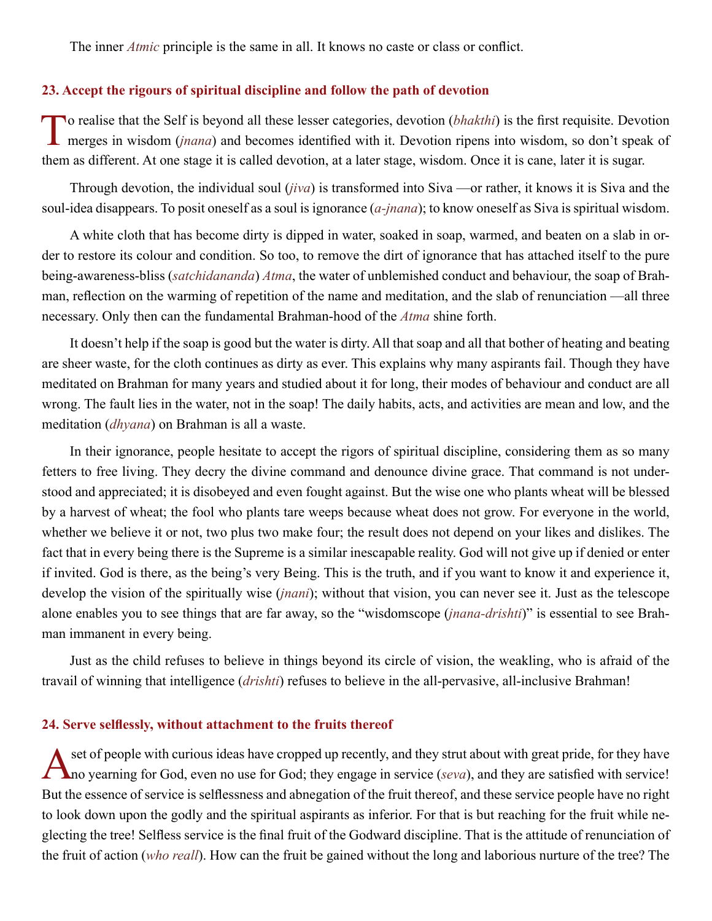The inner *Atmic* principle is the same in all. It knows no caste or class or conflict.

## 23. Accept the rigours of spiritual discipline and follow the path of devotion

To realise that the Self is beyond all these lesser categories, devotion (*bhakthi*) is the first requisite. Devotion merges in wisdom (*jnana*) and becomes identified with it. Devotion ripens into wisdom, so don't speak of them as different. At one stage it is called devotion, at a later stage, wisdom. Once it is cane, later it is sugar.

Through devotion, the individual soul (*jiva*) is transformed into Siva —or rather, it knows it is Siva and the soul-idea disappears. To posit oneself as a soul is ignorance (*a-jnana*); to know oneself as Siva is spiritual wisdom.

A white cloth that has become dirty is dipped in water, soaked in soap, warmed, and beaten on a slab in order to restore its colour and condition. So too, to remove the dirt of ignorance that has attached itself to the pure being-awareness-bliss (*satchidananda*) *Atma*, the water of unblemished conduct and behaviour, the soap of Brahman, reflection on the warming of repetition of the name and meditation, and the slab of renunciation —all three necessary. Only then can the fundamental Brahman-hood of the *Atma* shine forth.

It doesn't help if the soap is good but the water is dirty. All that soap and all that bother of heating and beating are sheer waste, for the cloth continues as dirty as ever. This explains why many aspirants fail. Though they have meditated on Brahman for many years and studied about it for long, their modes of behaviour and conduct are all wrong. The fault lies in the water, not in the soap! The daily habits, acts, and activities are mean and low, and the meditation (*dhyana*) on Brahman is all a waste.

In their ignorance, people hesitate to accept the rigors of spiritual discipline, considering them as so many fetters to free living. They decry the divine command and denounce divine grace. That command is not understood and appreciated; it is disobeyed and even fought against. But the wise one who plants wheat will be blessed by a harvest of wheat; the fool who plants tare weeps because wheat does not grow. For everyone in the world, whether we believe it or not, two plus two make four; the result does not depend on your likes and dislikes. The fact that in every being there is the Supreme is a similar inescapable reality. God will not give up if denied or enter if invited. God is there, as the being's very Being. This is the truth, and if you want to know it and experience it, develop the vision of the spiritually wise (*jnani*); without that vision, you can never see it. Just as the telescope alone enables you to see things that are far away, so the "wisdomscope (*jnana-drishti*)" is essential to see Brahman immanent in every being.

Just as the child refuses to believe in things beyond its circle of vision, the weakling, who is afraid of the travail of winning that intelligence (*drishti*) refuses to believe in the all-pervasive, all-inclusive Brahman!

## 24. Serve selflessly, without attachment to the fruits thereof

A set of people with curious ideas have cropped up recently, and they strut about with great pride, for they have no yearning for God, even no use for God; they engage in service (*seva*), and they are satisfied with service! But the essence of service is selflessness and abnegation of the fruit thereof, and these service people have no right to look down upon the godly and the spiritual aspirants as inferior. For that is but reaching for the fruit while neglecting the tree! Selfless service is the final fruit of the Godward discipline. That is the attitude of renunciation of the fruit of action (*who reall*). How can the fruit be gained without the long and laborious nurture of the tree? The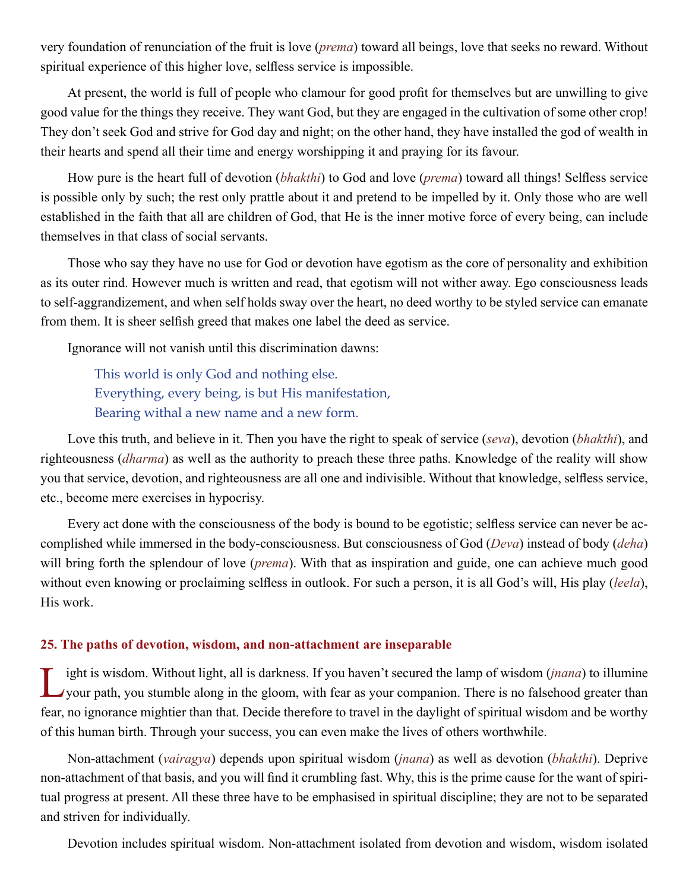very foundation of renunciation of the fruit is love (*prema*) toward all beings, love that seeks no reward. Without spiritual experience of this higher love, selfless service is impossible.

At present, the world is full of people who clamour for good profit for themselves but are unwilling to give good value for the things they receive. They want God, but they are engaged in the cultivation of some other crop! They don't seek God and strive for God day and night; on the other hand, they have installed the god of wealth in their hearts and spend all their time and energy worshipping it and praying for its favour.

How pure is the heart full of devotion (*bhakthi*) to God and love (*prema*) toward all things! Selfless service is possible only by such; the rest only prattle about it and pretend to be impelled by it. Only those who are well established in the faith that all are children of God, that He is the inner motive force of every being, can include themselves in that class of social servants.

Those who say they have no use for God or devotion have egotism as the core of personality and exhibition as its outer rind. However much is written and read, that egotism will not wither away. Ego consciousness leads to self-aggrandizement, and when self holds sway over the heart, no deed worthy to be styled service can emanate from them. It is sheer selfish greed that makes one label the deed as service.

Ignorance will not vanish until this discrimination dawns:

> This world is only God and nothing else.
> Everything, every being, is but His manifestation,
> Bearing withal a new name and a new form.

Love this truth, and believe in it. Then you have the right to speak of service (*seva*), devotion (*bhakthi*), and righteousness (*dharma*) as well as the authority to preach these three paths. Knowledge of the reality will show you that service, devotion, and righteousness are all one and indivisible. Without that knowledge, selfless service, etc., become mere exercises in hypocrisy.

Every act done with the consciousness of the body is bound to be egotistic; selfless service can never be accomplished while immersed in the body-consciousness. But consciousness of God (*Deva*) instead of body (*deha*) will bring forth the splendour of love (*prema*). With that as inspiration and guide, one can achieve much good without even knowing or proclaiming selfless in outlook. For such a person, it is all God's will, His play (*leela*), His work.

## 25. The paths of devotion, wisdom, and non-attachment are inseparable

Light is wisdom. Without light, all is darkness. If you haven't secured the lamp of wisdom (*jnana*) to illumine your path, you stumble along in the gloom, with fear as your companion. There is no falsehood greater than fear, no ignorance mightier than that. Decide therefore to travel in the daylight of spiritual wisdom and be worthy of this human birth. Through your success, you can even make the lives of others worthwhile.

Non-attachment (*vairagya*) depends upon spiritual wisdom (*jnana*) as well as devotion (*bhakthi*). Deprive non-attachment of that basis, and you will find it crumbling fast. Why, this is the prime cause for the want of spiritual progress at present. All these three have to be emphasised in spiritual discipline; they are not to be separated and striven for individually.

Devotion includes spiritual wisdom. Non-attachment isolated from devotion and wisdom, wisdom isolated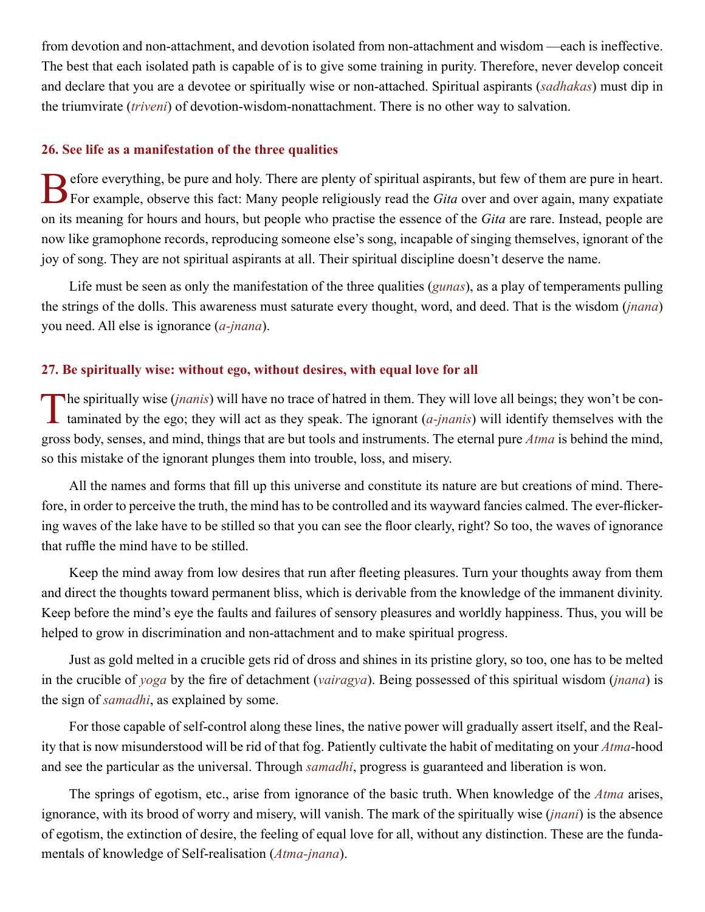from devotion and non-attachment, and devotion isolated from non-attachment and wisdom —each is ineffective. The best that each isolated path is capable of is to give some training in purity. Therefore, never develop conceit and declare that you are a devotee or spiritually wise or non-attached. Spiritual aspirants (*sadhakas*) must dip in the triumvirate (*triveni*) of devotion-wisdom-nonattachment. There is no other way to salvation.

### 26. See life as a manifestation of the three qualities

Before everything, be pure and holy. There are plenty of spiritual aspirants, but few of them are pure in heart. For example, observe this fact: Many people religiously read the *Gita* over and over again, many expatiate on its meaning for hours and hours, but people who practise the essence of the *Gita* are rare. Instead, people are now like gramophone records, reproducing someone else's song, incapable of singing themselves, ignorant of the joy of song. They are not spiritual aspirants at all. Their spiritual discipline doesn't deserve the name.

Life must be seen as only the manifestation of the three qualities (*gunas*), as a play of temperaments pulling the strings of the dolls. This awareness must saturate every thought, word, and deed. That is the wisdom (*jnana*) you need. All else is ignorance (*a-jnana*).

### 27. Be spiritually wise: without ego, without desires, with equal love for all

The spiritually wise (*jnanis*) will have no trace of hatred in them. They will love all beings; they won't be contaminated by the ego; they will act as they speak. The ignorant (*a-jnanis*) will identify themselves with the gross body, senses, and mind, things that are but tools and instruments. The eternal pure *Atma* is behind the mind, so this mistake of the ignorant plunges them into trouble, loss, and misery.

All the names and forms that fill up this universe and constitute its nature are but creations of mind. Therefore, in order to perceive the truth, the mind has to be controlled and its wayward fancies calmed. The ever-flickering waves of the lake have to be stilled so that you can see the floor clearly, right? So too, the waves of ignorance that ruffle the mind have to be stilled.

Keep the mind away from low desires that run after fleeting pleasures. Turn your thoughts away from them and direct the thoughts toward permanent bliss, which is derivable from the knowledge of the immanent divinity. Keep before the mind's eye the faults and failures of sensory pleasures and worldly happiness. Thus, you will be helped to grow in discrimination and non-attachment and to make spiritual progress.

Just as gold melted in a crucible gets rid of dross and shines in its pristine glory, so too, one has to be melted in the crucible of *yoga* by the fire of detachment (*vairagya*). Being possessed of this spiritual wisdom (*jnana*) is the sign of *samadhi*, as explained by some.

For those capable of self-control along these lines, the native power will gradually assert itself, and the Reality that is now misunderstood will be rid of that fog. Patiently cultivate the habit of meditating on your *Atma*-hood and see the particular as the universal. Through *samadhi*, progress is guaranteed and liberation is won.

The springs of egotism, etc., arise from ignorance of the basic truth. When knowledge of the *Atma* arises, ignorance, with its brood of worry and misery, will vanish. The mark of the spiritually wise (*jnani*) is the absence of egotism, the extinction of desire, the feeling of equal love for all, without any distinction. These are the fundamentals of knowledge of Self-realisation (*Atma-jnana*).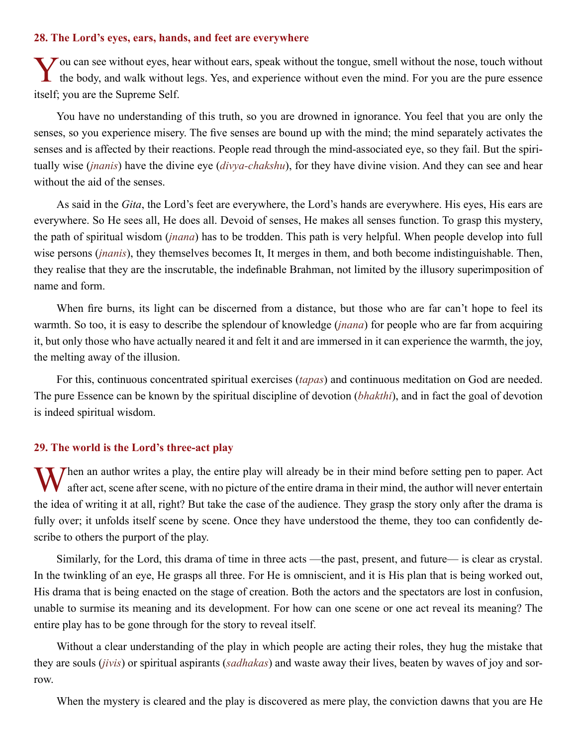### 28. The Lord's eyes, ears, hands, and feet are everywhere

You can see without eyes, hear without ears, speak without the tongue, smell without the nose, touch without the body, and walk without legs. Yes, and experience without even the mind. For you are the pure essence itself; you are the Supreme Self.

You have no understanding of this truth, so you are drowned in ignorance. You feel that you are only the senses, so you experience misery. The five senses are bound up with the mind; the mind separately activates the senses and is affected by their reactions. People read through the mind-associated eye, so they fail. But the spiritually wise (*jnanis*) have the divine eye (*divya-chakshu*), for they have divine vision. And they can see and hear without the aid of the senses.

As said in the *Gita*, the Lord's feet are everywhere, the Lord's hands are everywhere. His eyes, His ears are everywhere. So He sees all, He does all. Devoid of senses, He makes all senses function. To grasp this mystery, the path of spiritual wisdom (*jnana*) has to be trodden. This path is very helpful. When people develop into full wise persons (*jnanis*), they themselves becomes It, It merges in them, and both become indistinguishable. Then, they realise that they are the inscrutable, the indefinable Brahman, not limited by the illusory superimposition of name and form.

When fire burns, its light can be discerned from a distance, but those who are far can't hope to feel its warmth. So too, it is easy to describe the splendour of knowledge (*jnana*) for people who are far from acquiring it, but only those who have actually neared it and felt it and are immersed in it can experience the warmth, the joy, the melting away of the illusion.

For this, continuous concentrated spiritual exercises (*tapas*) and continuous meditation on God are needed. The pure Essence can be known by the spiritual discipline of devotion (*bhakthi*), and in fact the goal of devotion is indeed spiritual wisdom.

### 29. The world is the Lord's three-act play

When an author writes a play, the entire play will already be in their mind before setting pen to paper. Act after act, scene after scene, with no picture of the entire drama in their mind, the author will never entertain the idea of writing it at all, right? But take the case of the audience. They grasp the story only after the drama is fully over; it unfolds itself scene by scene. Once they have understood the theme, they too can confidently describe to others the purport of the play.

Similarly, for the Lord, this drama of time in three acts —the past, present, and future— is clear as crystal. In the twinkling of an eye, He grasps all three. For He is omniscient, and it is His plan that is being worked out, His drama that is being enacted on the stage of creation. Both the actors and the spectators are lost in confusion, unable to surmise its meaning and its development. For how can one scene or one act reveal its meaning? The entire play has to be gone through for the story to reveal itself.

Without a clear understanding of the play in which people are acting their roles, they hug the mistake that they are souls (*jivis*) or spiritual aspirants (*sadhakas*) and waste away their lives, beaten by waves of joy and sorrow.

When the mystery is cleared and the play is discovered as mere play, the conviction dawns that you are He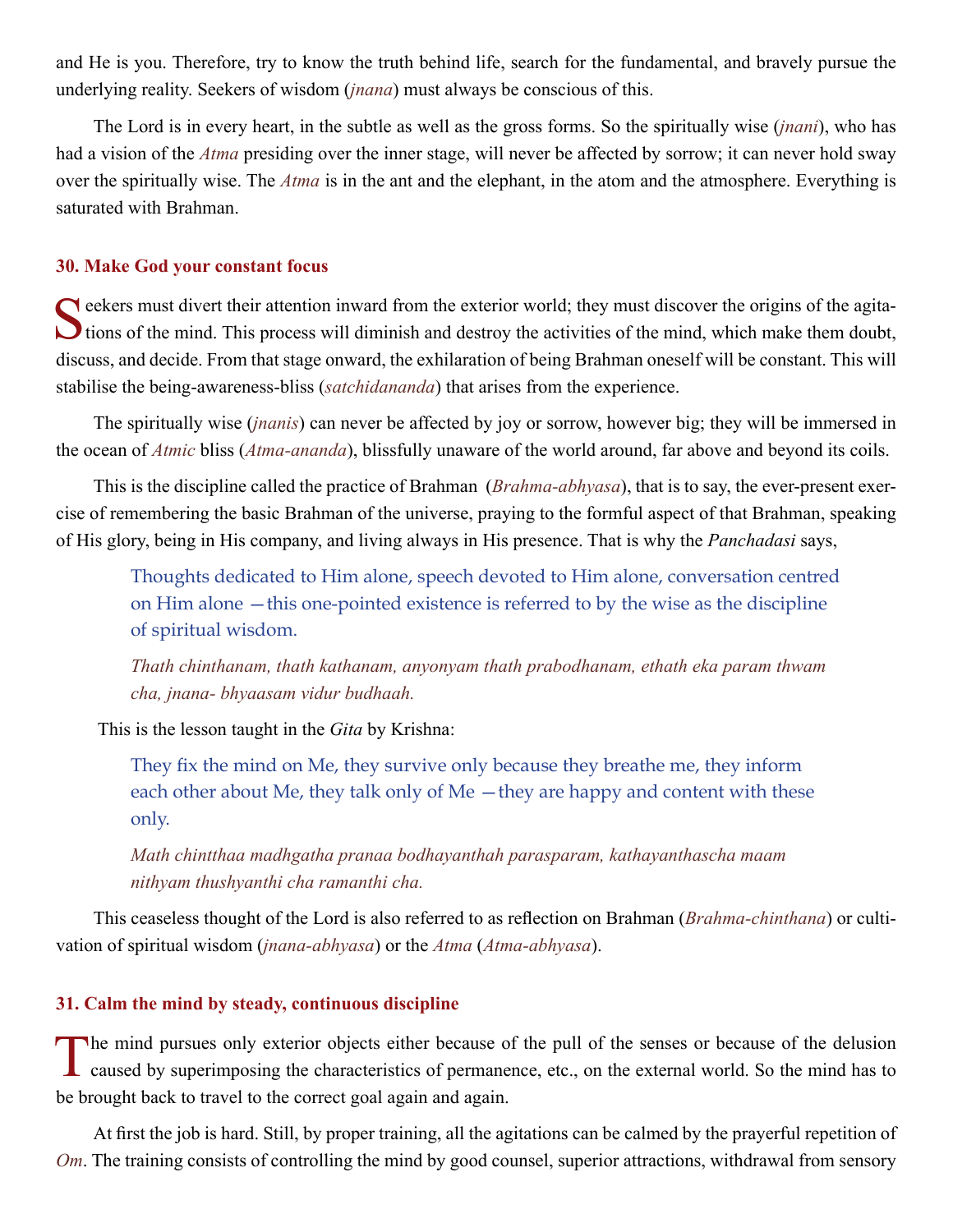and He is you. Therefore, try to know the truth behind life, search for the fundamental, and bravely pursue the underlying reality. Seekers of wisdom (*jnana*) must always be conscious of this.

The Lord is in every heart, in the subtle as well as the gross forms. So the spiritually wise (*jnani*), who has had a vision of the *Atma* presiding over the inner stage, will never be affected by sorrow; it can never hold sway over the spiritually wise. The *Atma* is in the ant and the elephant, in the atom and the atmosphere. Everything is saturated with Brahman.

### 30. Make God your constant focus

Seekers must divert their attention inward from the exterior world; they must discover the origins of the agitations of the mind. This process will diminish and destroy the activities of the mind, which make them doubt, discuss, and decide. From that stage onward, the exhilaration of being Brahman oneself will be constant. This will stabilise the being-awareness-bliss (*satchidananda*) that arises from the experience.

The spiritually wise (*jnanis*) can never be affected by joy or sorrow, however big; they will be immersed in the ocean of *Atmic* bliss (*Atma-ananda*), blissfully unaware of the world around, far above and beyond its coils.

This is the discipline called the practice of Brahman (*Brahma-abhyasa*), that is to say, the ever-present exercise of remembering the basic Brahman of the universe, praying to the formful aspect of that Brahman, speaking of His glory, being in His company, and living always in His presence. That is why the *Panchadasi* says,

> Thoughts dedicated to Him alone, speech devoted to Him alone, conversation centred on Him alone —this one-pointed existence is referred to by the wise as the discipline of spiritual wisdom.
>
> *Thath chinthanam, thath kathanam, anyonyam thath prabodhanam, ethath eka param thwam cha, jnana- bhyaasam vidur budhaah.*

This is the lesson taught in the *Gita* by Krishna:

> They fix the mind on Me, they survive only because they breathe me, they inform each other about Me, they talk only of Me —they are happy and content with these only.
>
> *Math chintthaa madhgatha pranaa bodhayanthah parasparam, kathayanthascha maam nithyam thushyanthi cha ramanthi cha.*

This ceaseless thought of the Lord is also referred to as reflection on Brahman (*Brahma-chinthana*) or cultivation of spiritual wisdom (*jnana-abhyasa*) or the *Atma* (*Atma-abhyasa*).

### 31. Calm the mind by steady, continuous discipline

The mind pursues only exterior objects either because of the pull of the senses or because of the delusion caused by superimposing the characteristics of permanence, etc., on the external world. So the mind has to be brought back to travel to the correct goal again and again.

At first the job is hard. Still, by proper training, all the agitations can be calmed by the prayerful repetition of *Om*. The training consists of controlling the mind by good counsel, superior attractions, withdrawal from sensory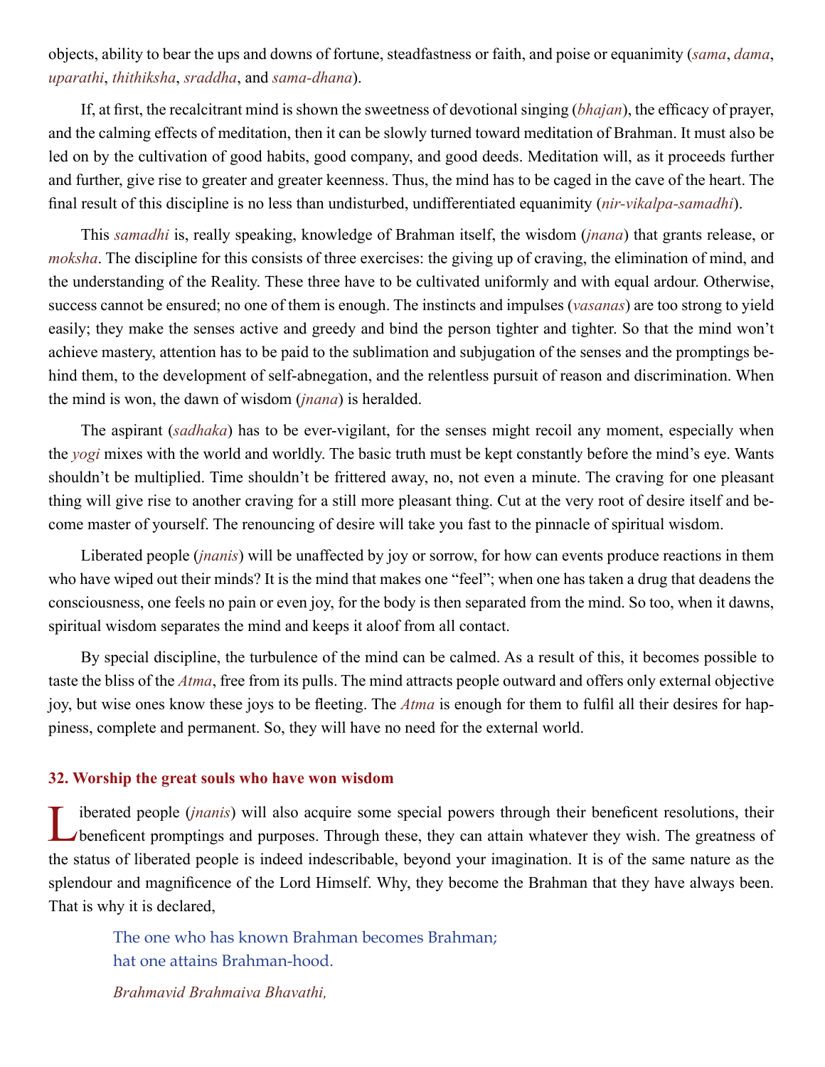objects, ability to bear the ups and downs of fortune, steadfastness or faith, and poise or equanimity (*sama*, *dama*, *uparathi*, *thithiksha*, *sraddha*, and *sama-dhana*).

If, at first, the recalcitrant mind is shown the sweetness of devotional singing (*bhajan*), the efficacy of prayer, and the calming effects of meditation, then it can be slowly turned toward meditation of Brahman. It must also be led on by the cultivation of good habits, good company, and good deeds. Meditation will, as it proceeds further and further, give rise to greater and greater keenness. Thus, the mind has to be caged in the cave of the heart. The final result of this discipline is no less than undisturbed, undifferentiated equanimity (*nir-vikalpa-samadhi*).

This *samadhi* is, really speaking, knowledge of Brahman itself, the wisdom (*jnana*) that grants release, or *moksha*. The discipline for this consists of three exercises: the giving up of craving, the elimination of mind, and the understanding of the Reality. These three have to be cultivated uniformly and with equal ardour. Otherwise, success cannot be ensured; no one of them is enough. The instincts and impulses (*vasanas*) are too strong to yield easily; they make the senses active and greedy and bind the person tighter and tighter. So that the mind won't achieve mastery, attention has to be paid to the sublimation and subjugation of the senses and the promptings behind them, to the development of self-abnegation, and the relentless pursuit of reason and discrimination. When the mind is won, the dawn of wisdom (*jnana*) is heralded.

The aspirant (*sadhaka*) has to be ever-vigilant, for the senses might recoil any moment, especially when the *yogi* mixes with the world and worldly. The basic truth must be kept constantly before the mind's eye. Wants shouldn't be multiplied. Time shouldn't be frittered away, no, not even a minute. The craving for one pleasant thing will give rise to another craving for a still more pleasant thing. Cut at the very root of desire itself and become master of yourself. The renouncing of desire will take you fast to the pinnacle of spiritual wisdom.

Liberated people (*jnanis*) will be unaffected by joy or sorrow, for how can events produce reactions in them who have wiped out their minds? It is the mind that makes one "feel"; when one has taken a drug that deadens the consciousness, one feels no pain or even joy, for the body is then separated from the mind. So too, when it dawns, spiritual wisdom separates the mind and keeps it aloof from all contact.

By special discipline, the turbulence of the mind can be calmed. As a result of this, it becomes possible to taste the bliss of the *Atma*, free from its pulls. The mind attracts people outward and offers only external objective joy, but wise ones know these joys to be fleeting. The *Atma* is enough for them to fulfil all their desires for happiness, complete and permanent. So, they will have no need for the external world.

## 32. Worship the great souls who have won wisdom

Liberated people (*jnanis*) will also acquire some special powers through their beneficent resolutions, their beneficent promptings and purposes. Through these, they can attain whatever they wish. The greatness of the status of liberated people is indeed indescribable, beyond your imagination. It is of the same nature as the splendour and magnificence of the Lord Himself. Why, they become the Brahman that they have always been. That is why it is declared,

> The one who has known Brahman becomes Brahman;
> hat one attains Brahman-hood.
>
> *Brahmavid Brahmaiva Bhavathi,*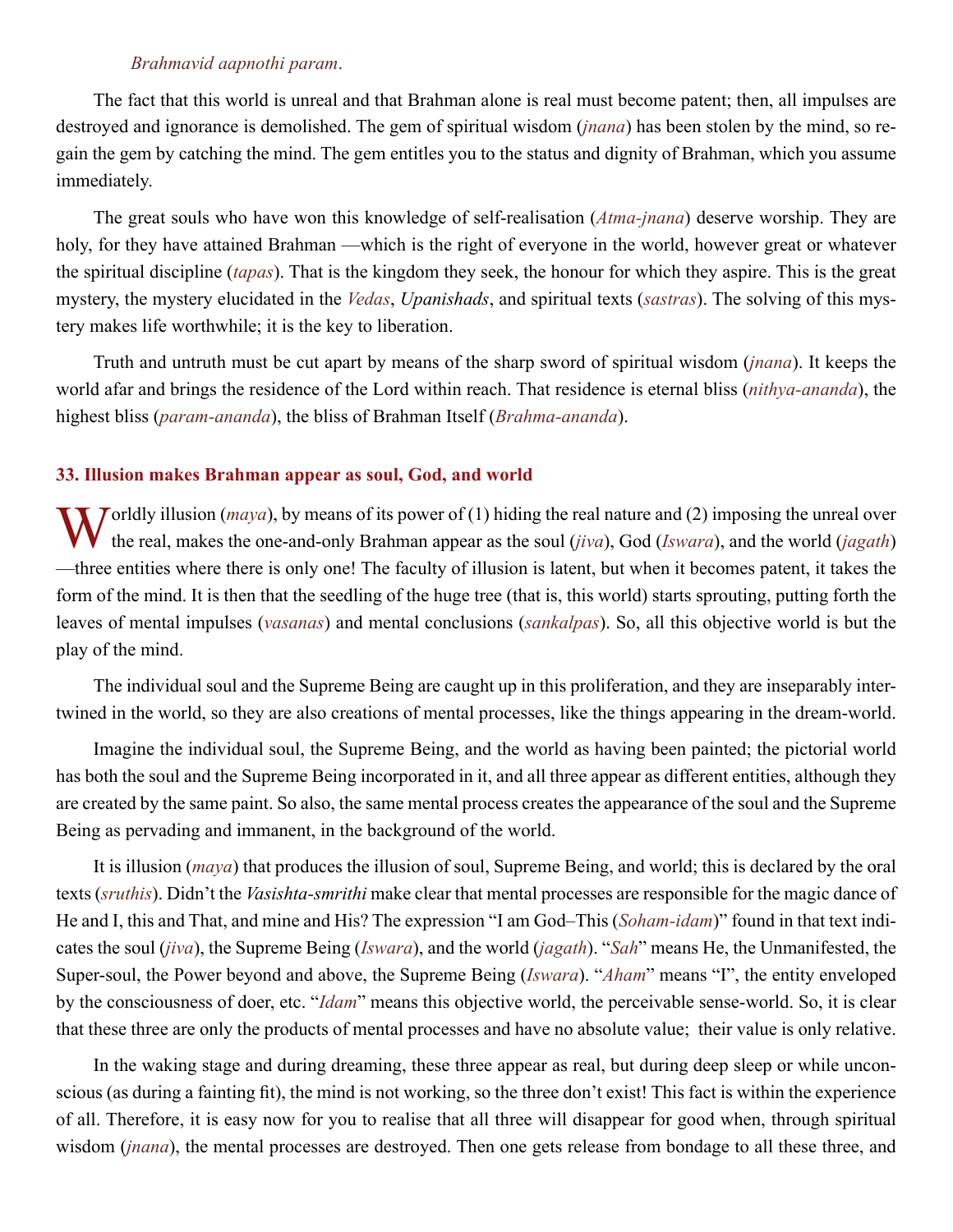*Brahmavid aapnothi param*.

The fact that this world is unreal and that Brahman alone is real must become patent; then, all impulses are destroyed and ignorance is demolished. The gem of spiritual wisdom (*jnana*) has been stolen by the mind, so regain the gem by catching the mind. The gem entitles you to the status and dignity of Brahman, which you assume immediately.

The great souls who have won this knowledge of self-realisation (*Atma-jnana*) deserve worship. They are holy, for they have attained Brahman —which is the right of everyone in the world, however great or whatever the spiritual discipline (*tapas*). That is the kingdom they seek, the honour for which they aspire. This is the great mystery, the mystery elucidated in the *Vedas*, *Upanishads*, and spiritual texts (*sastras*). The solving of this mystery makes life worthwhile; it is the key to liberation.

Truth and untruth must be cut apart by means of the sharp sword of spiritual wisdom (*jnana*). It keeps the world afar and brings the residence of the Lord within reach. That residence is eternal bliss (*nithya-ananda*), the highest bliss (*param-ananda*), the bliss of Brahman Itself (*Brahma-ananda*).

## 33. Illusion makes Brahman appear as soul, God, and world

Worldly illusion (*maya*), by means of its power of (1) hiding the real nature and (2) imposing the unreal over the real, makes the one-and-only Brahman appear as the soul (*jiva*), God (*Iswara*), and the world (*jagath*) —three entities where there is only one! The faculty of illusion is latent, but when it becomes patent, it takes the form of the mind. It is then that the seedling of the huge tree (that is, this world) starts sprouting, putting forth the leaves of mental impulses (*vasanas*) and mental conclusions (*sankalpas*). So, all this objective world is but the play of the mind.

The individual soul and the Supreme Being are caught up in this proliferation, and they are inseparably intertwined in the world, so they are also creations of mental processes, like the things appearing in the dream-world.

Imagine the individual soul, the Supreme Being, and the world as having been painted; the pictorial world has both the soul and the Supreme Being incorporated in it, and all three appear as different entities, although they are created by the same paint. So also, the same mental process creates the appearance of the soul and the Supreme Being as pervading and immanent, in the background of the world.

It is illusion (*maya*) that produces the illusion of soul, Supreme Being, and world; this is declared by the oral texts (*sruthis*). Didn't the *Vasishta-smrithi* make clear that mental processes are responsible for the magic dance of He and I, this and That, and mine and His? The expression "I am God–This (*Soham-idam*)" found in that text indicates the soul (*jiva*), the Supreme Being (*Iswara*), and the world (*jagath*). "*Sah*" means He, the Unmanifested, the Super-soul, the Power beyond and above, the Supreme Being (*Iswara*). "*Aham*" means "I", the entity enveloped by the consciousness of doer, etc. "*Idam*" means this objective world, the perceivable sense-world. So, it is clear that these three are only the products of mental processes and have no absolute value; their value is only relative.

In the waking stage and during dreaming, these three appear as real, but during deep sleep or while unconscious (as during a fainting fit), the mind is not working, so the three don't exist! This fact is within the experience of all. Therefore, it is easy now for you to realise that all three will disappear for good when, through spiritual wisdom (*jnana*), the mental processes are destroyed. Then one gets release from bondage to all these three, and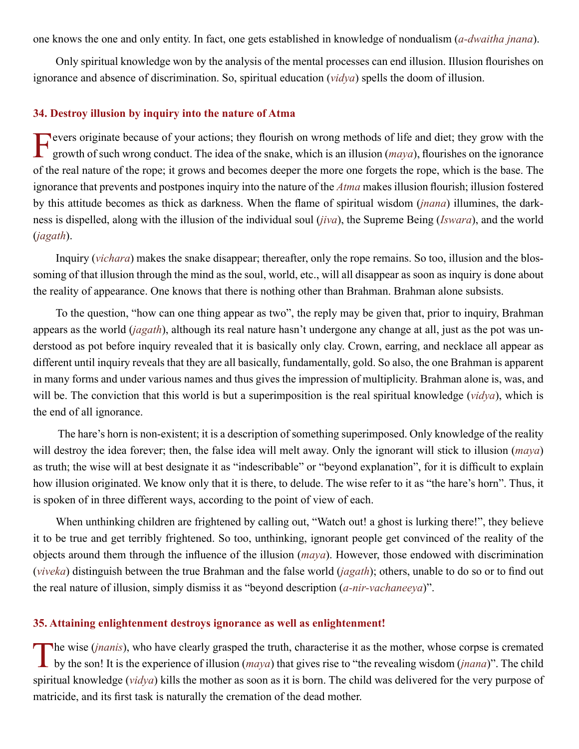one knows the one and only entity. In fact, one gets established in knowledge of nondualism (*a-dwaitha jnana*).

Only spiritual knowledge won by the analysis of the mental processes can end illusion. Illusion flourishes on ignorance and absence of discrimination. So, spiritual education (*vidya*) spells the doom of illusion.

### 34. Destroy illusion by inquiry into the nature of Atma

Fevers originate because of your actions; they flourish on wrong methods of life and diet; they grow with the growth of such wrong conduct. The idea of the snake, which is an illusion (*maya*), flourishes on the ignorance of the real nature of the rope; it grows and becomes deeper the more one forgets the rope, which is the base. The ignorance that prevents and postpones inquiry into the nature of the *Atma* makes illusion flourish; illusion fostered by this attitude becomes as thick as darkness. When the flame of spiritual wisdom (*jnana*) illumines, the darkness is dispelled, along with the illusion of the individual soul (*jiva*), the Supreme Being (*Iswara*), and the world (*jagath*).

Inquiry (*vichara*) makes the snake disappear; thereafter, only the rope remains. So too, illusion and the blossoming of that illusion through the mind as the soul, world, etc., will all disappear as soon as inquiry is done about the reality of appearance. One knows that there is nothing other than Brahman. Brahman alone subsists.

To the question, "how can one thing appear as two", the reply may be given that, prior to inquiry, Brahman appears as the world (*jagath*), although its real nature hasn't undergone any change at all, just as the pot was understood as pot before inquiry revealed that it is basically only clay. Crown, earring, and necklace all appear as different until inquiry reveals that they are all basically, fundamentally, gold. So also, the one Brahman is apparent in many forms and under various names and thus gives the impression of multiplicity. Brahman alone is, was, and will be. The conviction that this world is but a superimposition is the real spiritual knowledge (*vidya*), which is the end of all ignorance.

The hare's horn is non-existent; it is a description of something superimposed. Only knowledge of the reality will destroy the idea forever; then, the false idea will melt away. Only the ignorant will stick to illusion (*maya*) as truth; the wise will at best designate it as "indescribable" or "beyond explanation", for it is difficult to explain how illusion originated. We know only that it is there, to delude. The wise refer to it as "the hare's horn". Thus, it is spoken of in three different ways, according to the point of view of each.

When unthinking children are frightened by calling out, "Watch out! a ghost is lurking there!", they believe it to be true and get terribly frightened. So too, unthinking, ignorant people get convinced of the reality of the objects around them through the influence of the illusion (*maya*). However, those endowed with discrimination (*viveka*) distinguish between the true Brahman and the false world (*jagath*); others, unable to do so or to find out the real nature of illusion, simply dismiss it as "beyond description (*a-nir-vachaneeya*)".

### 35. Attaining enlightenment destroys ignorance as well as enlightenment!

The wise (*jnanis*), who have clearly grasped the truth, characterise it as the mother, whose corpse is cremated by the son! It is the experience of illusion (*maya*) that gives rise to "the revealing wisdom (*jnana*)". The child spiritual knowledge (*vidya*) kills the mother as soon as it is born. The child was delivered for the very purpose of matricide, and its first task is naturally the cremation of the dead mother.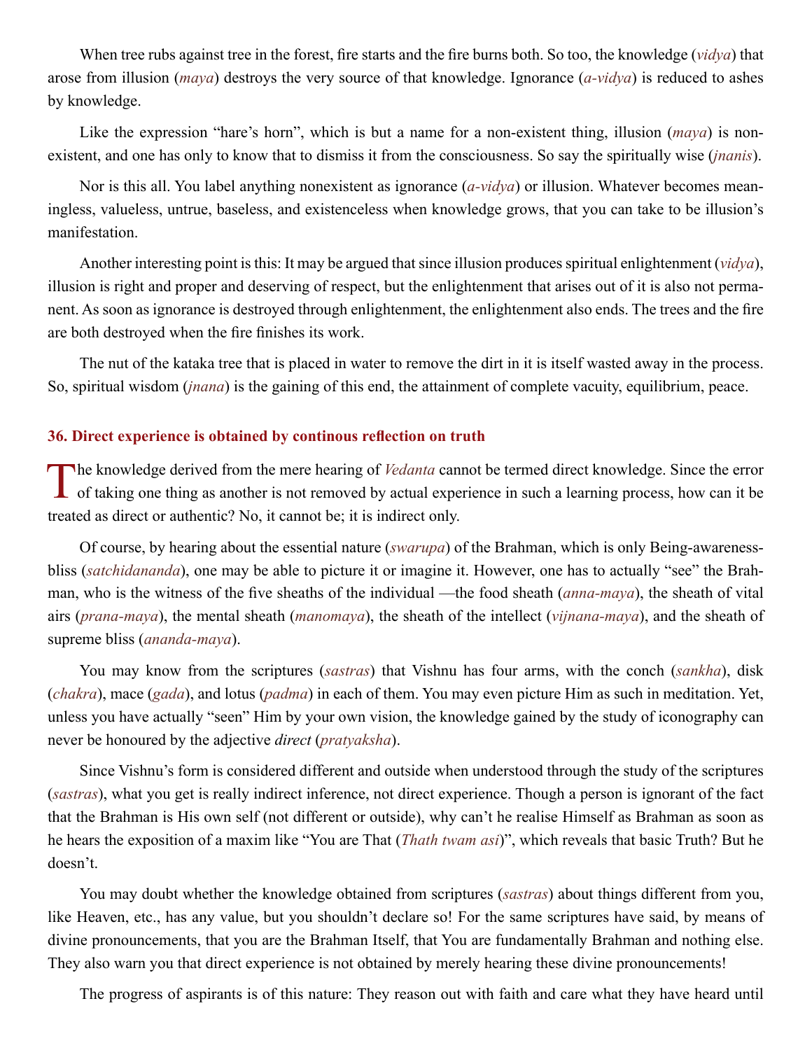When tree rubs against tree in the forest, fire starts and the fire burns both. So too, the knowledge (*vidya*) that arose from illusion (*maya*) destroys the very source of that knowledge. Ignorance (*a-vidya*) is reduced to ashes by knowledge.

Like the expression "hare's horn", which is but a name for a non-existent thing, illusion (*maya*) is non-existent, and one has only to know that to dismiss it from the consciousness. So say the spiritually wise (*jnanis*).

Nor is this all. You label anything nonexistent as ignorance (*a-vidya*) or illusion. Whatever becomes meaningless, valueless, untrue, baseless, and existenceless when knowledge grows, that you can take to be illusion's manifestation.

Another interesting point is this: It may be argued that since illusion produces spiritual enlightenment (*vidya*), illusion is right and proper and deserving of respect, but the enlightenment that arises out of it is also not permanent. As soon as ignorance is destroyed through enlightenment, the enlightenment also ends. The trees and the fire are both destroyed when the fire finishes its work.

The nut of the kataka tree that is placed in water to remove the dirt in it is itself wasted away in the process. So, spiritual wisdom (*jnana*) is the gaining of this end, the attainment of complete vacuity, equilibrium, peace.

### 36. Direct experience is obtained by continous reflection on truth

The knowledge derived from the mere hearing of *Vedanta* cannot be termed direct knowledge. Since the error of taking one thing as another is not removed by actual experience in such a learning process, how can it be treated as direct or authentic? No, it cannot be; it is indirect only.

Of course, by hearing about the essential nature (*swarupa*) of the Brahman, which is only Being-awareness-bliss (*satchidananda*), one may be able to picture it or imagine it. However, one has to actually "see" the Brahman, who is the witness of the five sheaths of the individual —the food sheath (*anna-maya*), the sheath of vital airs (*prana-maya*), the mental sheath (*manomaya*), the sheath of the intellect (*vijnana-maya*), and the sheath of supreme bliss (*ananda-maya*).

You may know from the scriptures (*sastras*) that Vishnu has four arms, with the conch (*sankha*), disk (*chakra*), mace (*gada*), and lotus (*padma*) in each of them. You may even picture Him as such in meditation. Yet, unless you have actually "seen" Him by your own vision, the knowledge gained by the study of iconography can never be honoured by the adjective *direct* (*pratyaksha*).

Since Vishnu's form is considered different and outside when understood through the study of the scriptures (*sastras*), what you get is really indirect inference, not direct experience. Though a person is ignorant of the fact that the Brahman is His own self (not different or outside), why can't he realise Himself as Brahman as soon as he hears the exposition of a maxim like "You are That (*Thath twam asi*)", which reveals that basic Truth? But he doesn't.

You may doubt whether the knowledge obtained from scriptures (*sastras*) about things different from you, like Heaven, etc., has any value, but you shouldn't declare so! For the same scriptures have said, by means of divine pronouncements, that you are the Brahman Itself, that You are fundamentally Brahman and nothing else. They also warn you that direct experience is not obtained by merely hearing these divine pronouncements!

The progress of aspirants is of this nature: They reason out with faith and care what they have heard until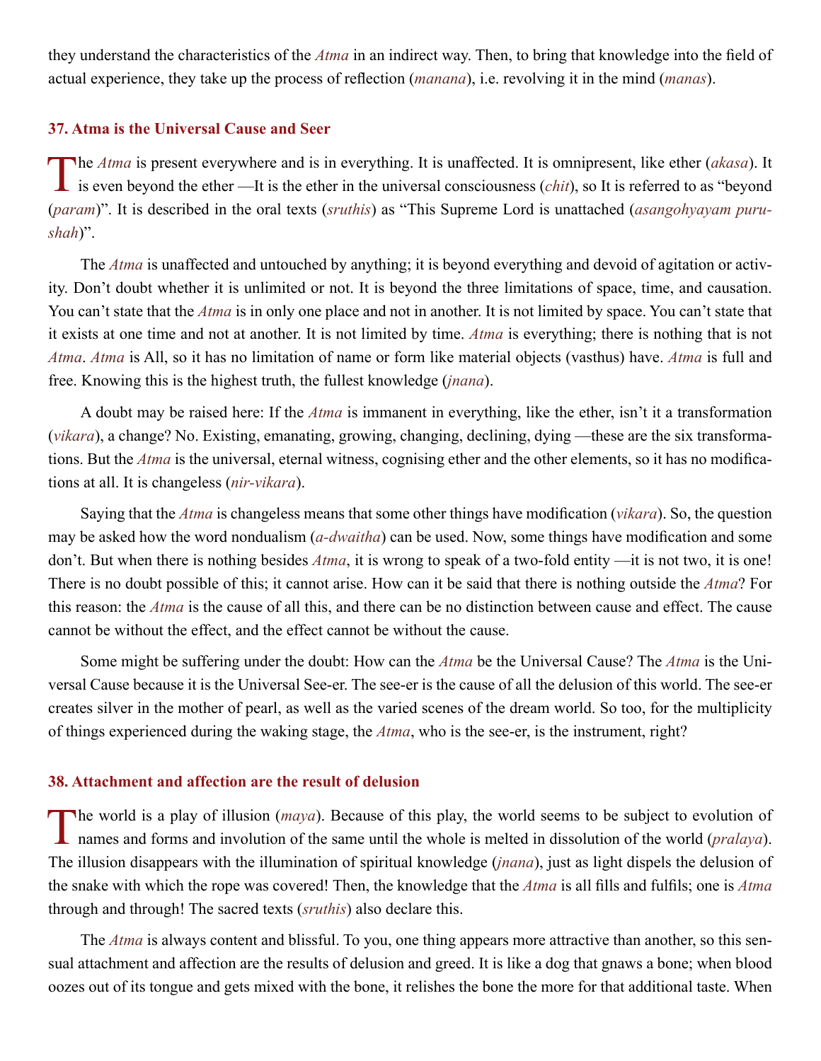they understand the characteristics of the *Atma* in an indirect way. Then, to bring that knowledge into the field of actual experience, they take up the process of reflection (*manana*), i.e. revolving it in the mind (*manas*).

### 37. Atma is the Universal Cause and Seer

The *Atma* is present everywhere and is in everything. It is unaffected. It is omnipresent, like ether (*akasa*). It is even beyond the ether —It is the ether in the universal consciousness (*chit*), so It is referred to as "beyond (*param*)". It is described in the oral texts (*sruthis*) as "This Supreme Lord is unattached (*asangohyayam purushah*)".

The *Atma* is unaffected and untouched by anything; it is beyond everything and devoid of agitation or activity. Don't doubt whether it is unlimited or not. It is beyond the three limitations of space, time, and causation. You can't state that the *Atma* is in only one place and not in another. It is not limited by space. You can't state that it exists at one time and not at another. It is not limited by time. *Atma* is everything; there is nothing that is not *Atma*. *Atma* is All, so it has no limitation of name or form like material objects (vasthus) have. *Atma* is full and free. Knowing this is the highest truth, the fullest knowledge (*jnana*).

A doubt may be raised here: If the *Atma* is immanent in everything, like the ether, isn't it a transformation (*vikara*), a change? No. Existing, emanating, growing, changing, declining, dying —these are the six transformations. But the *Atma* is the universal, eternal witness, cognising ether and the other elements, so it has no modifications at all. It is changeless (*nir-vikara*).

Saying that the *Atma* is changeless means that some other things have modification (*vikara*). So, the question may be asked how the word nondualism (*a-dwaitha*) can be used. Now, some things have modification and some don't. But when there is nothing besides *Atma*, it is wrong to speak of a two-fold entity —it is not two, it is one! There is no doubt possible of this; it cannot arise. How can it be said that there is nothing outside the *Atma*? For this reason: the *Atma* is the cause of all this, and there can be no distinction between cause and effect. The cause cannot be without the effect, and the effect cannot be without the cause.

Some might be suffering under the doubt: How can the *Atma* be the Universal Cause? The *Atma* is the Universal Cause because it is the Universal See-er. The see-er is the cause of all the delusion of this world. The see-er creates silver in the mother of pearl, as well as the varied scenes of the dream world. So too, for the multiplicity of things experienced during the waking stage, the *Atma*, who is the see-er, is the instrument, right?

### 38. Attachment and affection are the result of delusion

The world is a play of illusion (*maya*). Because of this play, the world seems to be subject to evolution of names and forms and involution of the same until the whole is melted in dissolution of the world (*pralaya*). The illusion disappears with the illumination of spiritual knowledge (*jnana*), just as light dispels the delusion of the snake with which the rope was covered! Then, the knowledge that the *Atma* is all fills and fulfils; one is *Atma* through and through! The sacred texts (*sruthis*) also declare this.

The *Atma* is always content and blissful. To you, one thing appears more attractive than another, so this sensual attachment and affection are the results of delusion and greed. It is like a dog that gnaws a bone; when blood oozes out of its tongue and gets mixed with the bone, it relishes the bone the more for that additional taste. When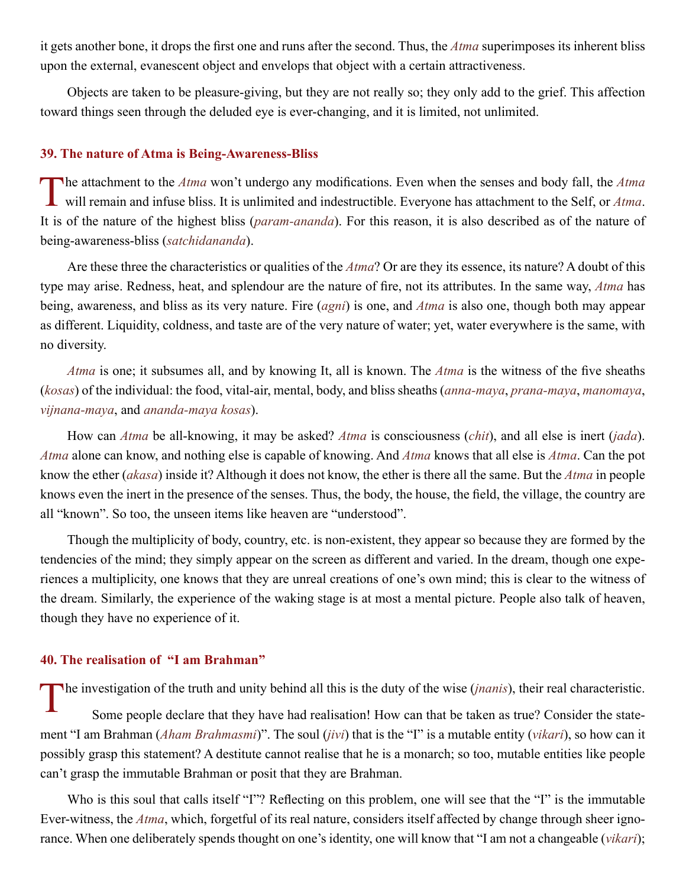it gets another bone, it drops the first one and runs after the second. Thus, the *Atma* superimposes its inherent bliss upon the external, evanescent object and envelops that object with a certain attractiveness.

Objects are taken to be pleasure-giving, but they are not really so; they only add to the grief. This affection toward things seen through the deluded eye is ever-changing, and it is limited, not unlimited.

### 39. The nature of Atma is Being-Awareness-Bliss

The attachment to the *Atma* won't undergo any modifications. Even when the senses and body fall, the *Atma* will remain and infuse bliss. It is unlimited and indestructible. Everyone has attachment to the Self, or *Atma*. It is of the nature of the highest bliss (*param-ananda*). For this reason, it is also described as of the nature of being-awareness-bliss (*satchidananda*).

Are these three the characteristics or qualities of the *Atma*? Or are they its essence, its nature? A doubt of this type may arise. Redness, heat, and splendour are the nature of fire, not its attributes. In the same way, *Atma* has being, awareness, and bliss as its very nature. Fire (*agni*) is one, and *Atma* is also one, though both may appear as different. Liquidity, coldness, and taste are of the very nature of water; yet, water everywhere is the same, with no diversity.

*Atma* is one; it subsumes all, and by knowing It, all is known. The *Atma* is the witness of the five sheaths (*kosas*) of the individual: the food, vital-air, mental, body, and bliss sheaths (*anna-maya*, *prana-maya*, *manomaya*, *vijnana-maya*, and *ananda-maya kosas*).

How can *Atma* be all-knowing, it may be asked? *Atma* is consciousness (*chit*), and all else is inert (*jada*). *Atma* alone can know, and nothing else is capable of knowing. And *Atma* knows that all else is *Atma*. Can the pot know the ether (*akasa*) inside it? Although it does not know, the ether is there all the same. But the *Atma* in people knows even the inert in the presence of the senses. Thus, the body, the house, the field, the village, the country are all "known". So too, the unseen items like heaven are "understood".

Though the multiplicity of body, country, etc. is non-existent, they appear so because they are formed by the tendencies of the mind; they simply appear on the screen as different and varied. In the dream, though one experiences a multiplicity, one knows that they are unreal creations of one's own mind; this is clear to the witness of the dream. Similarly, the experience of the waking stage is at most a mental picture. People also talk of heaven, though they have no experience of it.

### 40. The realisation of "I am Brahman"

The investigation of the truth and unity behind all this is the duty of the wise (*jnanis*), their real characteristic.

Some people declare that they have had realisation! How can that be taken as true? Consider the statement "I am Brahman (*Aham Brahmasmi*)". The soul (*jivi*) that is the "I" is a mutable entity (*vikari*), so how can it possibly grasp this statement? A destitute cannot realise that he is a monarch; so too, mutable entities like people can't grasp the immutable Brahman or posit that they are Brahman.

Who is this soul that calls itself "I"? Reflecting on this problem, one will see that the "I" is the immutable Ever-witness, the *Atma*, which, forgetful of its real nature, considers itself affected by change through sheer ignorance. When one deliberately spends thought on one's identity, one will know that "I am not a changeable (*vikari*);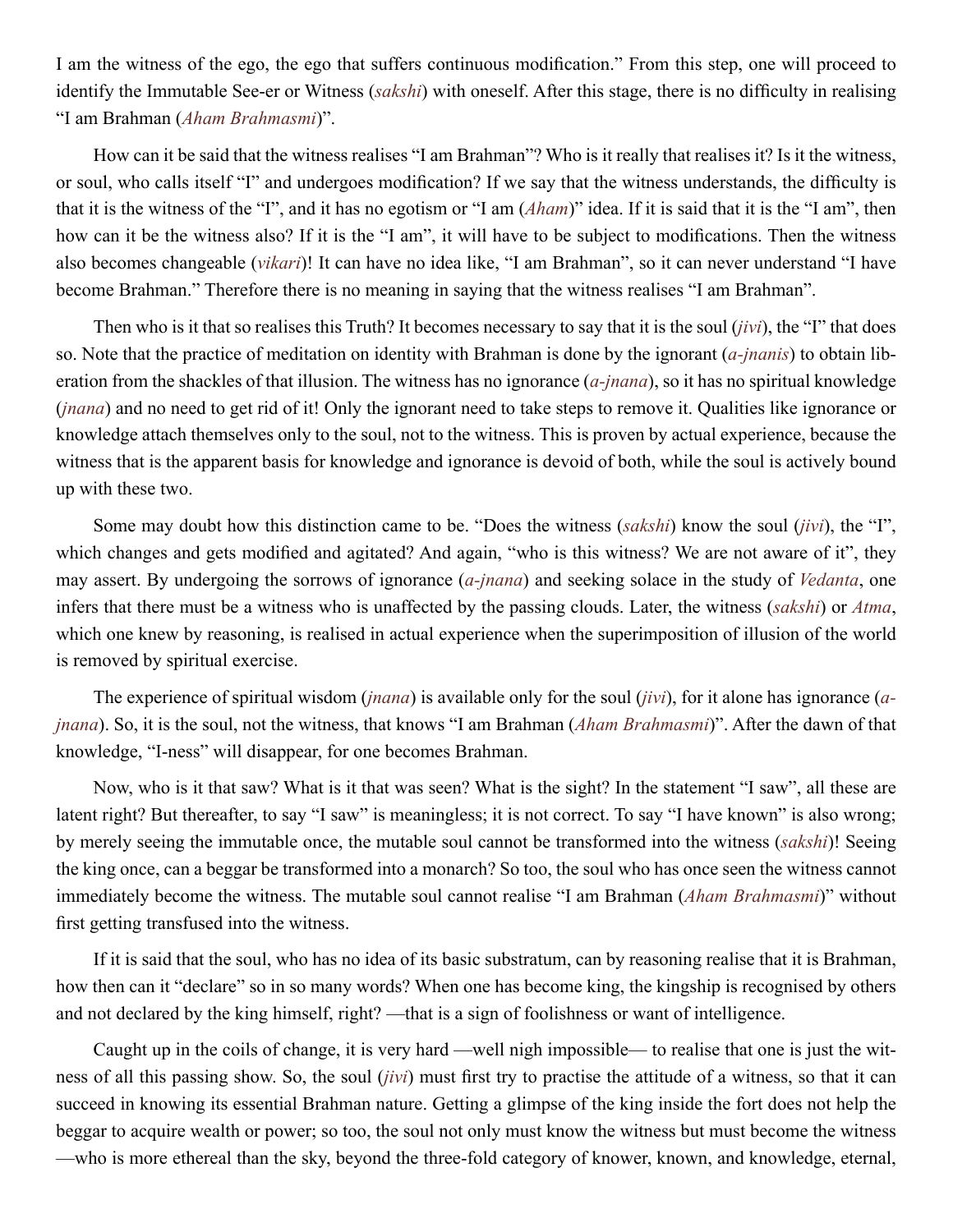I am the witness of the ego, the ego that suffers continuous modification." From this step, one will proceed to identify the Immutable See-er or Witness (*sakshi*) with oneself. After this stage, there is no difficulty in realising "I am Brahman (*Aham Brahmasmi*)".

How can it be said that the witness realises "I am Brahman"? Who is it really that realises it? Is it the witness, or soul, who calls itself "I" and undergoes modification? If we say that the witness understands, the difficulty is that it is the witness of the "I", and it has no egotism or "I am (*Aham*)" idea. If it is said that it is the "I am", then how can it be the witness also? If it is the "I am", it will have to be subject to modifications. Then the witness also becomes changeable (*vikari*)! It can have no idea like, "I am Brahman", so it can never understand "I have become Brahman." Therefore there is no meaning in saying that the witness realises "I am Brahman".

Then who is it that so realises this Truth? It becomes necessary to say that it is the soul (*jivi*), the "I" that does so. Note that the practice of meditation on identity with Brahman is done by the ignorant (*a-jnanis*) to obtain liberation from the shackles of that illusion. The witness has no ignorance (*a-jnana*), so it has no spiritual knowledge (*jnana*) and no need to get rid of it! Only the ignorant need to take steps to remove it. Qualities like ignorance or knowledge attach themselves only to the soul, not to the witness. This is proven by actual experience, because the witness that is the apparent basis for knowledge and ignorance is devoid of both, while the soul is actively bound up with these two.

Some may doubt how this distinction came to be. "Does the witness (*sakshi*) know the soul (*jivi*), the "I", which changes and gets modified and agitated? And again, "who is this witness? We are not aware of it", they may assert. By undergoing the sorrows of ignorance (*a-jnana*) and seeking solace in the study of *Vedanta*, one infers that there must be a witness who is unaffected by the passing clouds. Later, the witness (*sakshi*) or *Atma*, which one knew by reasoning, is realised in actual experience when the superimposition of illusion of the world is removed by spiritual exercise.

The experience of spiritual wisdom (*jnana*) is available only for the soul (*jivi*), for it alone has ignorance (*a-jnana*). So, it is the soul, not the witness, that knows "I am Brahman (*Aham Brahmasmi*)". After the dawn of that knowledge, "I-ness" will disappear, for one becomes Brahman.

Now, who is it that saw? What is it that was seen? What is the sight? In the statement "I saw", all these are latent right? But thereafter, to say "I saw" is meaningless; it is not correct. To say "I have known" is also wrong; by merely seeing the immutable once, the mutable soul cannot be transformed into the witness (*sakshi*)! Seeing the king once, can a beggar be transformed into a monarch? So too, the soul who has once seen the witness cannot immediately become the witness. The mutable soul cannot realise "I am Brahman (*Aham Brahmasmi*)" without first getting transfused into the witness.

If it is said that the soul, who has no idea of its basic substratum, can by reasoning realise that it is Brahman, how then can it "declare" so in so many words? When one has become king, the kingship is recognised by others and not declared by the king himself, right? —that is a sign of foolishness or want of intelligence.

Caught up in the coils of change, it is very hard —well nigh impossible— to realise that one is just the witness of all this passing show. So, the soul (*jivi*) must first try to practise the attitude of a witness, so that it can succeed in knowing its essential Brahman nature. Getting a glimpse of the king inside the fort does not help the beggar to acquire wealth or power; so too, the soul not only must know the witness but must become the witness —who is more ethereal than the sky, beyond the three-fold category of knower, known, and knowledge, eternal,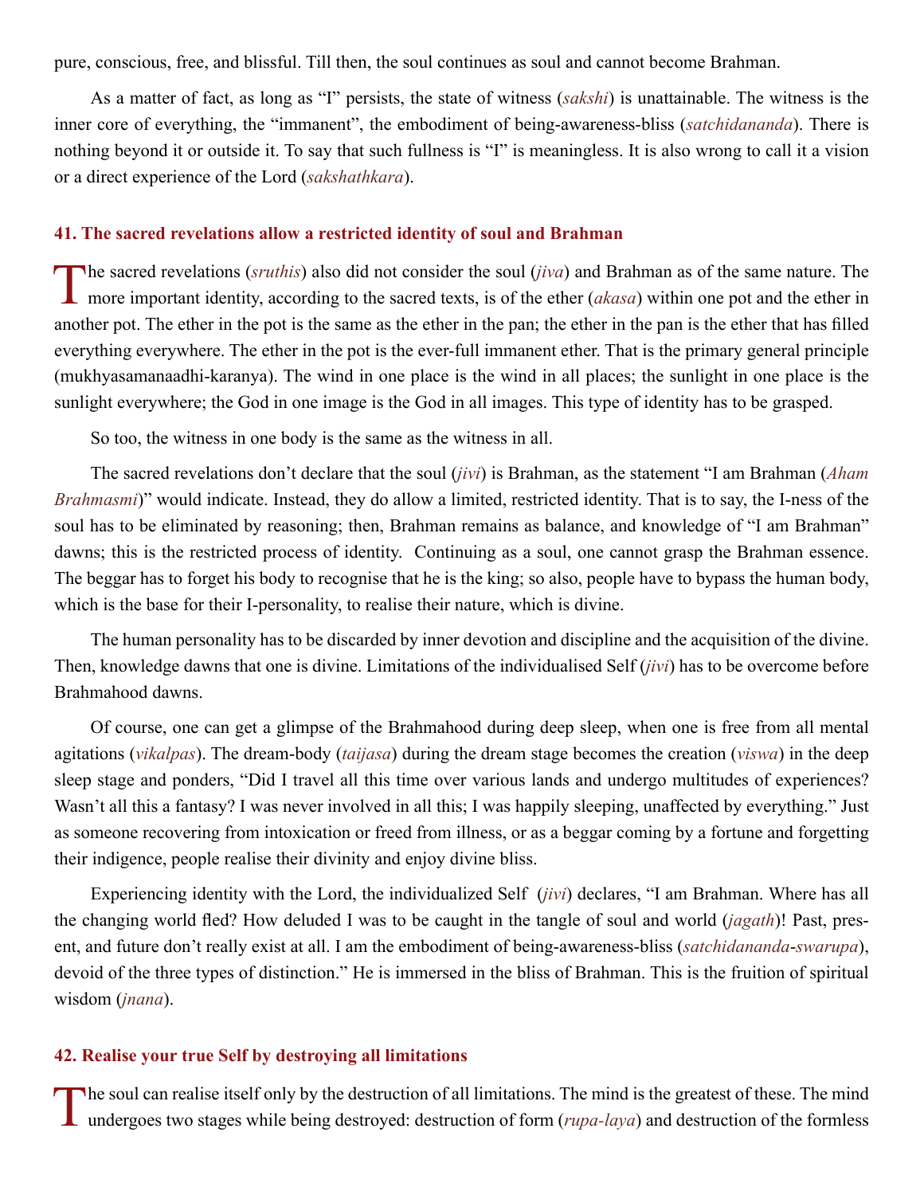pure, conscious, free, and blissful. Till then, the soul continues as soul and cannot become Brahman.

As a matter of fact, as long as "I" persists, the state of witness (*sakshi*) is unattainable. The witness is the inner core of everything, the "immanent", the embodiment of being-awareness-bliss (*satchidananda*). There is nothing beyond it or outside it. To say that such fullness is "I" is meaningless. It is also wrong to call it a vision or a direct experience of the Lord (*sakshathkara*).

## 41. The sacred revelations allow a restricted identity of soul and Brahman

The sacred revelations (*sruthis*) also did not consider the soul (*jiva*) and Brahman as of the same nature. The more important identity, according to the sacred texts, is of the ether (*akasa*) within one pot and the ether in another pot. The ether in the pot is the same as the ether in the pan; the ether in the pan is the ether that has filled everything everywhere. The ether in the pot is the ever-full immanent ether. That is the primary general principle (mukhyasamanaadhi-karanya). The wind in one place is the wind in all places; the sunlight in one place is the sunlight everywhere; the God in one image is the God in all images. This type of identity has to be grasped.

So too, the witness in one body is the same as the witness in all.

The sacred revelations don't declare that the soul (*jivi*) is Brahman, as the statement "I am Brahman (*Aham Brahmasmi*)" would indicate. Instead, they do allow a limited, restricted identity. That is to say, the I-ness of the soul has to be eliminated by reasoning; then, Brahman remains as balance, and knowledge of "I am Brahman" dawns; this is the restricted process of identity. Continuing as a soul, one cannot grasp the Brahman essence. The beggar has to forget his body to recognise that he is the king; so also, people have to bypass the human body, which is the base for their I-personality, to realise their nature, which is divine.

The human personality has to be discarded by inner devotion and discipline and the acquisition of the divine. Then, knowledge dawns that one is divine. Limitations of the individualised Self (*jivi*) has to be overcome before Brahmahood dawns.

Of course, one can get a glimpse of the Brahmahood during deep sleep, when one is free from all mental agitations (*vikalpas*). The dream-body (*taijasa*) during the dream stage becomes the creation (*viswa*) in the deep sleep stage and ponders, "Did I travel all this time over various lands and undergo multitudes of experiences? Wasn't all this a fantasy? I was never involved in all this; I was happily sleeping, unaffected by everything." Just as someone recovering from intoxication or freed from illness, or as a beggar coming by a fortune and forgetting their indigence, people realise their divinity and enjoy divine bliss.

Experiencing identity with the Lord, the individualized Self (*jivi*) declares, "I am Brahman. Where has all the changing world fled? How deluded I was to be caught in the tangle of soul and world (*jagath*)! Past, present, and future don't really exist at all. I am the embodiment of being-awareness-bliss (*satchidananda*-*swarupa*), devoid of the three types of distinction." He is immersed in the bliss of Brahman. This is the fruition of spiritual wisdom (*jnana*).

## 42. Realise your true Self by destroying all limitations

The soul can realise itself only by the destruction of all limitations. The mind is the greatest of these. The mind undergoes two stages while being destroyed: destruction of form (*rupa-laya*) and destruction of the formless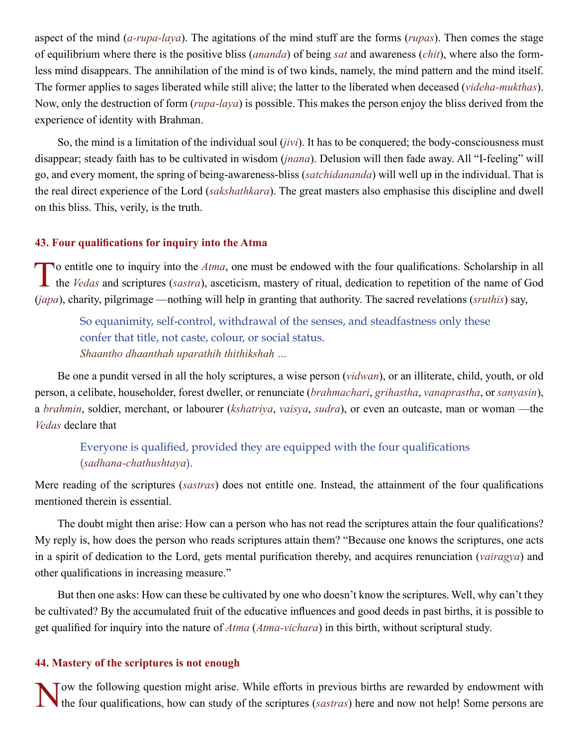aspect of the mind (*a-rupa-laya*). The agitations of the mind stuff are the forms (*rupas*). Then comes the stage of equilibrium where there is the positive bliss (*ananda*) of being *sat* and awareness (*chit*), where also the formless mind disappears. The annihilation of the mind is of two kinds, namely, the mind pattern and the mind itself. The former applies to sages liberated while still alive; the latter to the liberated when deceased (*videha-mukthas*). Now, only the destruction of form (*rupa-laya*) is possible. This makes the person enjoy the bliss derived from the experience of identity with Brahman.

So, the mind is a limitation of the individual soul (*jivi*). It has to be conquered; the body-consciousness must disappear; steady faith has to be cultivated in wisdom (*jnana*). Delusion will then fade away. All "I-feeling" will go, and every moment, the spring of being-awareness-bliss (*satchidananda*) will well up in the individual. That is the real direct experience of the Lord (*sakshathkara*). The great masters also emphasise this discipline and dwell on this bliss. This, verily, is the truth.

## 43. Four qualifications for inquiry into the Atma

To entitle one to inquiry into the *Atma*, one must be endowed with the four qualifications. Scholarship in all the *Vedas* and scriptures (*sastra*), asceticism, mastery of ritual, dedication to repetition of the name of God (*japa*), charity, pilgrimage —nothing will help in granting that authority. The sacred revelations (*sruthis*) say,

> So equanimity, self-control, withdrawal of the senses, and steadfastness only these confer that title, not caste, colour, or social status.
> *Shaantho dhaanthah uparathih thithikshah …*

Be one a pundit versed in all the holy scriptures, a wise person (*vidwan*), or an illiterate, child, youth, or old person, a celibate, householder, forest dweller, or renunciate (*brahmachari*, *grihastha*, *vanaprastha*, or *sanyasin*), a *brahmin*, soldier, merchant, or labourer (*kshatriya*, *vaisya*, *sudra*), or even an outcaste, man or woman —the *Vedas* declare that

> Everyone is qualified, provided they are equipped with the four qualifications (*sadhana-chathushtaya*).

Mere reading of the scriptures (*sastras*) does not entitle one. Instead, the attainment of the four qualifications mentioned therein is essential.

The doubt might then arise: How can a person who has not read the scriptures attain the four qualifications? My reply is, how does the person who reads scriptures attain them? "Because one knows the scriptures, one acts in a spirit of dedication to the Lord, gets mental purification thereby, and acquires renunciation (*vairagya*) and other qualifications in increasing measure."

But then one asks: How can these be cultivated by one who doesn't know the scriptures. Well, why can't they be cultivated? By the accumulated fruit of the educative influences and good deeds in past births, it is possible to get qualified for inquiry into the nature of *Atma* (*Atma-vichara*) in this birth, without scriptural study.

## 44. Mastery of the scriptures is not enough

Now the following question might arise. While efforts in previous births are rewarded by endowment with the four qualifications, how can study of the scriptures (*sastras*) here and now not help! Some persons are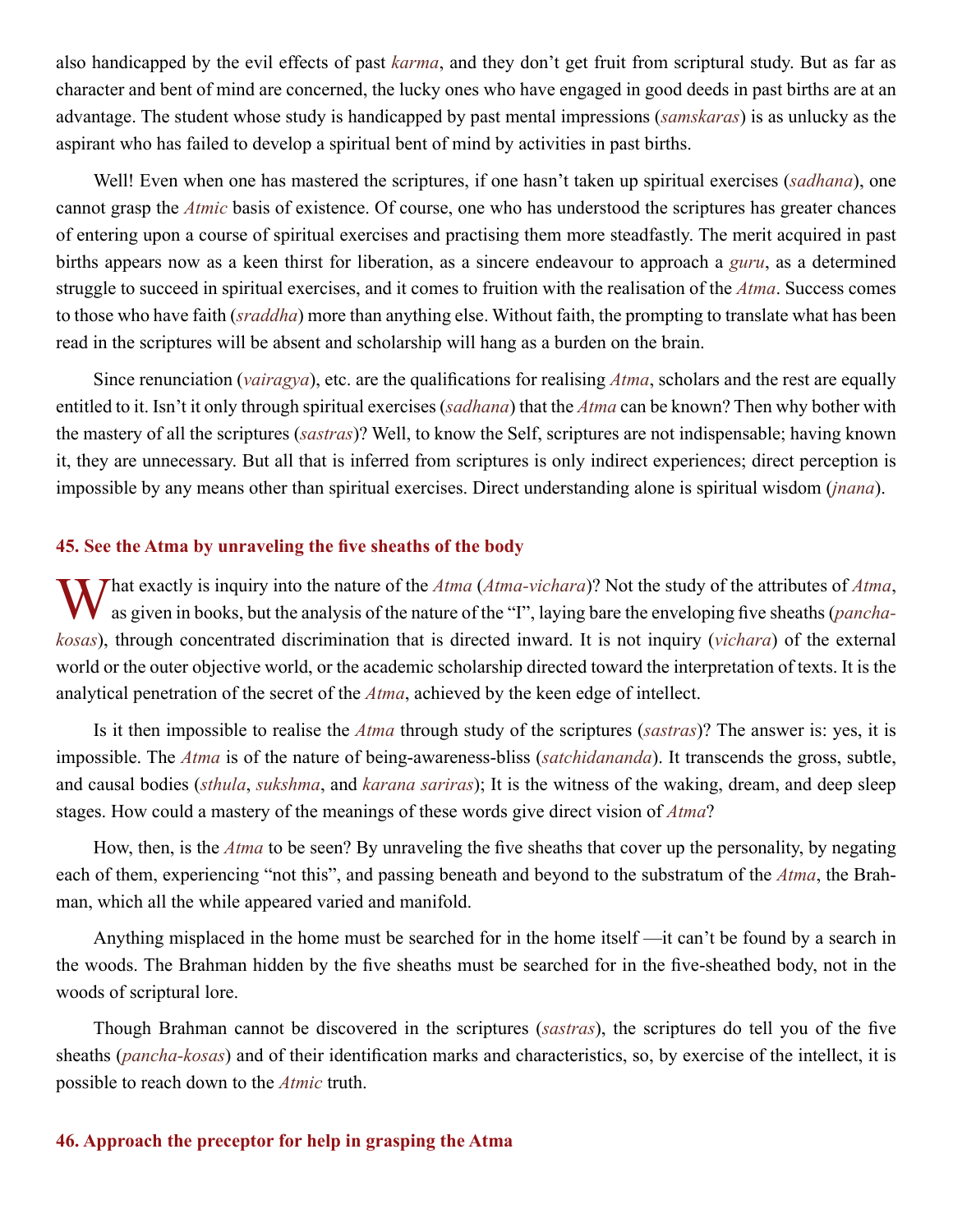also handicapped by the evil effects of past *karma*, and they don't get fruit from scriptural study. But as far as character and bent of mind are concerned, the lucky ones who have engaged in good deeds in past births are at an advantage. The student whose study is handicapped by past mental impressions (*samskaras*) is as unlucky as the aspirant who has failed to develop a spiritual bent of mind by activities in past births.

Well! Even when one has mastered the scriptures, if one hasn't taken up spiritual exercises (*sadhana*), one cannot grasp the *Atmic* basis of existence. Of course, one who has understood the scriptures has greater chances of entering upon a course of spiritual exercises and practising them more steadfastly. The merit acquired in past births appears now as a keen thirst for liberation, as a sincere endeavour to approach a *guru*, as a determined struggle to succeed in spiritual exercises, and it comes to fruition with the realisation of the *Atma*. Success comes to those who have faith (*sraddha*) more than anything else. Without faith, the prompting to translate what has been read in the scriptures will be absent and scholarship will hang as a burden on the brain.

Since renunciation (*vairagya*), etc. are the qualifications for realising *Atma*, scholars and the rest are equally entitled to it. Isn't it only through spiritual exercises (*sadhana*) that the *Atma* can be known? Then why bother with the mastery of all the scriptures (*sastras*)? Well, to know the Self, scriptures are not indispensable; having known it, they are unnecessary. But all that is inferred from scriptures is only indirect experiences; direct perception is impossible by any means other than spiritual exercises. Direct understanding alone is spiritual wisdom (*jnana*).

### 45. See the Atma by unraveling the five sheaths of the body

What exactly is inquiry into the nature of the *Atma* (*Atma-vichara*)? Not the study of the attributes of *Atma*, as given in books, but the analysis of the nature of the "I", laying bare the enveloping five sheaths (*pancha-kosas*), through concentrated discrimination that is directed inward. It is not inquiry (*vichara*) of the external world or the outer objective world, or the academic scholarship directed toward the interpretation of texts. It is the analytical penetration of the secret of the *Atma*, achieved by the keen edge of intellect.

Is it then impossible to realise the *Atma* through study of the scriptures (*sastras*)? The answer is: yes, it is impossible. The *Atma* is of the nature of being-awareness-bliss (*satchidananda*). It transcends the gross, subtle, and causal bodies (*sthula*, *sukshma*, and *karana sariras*); It is the witness of the waking, dream, and deep sleep stages. How could a mastery of the meanings of these words give direct vision of *Atma*?

How, then, is the *Atma* to be seen? By unraveling the five sheaths that cover up the personality, by negating each of them, experiencing "not this", and passing beneath and beyond to the substratum of the *Atma*, the Brahman, which all the while appeared varied and manifold.

Anything misplaced in the home must be searched for in the home itself —it can't be found by a search in the woods. The Brahman hidden by the five sheaths must be searched for in the five-sheathed body, not in the woods of scriptural lore.

Though Brahman cannot be discovered in the scriptures (*sastras*), the scriptures do tell you of the five sheaths (*pancha-kosas*) and of their identification marks and characteristics, so, by exercise of the intellect, it is possible to reach down to the *Atmic* truth.

### 46. Approach the preceptor for help in grasping the Atma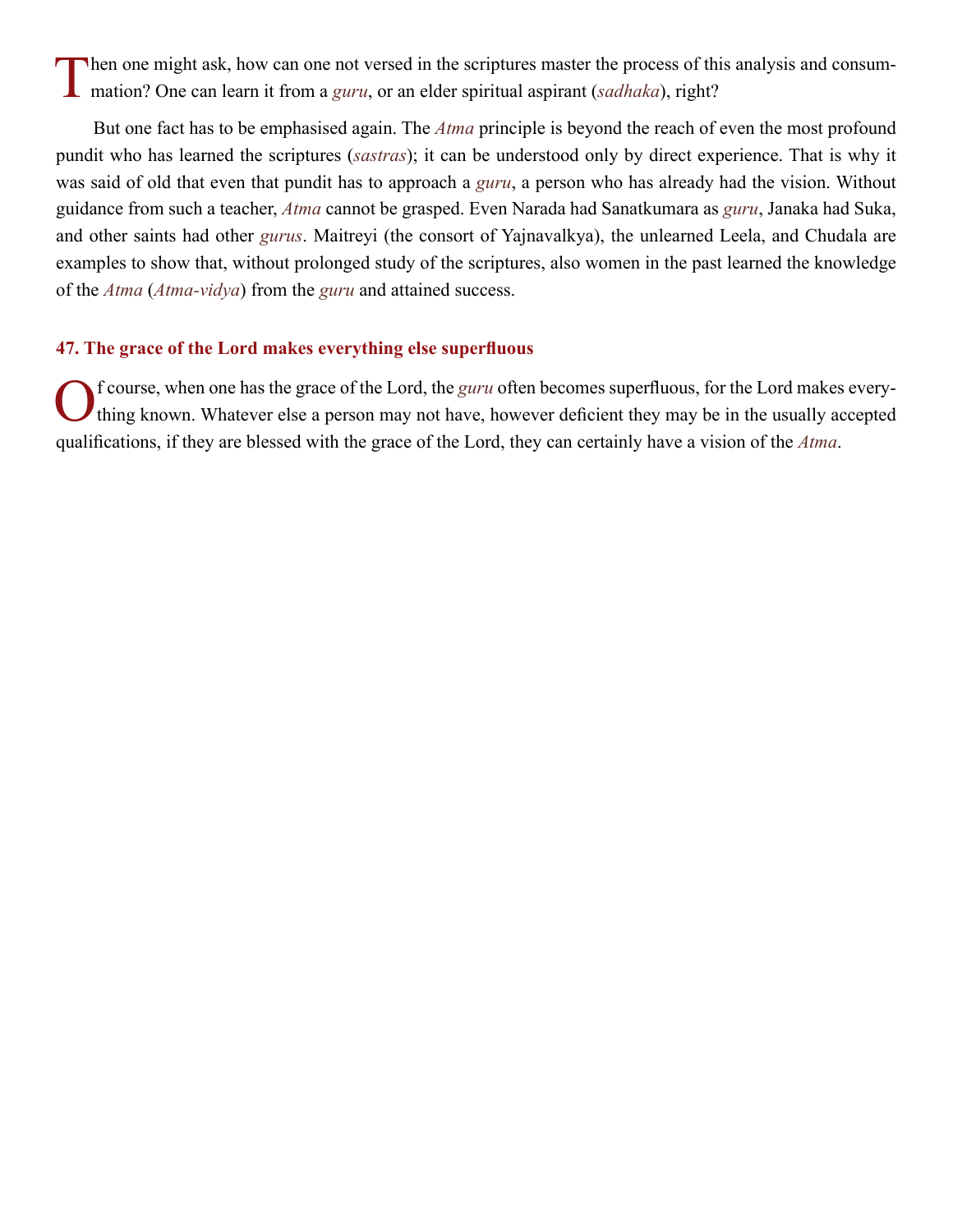Then one might ask, how can one not versed in the scriptures master the process of this analysis and consummation? One can learn it from a *guru*, or an elder spiritual aspirant (*sadhaka*), right?

But one fact has to be emphasised again. The *Atma* principle is beyond the reach of even the most profound pundit who has learned the scriptures (*sastras*); it can be understood only by direct experience. That is why it was said of old that even that pundit has to approach a *guru*, a person who has already had the vision. Without guidance from such a teacher, *Atma* cannot be grasped. Even Narada had Sanatkumara as *guru*, Janaka had Suka, and other saints had other *gurus*. Maitreyi (the consort of Yajnavalkya), the unlearned Leela, and Chudala are examples to show that, without prolonged study of the scriptures, also women in the past learned the knowledge of the *Atma* (*Atma-vidya*) from the *guru* and attained success.

### 47. The grace of the Lord makes everything else superfluous

Of course, when one has the grace of the Lord, the *guru* often becomes superfluous, for the Lord makes everything known. Whatever else a person may not have, however deficient they may be in the usually accepted qualifications, if they are blessed with the grace of the Lord, they can certainly have a vision of the *Atma*.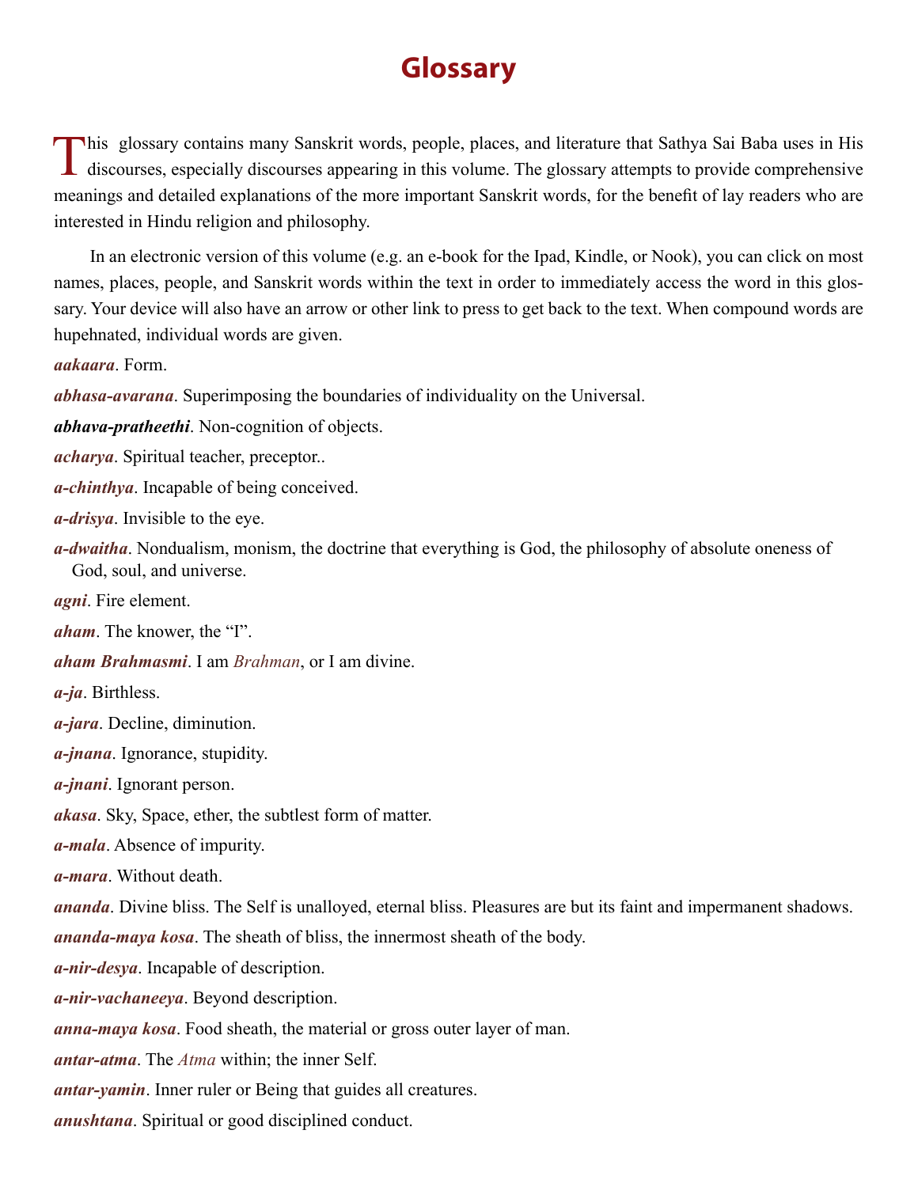# Glossary

This glossary contains many Sanskrit words, people, places, and literature that Sathya Sai Baba uses in His discourses, especially discourses appearing in this volume. The glossary attempts to provide comprehensive meanings and detailed explanations of the more important Sanskrit words, for the benefit of lay readers who are interested in Hindu religion and philosophy.

In an electronic version of this volume (e.g. an e-book for the Ipad, Kindle, or Nook), you can click on most names, places, people, and Sanskrit words within the text in order to immediately access the word in this glossary. Your device will also have an arrow or other link to press to get back to the text. When compound words are hupehnated, individual words are given.

***aakaara***. Form.

***abhasa-avarana***. Superimposing the boundaries of individuality on the Universal.

***abhava-pratheethi***. Non-cognition of objects.

***acharya***. Spiritual teacher, preceptor..

***a-chinthya***. Incapable of being conceived.

***a-drisya***. Invisible to the eye.

***a-dwaitha***. Nondualism, monism, the doctrine that everything is God, the philosophy of absolute oneness of God, soul, and universe.

***agni***. Fire element.

***aham***. The knower, the "I".

***aham Brahmasmi***. I am *Brahman*, or I am divine.

***a-ja***. Birthless.

***a-jara***. Decline, diminution.

***a-jnana***. Ignorance, stupidity.

***a-jnani***. Ignorant person.

***akasa***. Sky, Space, ether, the subtlest form of matter.

***a-mala***. Absence of impurity.

***a-mara***. Without death.

***ananda***. Divine bliss. The Self is unalloyed, eternal bliss. Pleasures are but its faint and impermanent shadows.

***ananda-maya kosa***. The sheath of bliss, the innermost sheath of the body.

***a-nir-desya***. Incapable of description.

***a-nir-vachaneeya***. Beyond description.

***anna-maya kosa***. Food sheath, the material or gross outer layer of man.

***antar-atma***. The *Atma* within; the inner Self.

***antar-yamin***. Inner ruler or Being that guides all creatures.

***anushtana***. Spiritual or good disciplined conduct.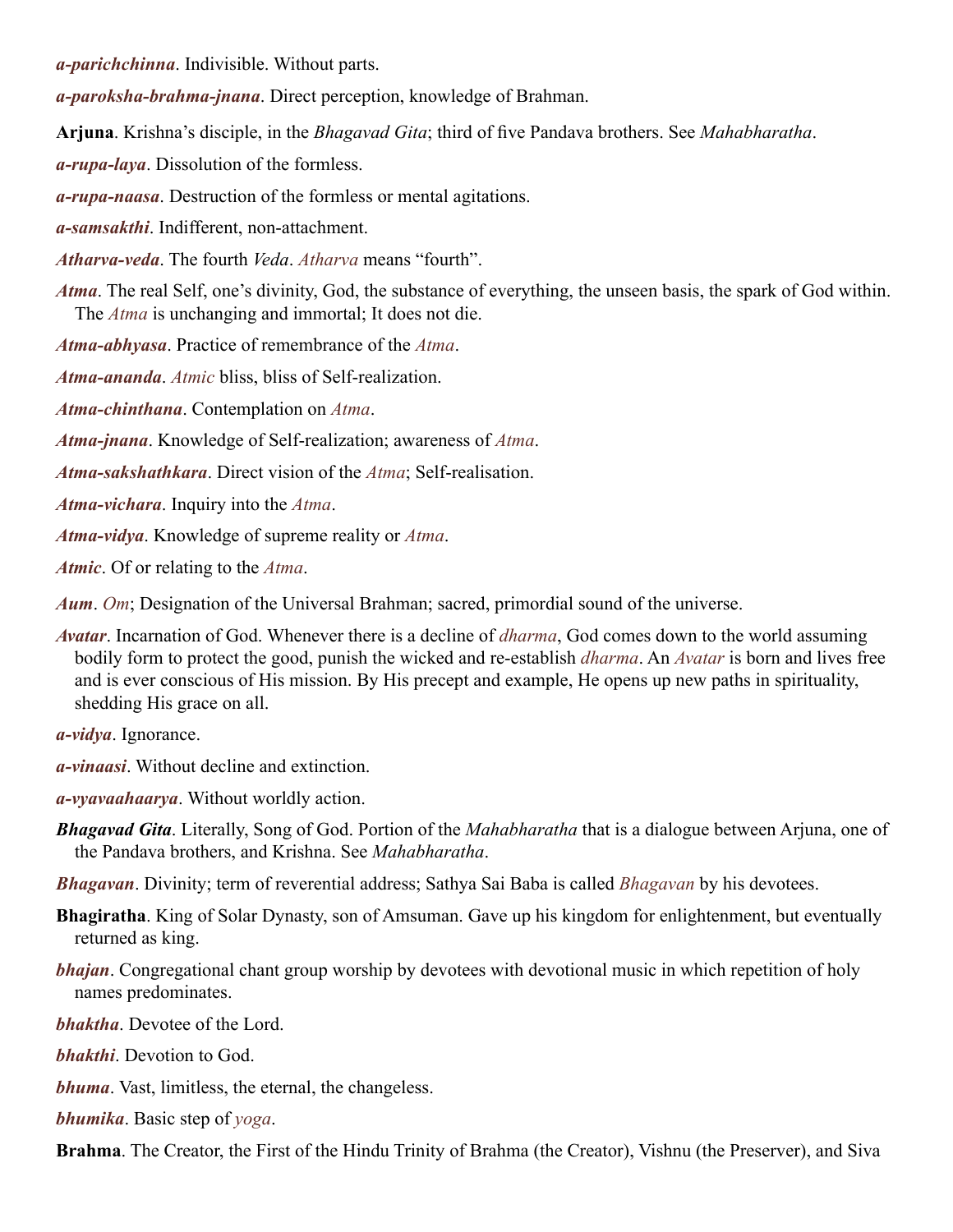***a-parichchinna***. Indivisible. Without parts.

***a-paroksha-brahma-jnana***. Direct perception, knowledge of Brahman.

**Arjuna**. Krishna's disciple, in the *Bhagavad Gita*; third of five Pandava brothers. See *Mahabharatha*.

***a-rupa-laya***. Dissolution of the formless.

***a-rupa-naasa***. Destruction of the formless or mental agitations.

***a-samsakthi***. Indifferent, non-attachment.

***Atharva-veda***. The fourth *Veda*. *Atharva* means "fourth".

***Atma***. The real Self, one's divinity, God, the substance of everything, the unseen basis, the spark of God within. The *Atma* is unchanging and immortal; It does not die.

***Atma-abhyasa***. Practice of remembrance of the *Atma*.

***Atma-ananda***. *Atmic* bliss, bliss of Self-realization.

***Atma-chinthana***. Contemplation on *Atma*.

***Atma-jnana***. Knowledge of Self-realization; awareness of *Atma*.

***Atma-sakshathkara***. Direct vision of the *Atma*; Self-realisation.

***Atma-vichara***. Inquiry into the *Atma*.

***Atma-vidya***. Knowledge of supreme reality or *Atma*.

***Atmic***. Of or relating to the *Atma*.

***Aum***. *Om*; Designation of the Universal Brahman; sacred, primordial sound of the universe.

***Avatar***. Incarnation of God. Whenever there is a decline of *dharma*, God comes down to the world assuming bodily form to protect the good, punish the wicked and re-establish *dharma*. An *Avatar* is born and lives free and is ever conscious of His mission. By His precept and example, He opens up new paths in spirituality, shedding His grace on all.

***a-vidya***. Ignorance.

***a-vinaasi***. Without decline and extinction.

***a-vyavaahaarya***. Without worldly action.

***Bhagavad Gita***. Literally, Song of God. Portion of the *Mahabharatha* that is a dialogue between Arjuna, one of the Pandava brothers, and Krishna. See *Mahabharatha*.

***Bhagavan***. Divinity; term of reverential address; Sathya Sai Baba is called *Bhagavan* by his devotees.

**Bhagiratha**. King of Solar Dynasty, son of Amsuman. Gave up his kingdom for enlightenment, but eventually returned as king.

***bhajan***. Congregational chant group worship by devotees with devotional music in which repetition of holy names predominates.

***bhaktha***. Devotee of the Lord.

***bhakthi***. Devotion to God.

***bhuma***. Vast, limitless, the eternal, the changeless.

***bhumika***. Basic step of *yoga*.

**Brahma**. The Creator, the First of the Hindu Trinity of Brahma (the Creator), Vishnu (the Preserver), and Siva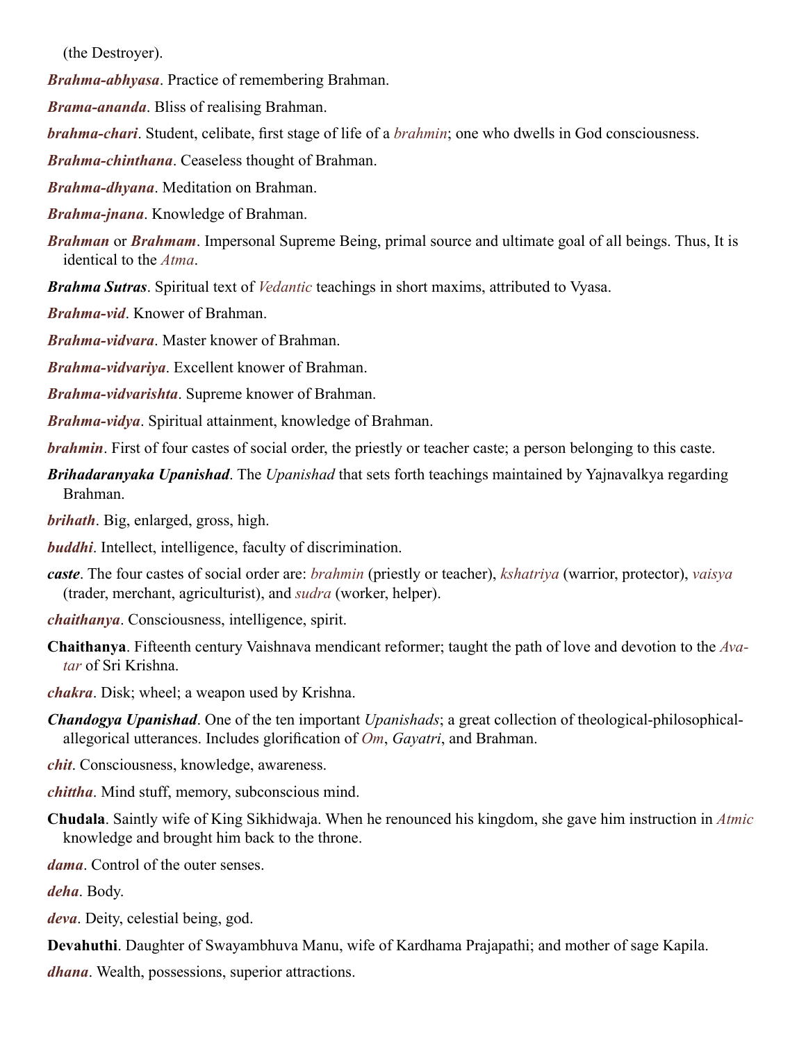(the Destroyer).

***Brahma-abhyasa***. Practice of remembering Brahman.

***Brama-ananda***. Bliss of realising Brahman.

***brahma-chari***. Student, celibate, first stage of life of a *brahmin*; one who dwells in God consciousness.

***Brahma-chinthana***. Ceaseless thought of Brahman.

***Brahma-dhyana***. Meditation on Brahman.

***Brahma-jnana***. Knowledge of Brahman.

***Brahman*** or ***Brahmam***. Impersonal Supreme Being, primal source and ultimate goal of all beings. Thus, It is identical to the *Atma*.

***Brahma Sutras***. Spiritual text of *Vedantic* teachings in short maxims, attributed to Vyasa.

***Brahma-vid***. Knower of Brahman.

***Brahma-vidvara***. Master knower of Brahman.

***Brahma-vidvariya***. Excellent knower of Brahman.

***Brahma-vidvarishta***. Supreme knower of Brahman.

***Brahma-vidya***. Spiritual attainment, knowledge of Brahman.

***brahmin***. First of four castes of social order, the priestly or teacher caste; a person belonging to this caste.

***Brihadaranyaka Upanishad***. The *Upanishad* that sets forth teachings maintained by Yajnavalkya regarding Brahman.

***brihath***. Big, enlarged, gross, high.

***buddhi***. Intellect, intelligence, faculty of discrimination.

***caste***. The four castes of social order are: *brahmin* (priestly or teacher), *kshatriya* (warrior, protector), *vaisya* (trader, merchant, agriculturist), and *sudra* (worker, helper).

***chaithanya***. Consciousness, intelligence, spirit.

**Chaithanya**. Fifteenth century Vaishnava mendicant reformer; taught the path of love and devotion to the *Avatar* of Sri Krishna.

***chakra***. Disk; wheel; a weapon used by Krishna.

***Chandogya Upanishad***. One of the ten important *Upanishads*; a great collection of theological-philosophical-allegorical utterances. Includes glorification of *Om*, *Gayatri*, and Brahman.

***chit***. Consciousness, knowledge, awareness.

***chittha***. Mind stuff, memory, subconscious mind.

**Chudala**. Saintly wife of King Sikhidwaja. When he renounced his kingdom, she gave him instruction in *Atmic* knowledge and brought him back to the throne.

***dama***. Control of the outer senses.

***deha***. Body.

***deva***. Deity, celestial being, god.

**Devahuthi**. Daughter of Swayambhuva Manu, wife of Kardhama Prajapathi; and mother of sage Kapila.

***dhana***. Wealth, possessions, superior attractions.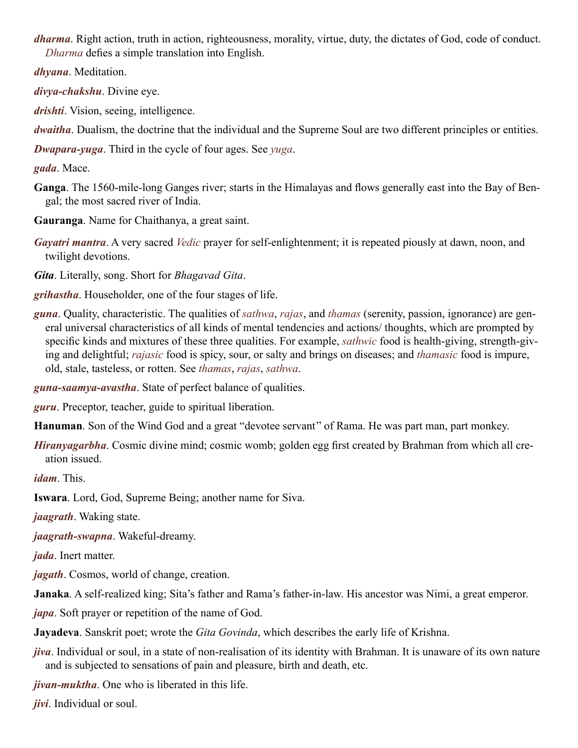***dharma***. Right action, truth in action, righteousness, morality, virtue, duty, the dictates of God, code of conduct. *Dharma* defies a simple translation into English.

***dhyana***. Meditation.

***divya-chakshu***. Divine eye.

***drishti***. Vision, seeing, intelligence.

***dwaitha***. Dualism, the doctrine that the individual and the Supreme Soul are two different principles or entities.

***Dwapara-yuga***. Third in the cycle of four ages. See *yuga*.

***gada***. Mace.

**Ganga**. The 1560-mile-long Ganges river; starts in the Himalayas and flows generally east into the Bay of Bengal; the most sacred river of India.

**Gauranga**. Name for Chaithanya, a great saint.

***Gayatri mantra***. A very sacred *Vedic* prayer for self-enlightenment; it is repeated piously at dawn, noon, and twilight devotions.

***Gita***. Literally, song. Short for *Bhagavad Gita*.

***grihastha***. Householder, one of the four stages of life.

***guna***. Quality, characteristic. The qualities of *sathwa*, *rajas*, and *thamas* (serenity, passion, ignorance) are general universal characteristics of all kinds of mental tendencies and actions/ thoughts, which are prompted by specific kinds and mixtures of these three qualities. For example, *sathwic* food is health-giving, strength-giving and delightful; *rajasic* food is spicy, sour, or salty and brings on diseases; and *thamasic* food is impure, old, stale, tasteless, or rotten. See *thamas*, *rajas*, *sathwa*.

***guna-saamya-avastha***. State of perfect balance of qualities.

***guru***. Preceptor, teacher, guide to spiritual liberation.

**Hanuman**. Son of the Wind God and a great "devotee servant" of Rama. He was part man, part monkey.

***Hiranyagarbha***. Cosmic divine mind; cosmic womb; golden egg first created by Brahman from which all creation issued.

***idam***. This.

**Iswara**. Lord, God, Supreme Being; another name for Siva.

***jaagrath***. Waking state.

***jaagrath-swapna***. Wakeful-dreamy.

***jada***. Inert matter.

***jagath***. Cosmos, world of change, creation.

**Janaka**. A self-realized king; Sita's father and Rama's father-in-law. His ancestor was Nimi, a great emperor.

***japa***. Soft prayer or repetition of the name of God.

**Jayadeva**. Sanskrit poet; wrote the *Gita Govinda*, which describes the early life of Krishna.

***jiva***. Individual or soul, in a state of non-realisation of its identity with Brahman. It is unaware of its own nature and is subjected to sensations of pain and pleasure, birth and death, etc.

***jivan-muktha***. One who is liberated in this life.

***jivi***. Individual or soul.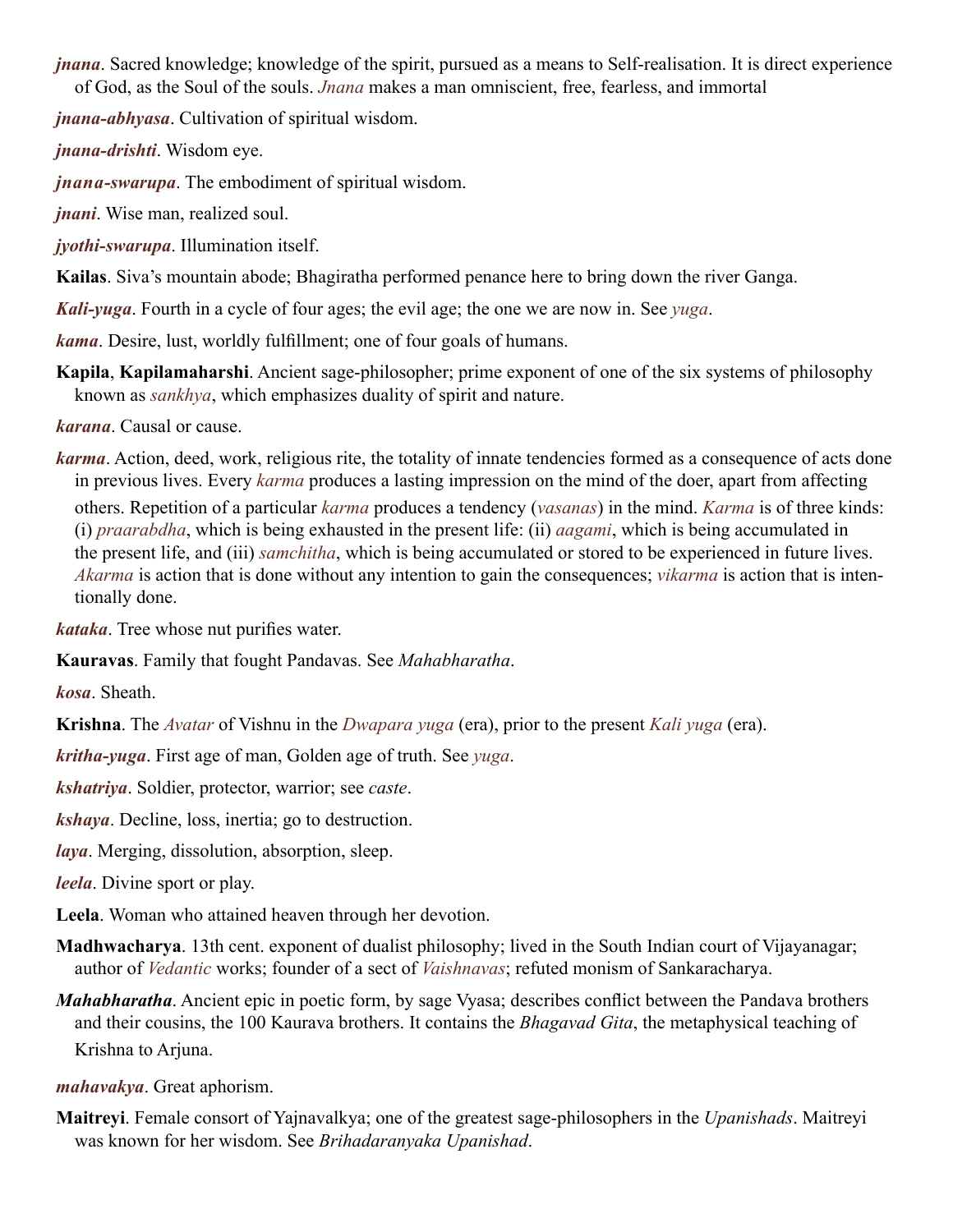***jnana***. Sacred knowledge; knowledge of the spirit, pursued as a means to Self-realisation. It is direct experience of God, as the Soul of the souls. *Jnana* makes a man omniscient, free, fearless, and immortal

***jnana-abhyasa***. Cultivation of spiritual wisdom.

***jnana-drishti***. Wisdom eye.

***jnana-swarupa***. The embodiment of spiritual wisdom.

***jnani***. Wise man, realized soul.

***jyothi-swarupa***. Illumination itself.

**Kailas**. Siva's mountain abode; Bhagiratha performed penance here to bring down the river Ganga.

***Kali-yuga***. Fourth in a cycle of four ages; the evil age; the one we are now in. See *yuga*.

***kama***. Desire, lust, worldly fulfillment; one of four goals of humans.

**Kapila**, **Kapilamaharshi**. Ancient sage-philosopher; prime exponent of one of the six systems of philosophy known as *sankhya*, which emphasizes duality of spirit and nature.

***karana***. Causal or cause.

***karma***. Action, deed, work, religious rite, the totality of innate tendencies formed as a consequence of acts done in previous lives. Every *karma* produces a lasting impression on the mind of the doer, apart from affecting others. Repetition of a particular *karma* produces a tendency (*vasanas*) in the mind. *Karma* is of three kinds: (i) *praarabdha*, which is being exhausted in the present life: (ii) *aagami*, which is being accumulated in the present life, and (iii) *samchitha*, which is being accumulated or stored to be experienced in future lives. *Akarma* is action that is done without any intention to gain the consequences; *vikarma* is action that is intentionally done.

***kataka***. Tree whose nut purifies water.

**Kauravas**. Family that fought Pandavas. See *Mahabharatha*.

***kosa***. Sheath.

**Krishna**. The *Avatar* of Vishnu in the *Dwapara yuga* (era), prior to the present *Kali yuga* (era).

***kritha-yuga***. First age of man, Golden age of truth. See *yuga*.

***kshatriya***. Soldier, protector, warrior; see *caste*.

***kshaya***. Decline, loss, inertia; go to destruction.

***laya***. Merging, dissolution, absorption, sleep.

***leela***. Divine sport or play.

**Leela**. Woman who attained heaven through her devotion.

**Madhwacharya**. 13th cent. exponent of dualist philosophy; lived in the South Indian court of Vijayanagar; author of *Vedantic* works; founder of a sect of *Vaishnavas*; refuted monism of Sankaracharya.

***Mahabharatha***. Ancient epic in poetic form, by sage Vyasa; describes conflict between the Pandava brothers and their cousins, the 100 Kaurava brothers. It contains the *Bhagavad Gita*, the metaphysical teaching of Krishna to Arjuna.

***mahavakya***. Great aphorism.

**Maitreyi**. Female consort of Yajnavalkya; one of the greatest sage-philosophers in the *Upanishads*. Maitreyi was known for her wisdom. See *Brihadaranyaka Upanishad*.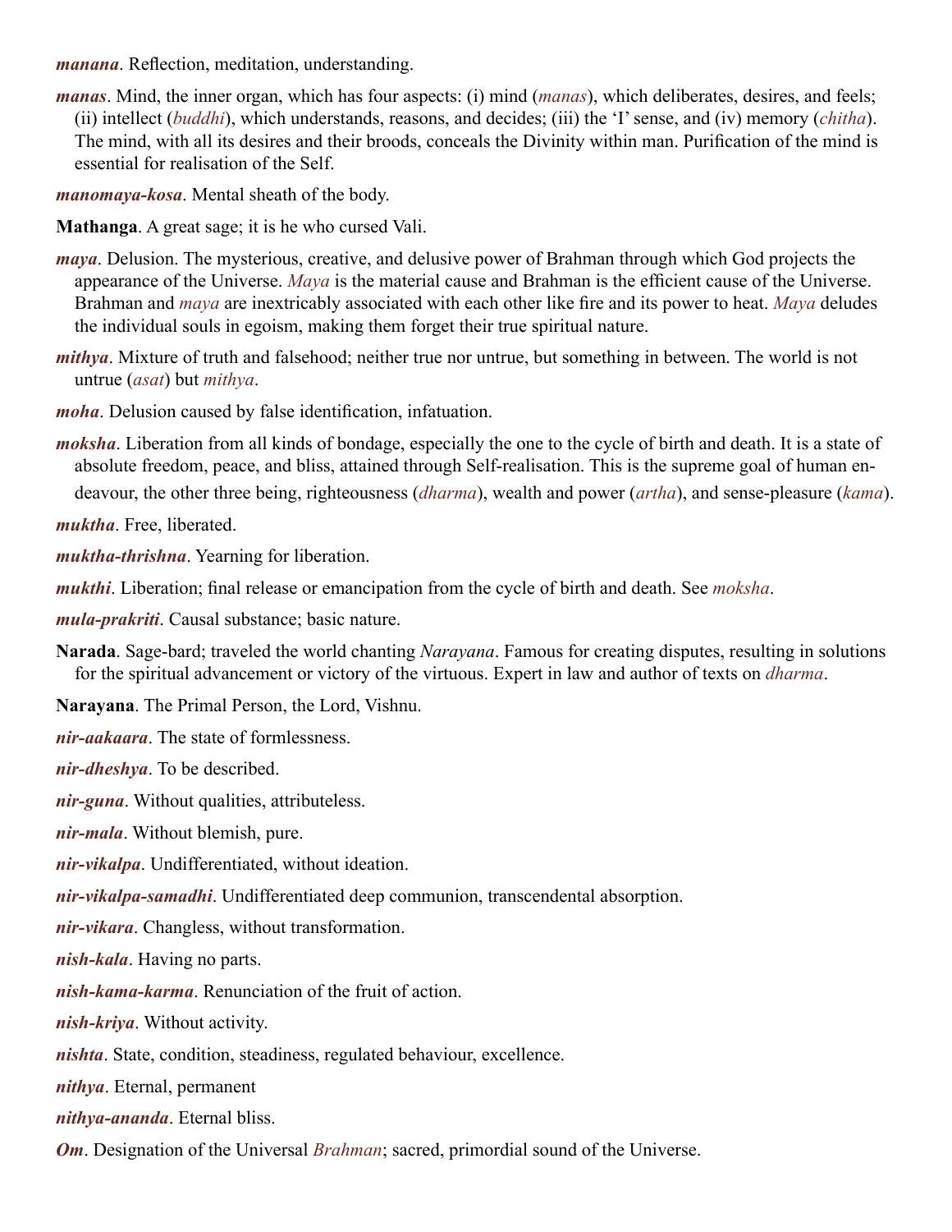***manana***. Reflection, meditation, understanding.

***manas***. Mind, the inner organ, which has four aspects: (i) mind (*manas*), which deliberates, desires, and feels; (ii) intellect (*buddhi*), which understands, reasons, and decides; (iii) the 'I' sense, and (iv) memory (*chitha*). The mind, with all its desires and their broods, conceals the Divinity within man. Purification of the mind is essential for realisation of the Self.

***manomaya-kosa***. Mental sheath of the body.

**Mathanga**. A great sage; it is he who cursed Vali.

***maya***. Delusion. The mysterious, creative, and delusive power of Brahman through which God projects the appearance of the Universe. *Maya* is the material cause and Brahman is the efficient cause of the Universe. Brahman and *maya* are inextricably associated with each other like fire and its power to heat. *Maya* deludes the individual souls in egoism, making them forget their true spiritual nature.

***mithya***. Mixture of truth and falsehood; neither true nor untrue, but something in between. The world is not untrue (*asat*) but *mithya*.

***moha***. Delusion caused by false identification, infatuation.

***moksha***. Liberation from all kinds of bondage, especially the one to the cycle of birth and death. It is a state of absolute freedom, peace, and bliss, attained through Self-realisation. This is the supreme goal of human endeavour, the other three being, righteousness (*dharma*), wealth and power (*artha*), and sense-pleasure (*kama*).

***muktha***. Free, liberated.

***muktha-thrishna***. Yearning for liberation.

***mukthi***. Liberation; final release or emancipation from the cycle of birth and death. See *moksha*.

***mula-prakriti***. Causal substance; basic nature.

**Narada**. Sage-bard; traveled the world chanting *Narayana*. Famous for creating disputes, resulting in solutions for the spiritual advancement or victory of the virtuous. Expert in law and author of texts on *dharma*.

**Narayana**. The Primal Person, the Lord, Vishnu.

***nir-aakaara***. The state of formlessness.

***nir-dheshya***. To be described.

***nir-guna***. Without qualities, attributeless.

***nir-mala***. Without blemish, pure.

***nir-vikalpa***. Undifferentiated, without ideation.

***nir-vikalpa-samadhi***. Undifferentiated deep communion, transcendental absorption.

***nir-vikara***. Changless, without transformation.

***nish-kala***. Having no parts.

***nish-kama-karma***. Renunciation of the fruit of action.

***nish-kriya***. Without activity.

***nishta***. State, condition, steadiness, regulated behaviour, excellence.

***nithya***. Eternal, permanent

***nithya-ananda***. Eternal bliss.

***Om***. Designation of the Universal *Brahman*; sacred, primordial sound of the Universe.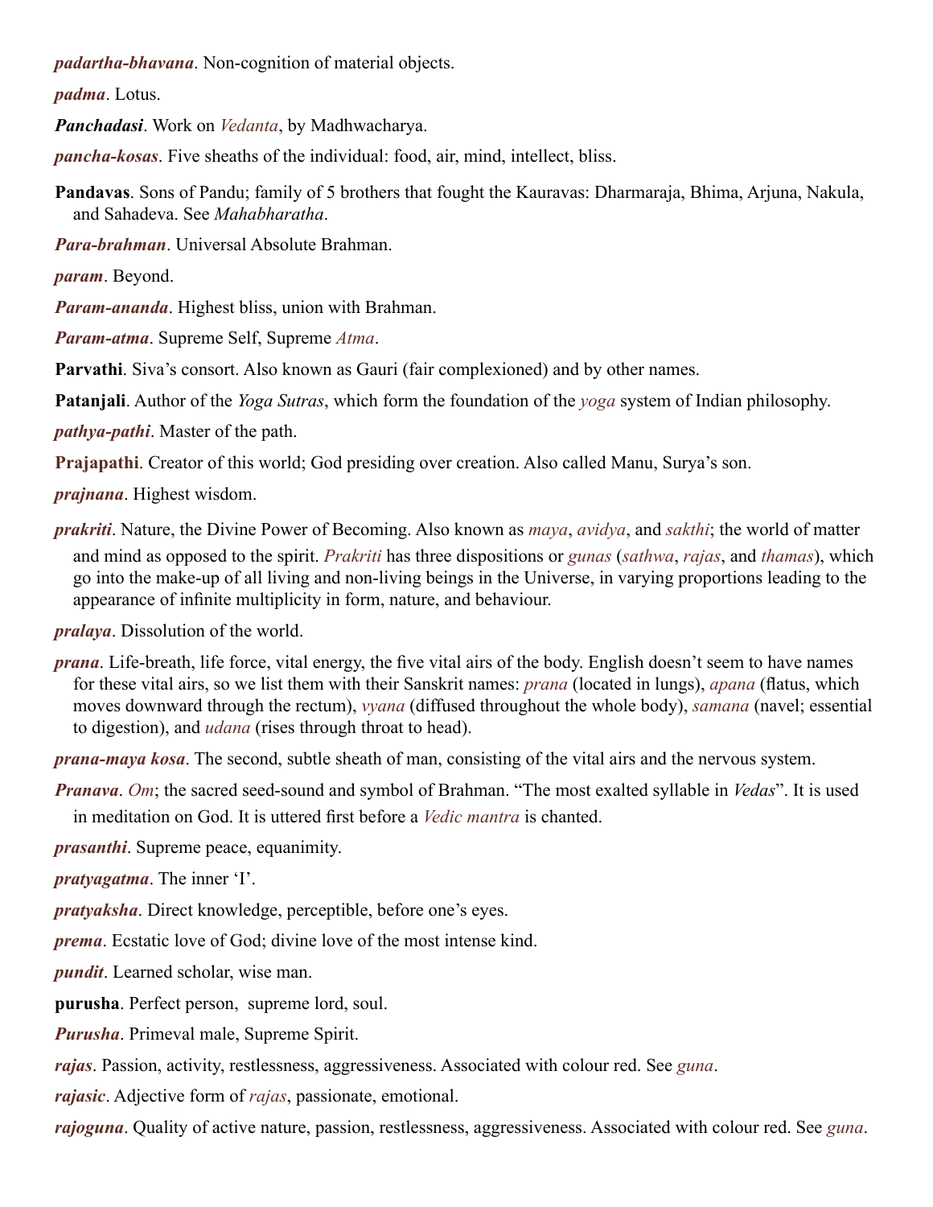***padartha-bhavana***. Non-cognition of material objects.

***padma***. Lotus.

***Panchadasi***. Work on *Vedanta*, by Madhwacharya.

***pancha-kosas***. Five sheaths of the individual: food, air, mind, intellect, bliss.

**Pandavas**. Sons of Pandu; family of 5 brothers that fought the Kauravas: Dharmaraja, Bhima, Arjuna, Nakula, and Sahadeva. See *Mahabharatha*.

***Para-brahman***. Universal Absolute Brahman.

***param***. Beyond.

***Param-ananda***. Highest bliss, union with Brahman.

***Param-atma***. Supreme Self, Supreme *Atma*.

**Parvathi**. Siva's consort. Also known as Gauri (fair complexioned) and by other names.

**Patanjali**. Author of the *Yoga Sutras*, which form the foundation of the *yoga* system of Indian philosophy.

***pathya-pathi***. Master of the path.

**Prajapathi**. Creator of this world; God presiding over creation. Also called Manu, Surya's son.

***prajnana***. Highest wisdom.

***prakriti***. Nature, the Divine Power of Becoming. Also known as *maya*, *avidya*, and *sakthi*; the world of matter and mind as opposed to the spirit. *Prakriti* has three dispositions or *gunas* (*sathwa*, *rajas*, and *thamas*), which go into the make-up of all living and non-living beings in the Universe, in varying proportions leading to the appearance of infinite multiplicity in form, nature, and behaviour.

***pralaya***. Dissolution of the world.

***prana***. Life-breath, life force, vital energy, the five vital airs of the body. English doesn't seem to have names for these vital airs, so we list them with their Sanskrit names: *prana* (located in lungs), *apana* (flatus, which moves downward through the rectum), *vyana* (diffused throughout the whole body), *samana* (navel; essential to digestion), and *udana* (rises through throat to head).

***prana-maya kosa***. The second, subtle sheath of man, consisting of the vital airs and the nervous system.

***Pranava***. *Om*; the sacred seed-sound and symbol of Brahman. "The most exalted syllable in *Vedas*". It is used in meditation on God. It is uttered first before a *Vedic mantra* is chanted.

***prasanthi***. Supreme peace, equanimity.

***pratyagatma***. The inner 'I'.

***pratyaksha***. Direct knowledge, perceptible, before one's eyes.

***prema***. Ecstatic love of God; divine love of the most intense kind.

***pundit***. Learned scholar, wise man.

**purusha**. Perfect person, supreme lord, soul.

***Purusha***. Primeval male, Supreme Spirit.

***rajas***. Passion, activity, restlessness, aggressiveness. Associated with colour red. See *guna*.

***rajasic***. Adjective form of *rajas*, passionate, emotional.

***rajoguna***. Quality of active nature, passion, restlessness, aggressiveness. Associated with colour red. See *guna*.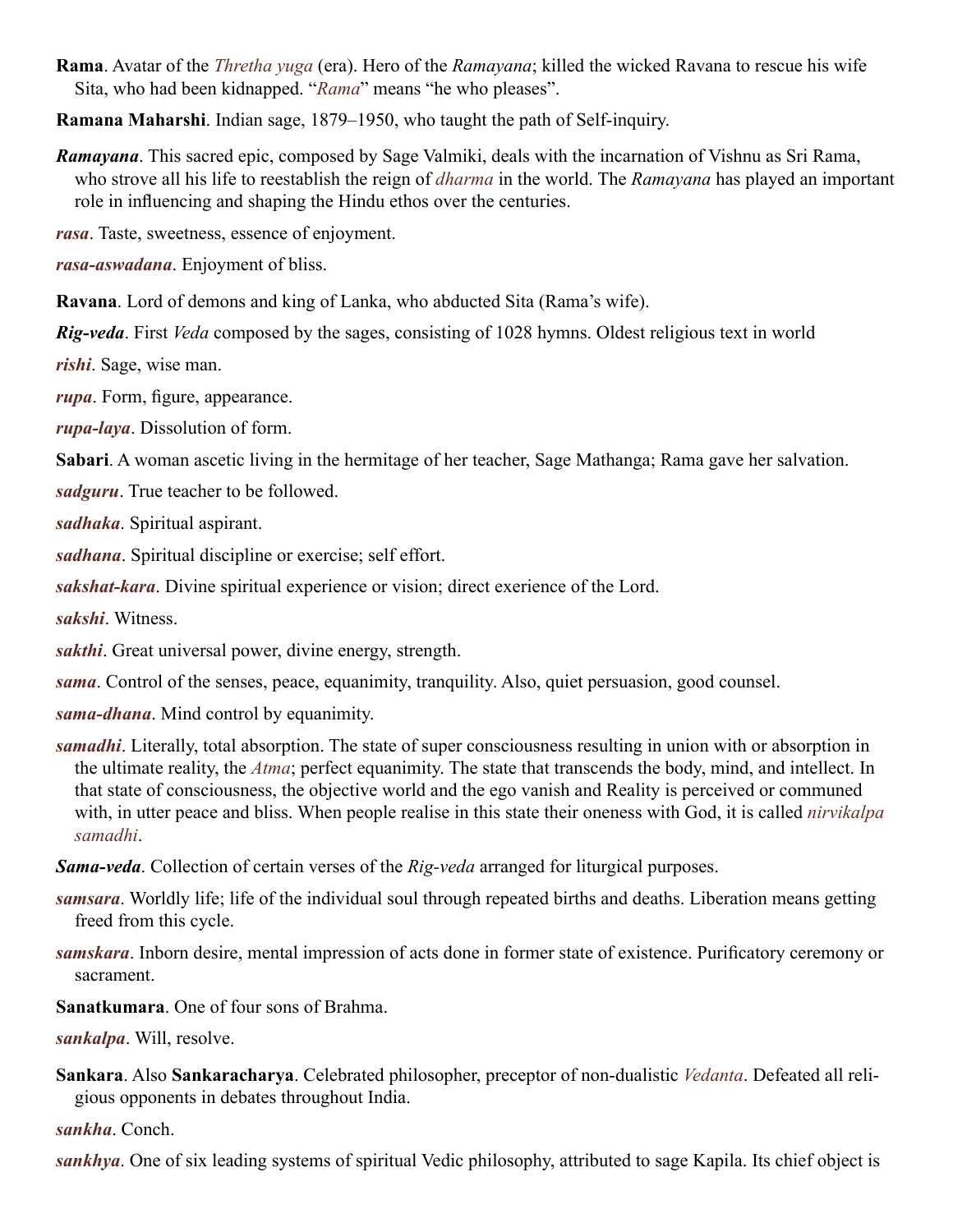**Rama**. Avatar of the *Thretha yuga* (era). Hero of the *Ramayana*; killed the wicked Ravana to rescue his wife Sita, who had been kidnapped. "*Rama*" means "he who pleases".

**Ramana Maharshi**. Indian sage, 1879–1950, who taught the path of Self-inquiry.

***Ramayana***. This sacred epic, composed by Sage Valmiki, deals with the incarnation of Vishnu as Sri Rama, who strove all his life to reestablish the reign of *dharma* in the world. The *Ramayana* has played an important role in influencing and shaping the Hindu ethos over the centuries.

***rasa***. Taste, sweetness, essence of enjoyment.

***rasa-aswadana***. Enjoyment of bliss.

**Ravana**. Lord of demons and king of Lanka, who abducted Sita (Rama's wife).

***Rig-veda***. First *Veda* composed by the sages, consisting of 1028 hymns. Oldest religious text in world

***rishi***. Sage, wise man.

***rupa***. Form, figure, appearance.

***rupa-laya***. Dissolution of form.

**Sabari**. A woman ascetic living in the hermitage of her teacher, Sage Mathanga; Rama gave her salvation.

***sadguru***. True teacher to be followed.

***sadhaka***. Spiritual aspirant.

***sadhana***. Spiritual discipline or exercise; self effort.

***sakshat-kara***. Divine spiritual experience or vision; direct exerience of the Lord.

***sakshi***. Witness.

***sakthi***. Great universal power, divine energy, strength.

***sama***. Control of the senses, peace, equanimity, tranquility. Also, quiet persuasion, good counsel.

***sama-dhana***. Mind control by equanimity.

***samadhi***. Literally, total absorption. The state of super consciousness resulting in union with or absorption in the ultimate reality, the *Atma*; perfect equanimity. The state that transcends the body, mind, and intellect. In that state of consciousness, the objective world and the ego vanish and Reality is perceived or communed with, in utter peace and bliss. When people realise in this state their oneness with God, it is called *nirvikalpa samadhi*.

***Sama-veda***. Collection of certain verses of the *Rig-veda* arranged for liturgical purposes.

***samsara***. Worldly life; life of the individual soul through repeated births and deaths. Liberation means getting freed from this cycle.

***samskara***. Inborn desire, mental impression of acts done in former state of existence. Purificatory ceremony or sacrament.

**Sanatkumara**. One of four sons of Brahma.

***sankalpa***. Will, resolve.

**Sankara**. Also **Sankaracharya**. Celebrated philosopher, preceptor of non-dualistic *Vedanta*. Defeated all religious opponents in debates throughout India.

***sankha***. Conch.

***sankhya***. One of six leading systems of spiritual Vedic philosophy, attributed to sage Kapila. Its chief object is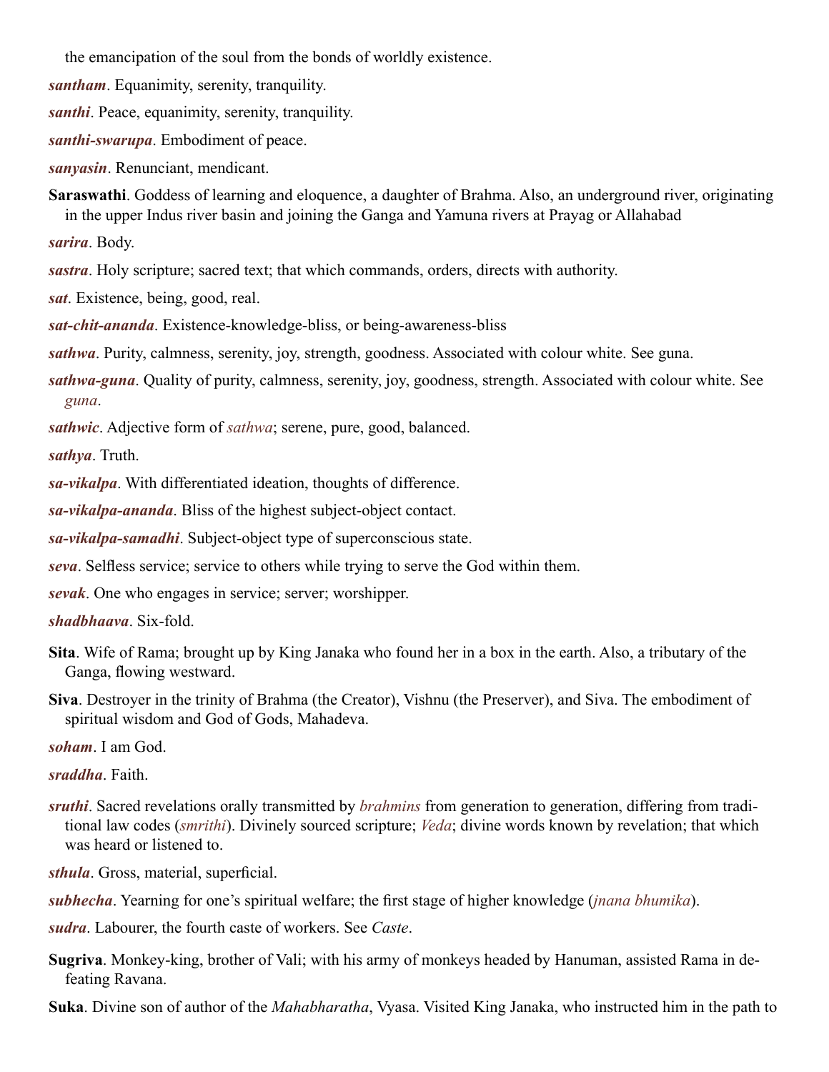the emancipation of the soul from the bonds of worldly existence.

***santham***. Equanimity, serenity, tranquility.

***santhi***. Peace, equanimity, serenity, tranquility.

***santhi-swarupa***. Embodiment of peace.

***sanyasin***. Renunciant, mendicant.

**Saraswathi**. Goddess of learning and eloquence, a daughter of Brahma. Also, an underground river, originating in the upper Indus river basin and joining the Ganga and Yamuna rivers at Prayag or Allahabad

***sarira***. Body.

***sastra***. Holy scripture; sacred text; that which commands, orders, directs with authority.

***sat***. Existence, being, good, real.

***sat-chit-ananda***. Existence-knowledge-bliss, or being-awareness-bliss

***sathwa***. Purity, calmness, serenity, joy, strength, goodness. Associated with colour white. See guna.

***sathwa-guna***. Quality of purity, calmness, serenity, joy, goodness, strength. Associated with colour white. See *guna*.

***sathwic***. Adjective form of *sathwa*; serene, pure, good, balanced.

***sathya***. Truth.

***sa-vikalpa***. With differentiated ideation, thoughts of difference.

***sa-vikalpa-ananda***. Bliss of the highest subject-object contact.

***sa-vikalpa-samadhi***. Subject-object type of superconscious state.

***seva***. Selfless service; service to others while trying to serve the God within them.

***sevak***. One who engages in service; server; worshipper.

***shadbhaava***. Six-fold.

**Sita**. Wife of Rama; brought up by King Janaka who found her in a box in the earth. Also, a tributary of the Ganga, flowing westward.

**Siva**. Destroyer in the trinity of Brahma (the Creator), Vishnu (the Preserver), and Siva. The embodiment of spiritual wisdom and God of Gods, Mahadeva.

***soham***. I am God.

***sraddha***. Faith.

***sruthi***. Sacred revelations orally transmitted by *brahmins* from generation to generation, differing from traditional law codes (*smrithi*). Divinely sourced scripture; *Veda*; divine words known by revelation; that which was heard or listened to.

***sthula***. Gross, material, superficial.

***subhecha***. Yearning for one's spiritual welfare; the first stage of higher knowledge (*jnana bhumika*).

***sudra***. Labourer, the fourth caste of workers. See *Caste*.

**Sugriva**. Monkey-king, brother of Vali; with his army of monkeys headed by Hanuman, assisted Rama in defeating Ravana.

**Suka**. Divine son of author of the *Mahabharatha*, Vyasa. Visited King Janaka, who instructed him in the path to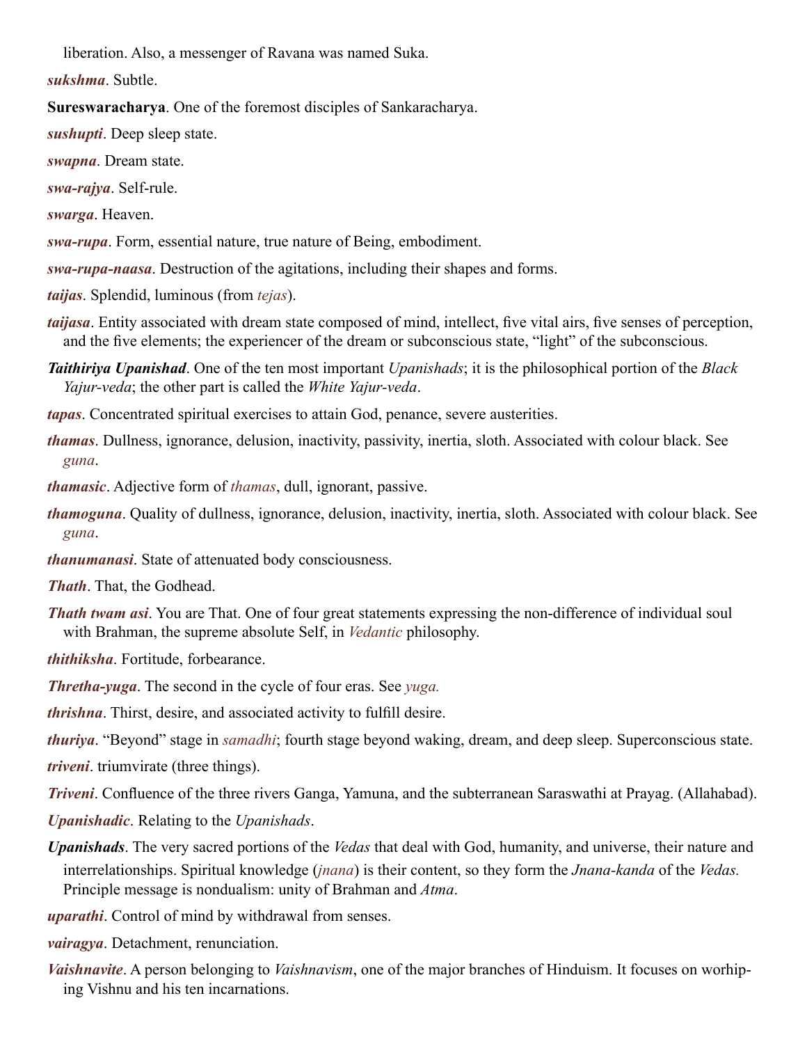liberation. Also, a messenger of Ravana was named Suka.

***sukshma***. Subtle.

**Sureswaracharya**. One of the foremost disciples of Sankaracharya.

***sushupti***. Deep sleep state.

***swapna***. Dream state.

***swa-rajya***. Self-rule.

***swarga***. Heaven.

***swa-rupa***. Form, essential nature, true nature of Being, embodiment.

***swa-rupa-naasa***. Destruction of the agitations, including their shapes and forms.

***taijas***. Splendid, luminous (from *tejas*).

***taijasa***. Entity associated with dream state composed of mind, intellect, five vital airs, five senses of perception, and the five elements; the experiencer of the dream or subconscious state, "light" of the subconscious.

***Taithiriya Upanishad***. One of the ten most important *Upanishads*; it is the philosophical portion of the *Black Yajur-veda*; the other part is called the *White Yajur-veda*.

***tapas***. Concentrated spiritual exercises to attain God, penance, severe austerities.

***thamas***. Dullness, ignorance, delusion, inactivity, passivity, inertia, sloth. Associated with colour black. See *guna*.

***thamasic***. Adjective form of *thamas*, dull, ignorant, passive.

***thamoguna***. Quality of dullness, ignorance, delusion, inactivity, inertia, sloth. Associated with colour black. See *guna*.

***thanumanasi***. State of attenuated body consciousness.

***Thath***. That, the Godhead.

***Thath twam asi***. You are That. One of four great statements expressing the non-difference of individual soul with Brahman, the supreme absolute Self, in *Vedantic* philosophy.

***thithiksha***. Fortitude, forbearance.

***Thretha-yuga***. The second in the cycle of four eras. See *yuga.*

***thrishna***. Thirst, desire, and associated activity to fulfill desire.

***thuriya***. "Beyond" stage in *samadhi*; fourth stage beyond waking, dream, and deep sleep. Superconscious state.

***triveni***. triumvirate (three things).

***Triveni***. Confluence of the three rivers Ganga, Yamuna, and the subterranean Saraswathi at Prayag. (Allahabad).

***Upanishadic***. Relating to the *Upanishads*.

***Upanishads***. The very sacred portions of the *Vedas* that deal with God, humanity, and universe, their nature and interrelationships. Spiritual knowledge (*jnana*) is their content, so they form the *Jnana-kanda* of the *Vedas.* Principle message is nondualism: unity of Brahman and *Atma*.

***uparathi***. Control of mind by withdrawal from senses.

***vairagya***. Detachment, renunciation.

***Vaishnavite***. A person belonging to *Vaishnavism*, one of the major branches of Hinduism. It focuses on worhiping Vishnu and his ten incarnations.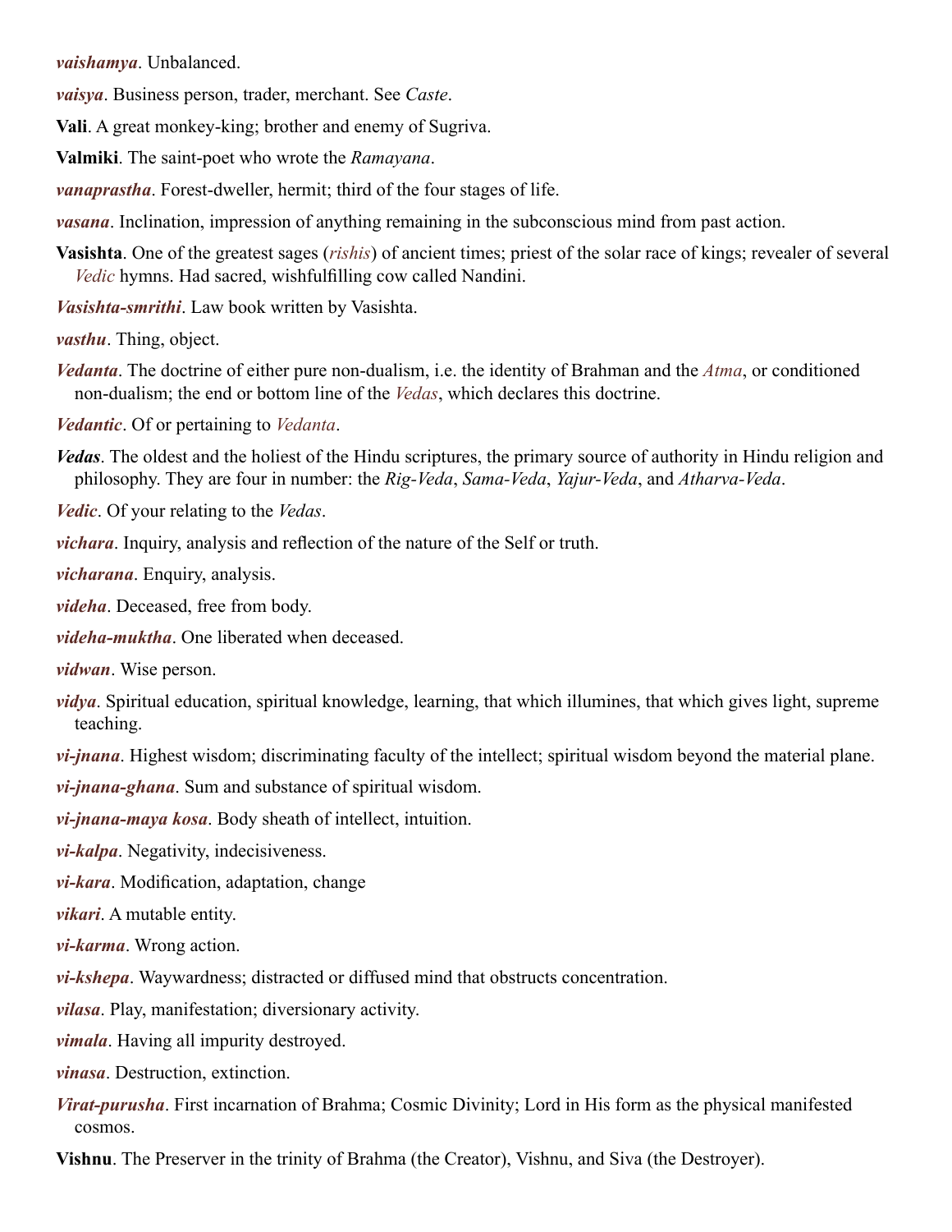***vaishamya***. Unbalanced.

***vaisya***. Business person, trader, merchant. See *Caste*.

**Vali**. A great monkey-king; brother and enemy of Sugriva.

**Valmiki**. The saint-poet who wrote the *Ramayana*.

***vanaprastha***. Forest-dweller, hermit; third of the four stages of life.

***vasana***. Inclination, impression of anything remaining in the subconscious mind from past action.

**Vasishta**. One of the greatest sages (*rishis*) of ancient times; priest of the solar race of kings; revealer of several *Vedic* hymns. Had sacred, wishfulfilling cow called Nandini.

***Vasishta-smrithi***. Law book written by Vasishta.

***vasthu***. Thing, object.

***Vedanta***. The doctrine of either pure non-dualism, i.e. the identity of Brahman and the *Atma*, or conditioned non-dualism; the end or bottom line of the *Vedas*, which declares this doctrine.

***Vedantic***. Of or pertaining to *Vedanta*.

***Vedas***. The oldest and the holiest of the Hindu scriptures, the primary source of authority in Hindu religion and philosophy. They are four in number: the *Rig-Veda*, *Sama-Veda*, *Yajur-Veda*, and *Atharva-Veda*.

***Vedic***. Of your relating to the *Vedas*.

***vichara***. Inquiry, analysis and reflection of the nature of the Self or truth.

***vicharana***. Enquiry, analysis.

***videha***. Deceased, free from body.

***videha-muktha***. One liberated when deceased.

***vidwan***. Wise person.

***vidya***. Spiritual education, spiritual knowledge, learning, that which illumines, that which gives light, supreme teaching.

***vi-jnana***. Highest wisdom; discriminating faculty of the intellect; spiritual wisdom beyond the material plane.

***vi-jnana-ghana***. Sum and substance of spiritual wisdom.

***vi-jnana-maya kosa***. Body sheath of intellect, intuition.

***vi-kalpa***. Negativity, indecisiveness.

***vi-kara***. Modification, adaptation, change

***vikari***. A mutable entity.

***vi-karma***. Wrong action.

***vi-kshepa***. Waywardness; distracted or diffused mind that obstructs concentration.

***vilasa***. Play, manifestation; diversionary activity.

***vimala***. Having all impurity destroyed.

***vinasa***. Destruction, extinction.

***Virat-purusha***. First incarnation of Brahma; Cosmic Divinity; Lord in His form as the physical manifested cosmos.

**Vishnu**. The Preserver in the trinity of Brahma (the Creator), Vishnu, and Siva (the Destroyer).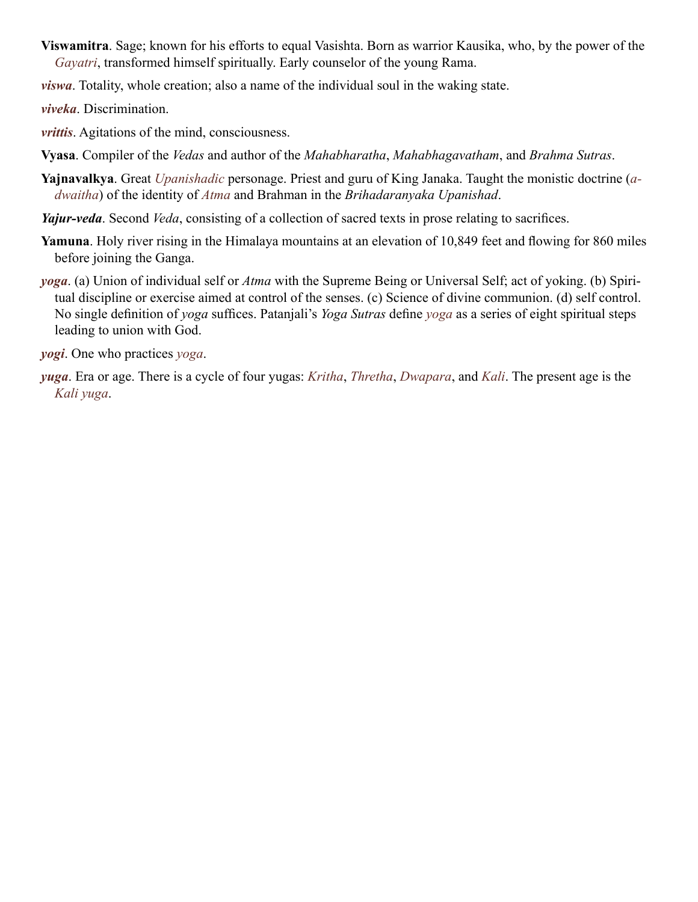**Viswamitra**. Sage; known for his efforts to equal Vasishta. Born as warrior Kausika, who, by the power of the *Gayatri*, transformed himself spiritually. Early counselor of the young Rama.

***viswa***. Totality, whole creation; also a name of the individual soul in the waking state.

***viveka***. Discrimination.

***vrittis***. Agitations of the mind, consciousness.

**Vyasa**. Compiler of the *Vedas* and author of the *Mahabharatha*, *Mahabhagavatham*, and *Brahma Sutras*.

**Yajnavalkya**. Great *Upanishadic* personage. Priest and guru of King Janaka. Taught the monistic doctrine (*adwaitha*) of the identity of *Atma* and Brahman in the *Brihadaranyaka Upanishad*.

***Yajur-veda***. Second *Veda*, consisting of a collection of sacred texts in prose relating to sacrifices.

**Yamuna**. Holy river rising in the Himalaya mountains at an elevation of 10,849 feet and flowing for 860 miles before joining the Ganga.

***yoga***. (a) Union of individual self or *Atma* with the Supreme Being or Universal Self; act of yoking. (b) Spiritual discipline or exercise aimed at control of the senses. (c) Science of divine communion. (d) self control. No single definition of *yoga* suffices. Patanjali's *Yoga Sutras* define *yoga* as a series of eight spiritual steps leading to union with God.

***yogi***. One who practices *yoga*.

***yuga***. Era or age. There is a cycle of four yugas: *Kritha*, *Thretha*, *Dwapara*, and *Kali*. The present age is the *Kali yuga*.